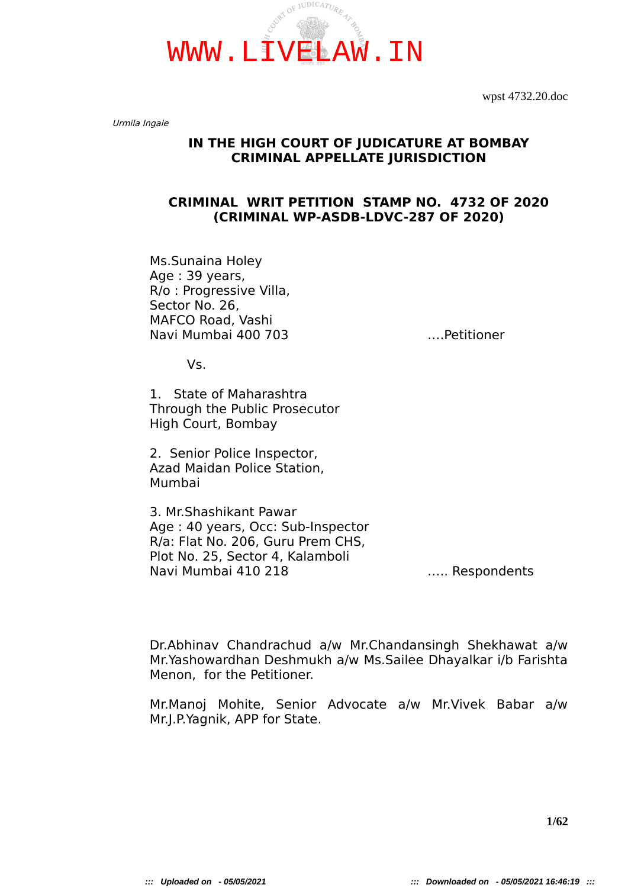wpst 4732.20.doc

*Urmila Ingale*

**IN THE HIGH COURT OF JUDICATURE AT BOMBAY**
**CRIMINAL APPELLATE JURISDICTION**

**CRIMINAL WRIT PETITION STAMP NO. 4732 OF 2020**
**(CRIMINAL WP-ASDB-LDVC-287 OF 2020)**

Ms.Sunaina Holey
Age : 39 years,
R/o : Progressive Villa,
Sector No. 26,
MAFCO Road, Vashi
Navi Mumbai 400 703 ....Petitioner

Vs.

1. State of Maharashtra
Through the Public Prosecutor
High Court, Bombay

2. Senior Police Inspector,
Azad Maidan Police Station,
Mumbai

3. Mr.Shashikant Pawar
Age : 40 years, Occ: Sub-Inspector
R/a: Flat No. 206, Guru Prem CHS,
Plot No. 25, Sector 4, Kalamboli
Navi Mumbai 410 218 ..... Respondents

Dr.Abhinav Chandrachud a/w Mr.Chandansingh Shekhawat a/w Mr.Yashowardhan Deshmukh a/w Ms.Sailee Dhayalkar i/b Farishta Menon, for the Petitioner.

Mr.Manoj Mohite, Senior Advocate a/w Mr.Vivek Babar a/w Mr.J.P.Yagnik, APP for State.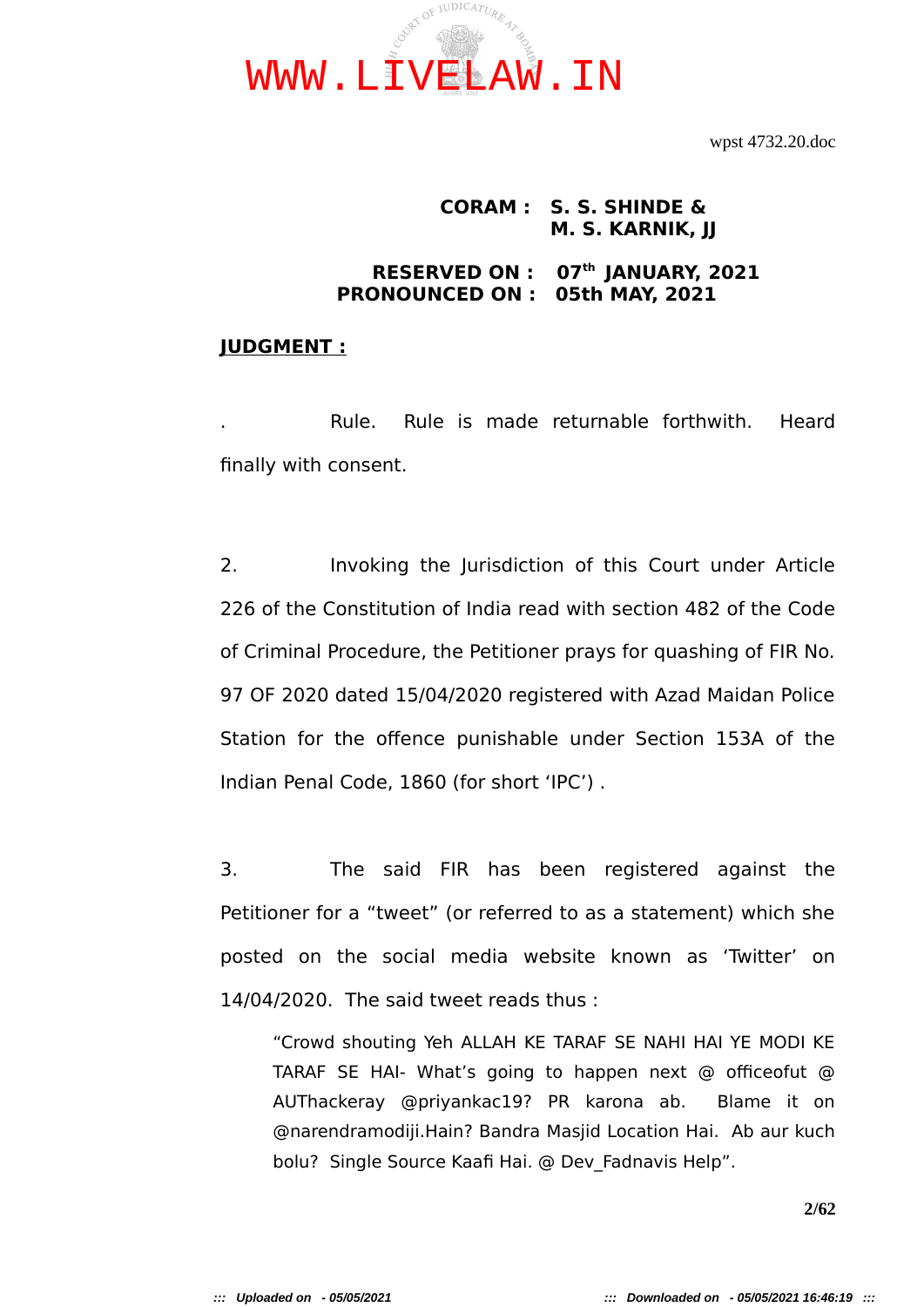**CORAM : S. S. SHINDE &**
**M. S. KARNIK, JJ**

**RESERVED ON : 07th JANUARY, 2021**
**PRONOUNCED ON : 05th MAY, 2021**

**JUDGMENT :**

. Rule. Rule is made returnable forthwith. Heard finally with consent.

2. Invoking the Jurisdiction of this Court under Article 226 of the Constitution of India read with section 482 of the Code of Criminal Procedure, the Petitioner prays for quashing of FIR No. 97 OF 2020 dated 15/04/2020 registered with Azad Maidan Police Station for the offence punishable under Section 153A of the Indian Penal Code, 1860 (for short 'IPC') .

3. The said FIR has been registered against the Petitioner for a "tweet" (or referred to as a statement) which she posted on the social media website known as 'Twitter' on 14/04/2020. The said tweet reads thus :

> "Crowd shouting Yeh ALLAH KE TARAF SE NAHI HAI YE MODI KE TARAF SE HAI- What's going to happen next @ officeofut @ AUThackeray @priyankac19? PR karona ab. Blame it on @narendramodiji.Hain? Bandra Masjid Location Hai. Ab aur kuch bolu? Single Source Kaafi Hai. @ Dev_Fadnavis Help".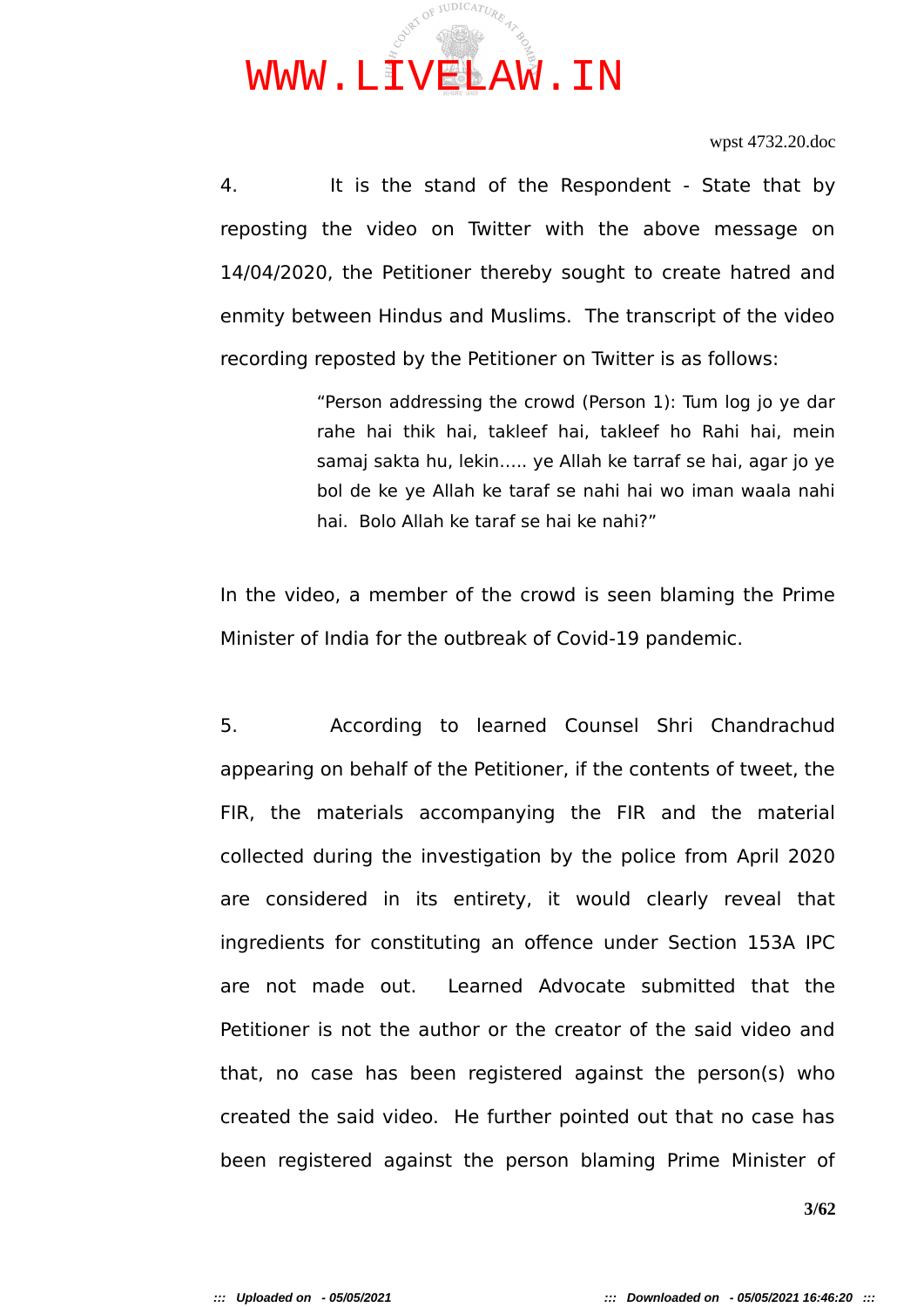4. It is the stand of the Respondent - State that by reposting the video on Twitter with the above message on 14/04/2020, the Petitioner thereby sought to create hatred and enmity between Hindus and Muslims. The transcript of the video recording reposted by the Petitioner on Twitter is as follows:

> "Person addressing the crowd (Person 1): Tum log jo ye dar rahe hai thik hai, takleef hai, takleef ho Rahi hai, mein samaj sakta hu, lekin..... ye Allah ke tarraf se hai, agar jo ye bol de ke ye Allah ke taraf se nahi hai wo iman waala nahi hai. Bolo Allah ke taraf se hai ke nahi?"

In the video, a member of the crowd is seen blaming the Prime Minister of India for the outbreak of Covid-19 pandemic.

5. According to learned Counsel Shri Chandrachud appearing on behalf of the Petitioner, if the contents of tweet, the FIR, the materials accompanying the FIR and the material collected during the investigation by the police from April 2020 are considered in its entirety, it would clearly reveal that ingredients for constituting an offence under Section 153A IPC are not made out. Learned Advocate submitted that the Petitioner is not the author or the creator of the said video and that, no case has been registered against the person(s) who created the said video. He further pointed out that no case has been registered against the person blaming Prime Minister of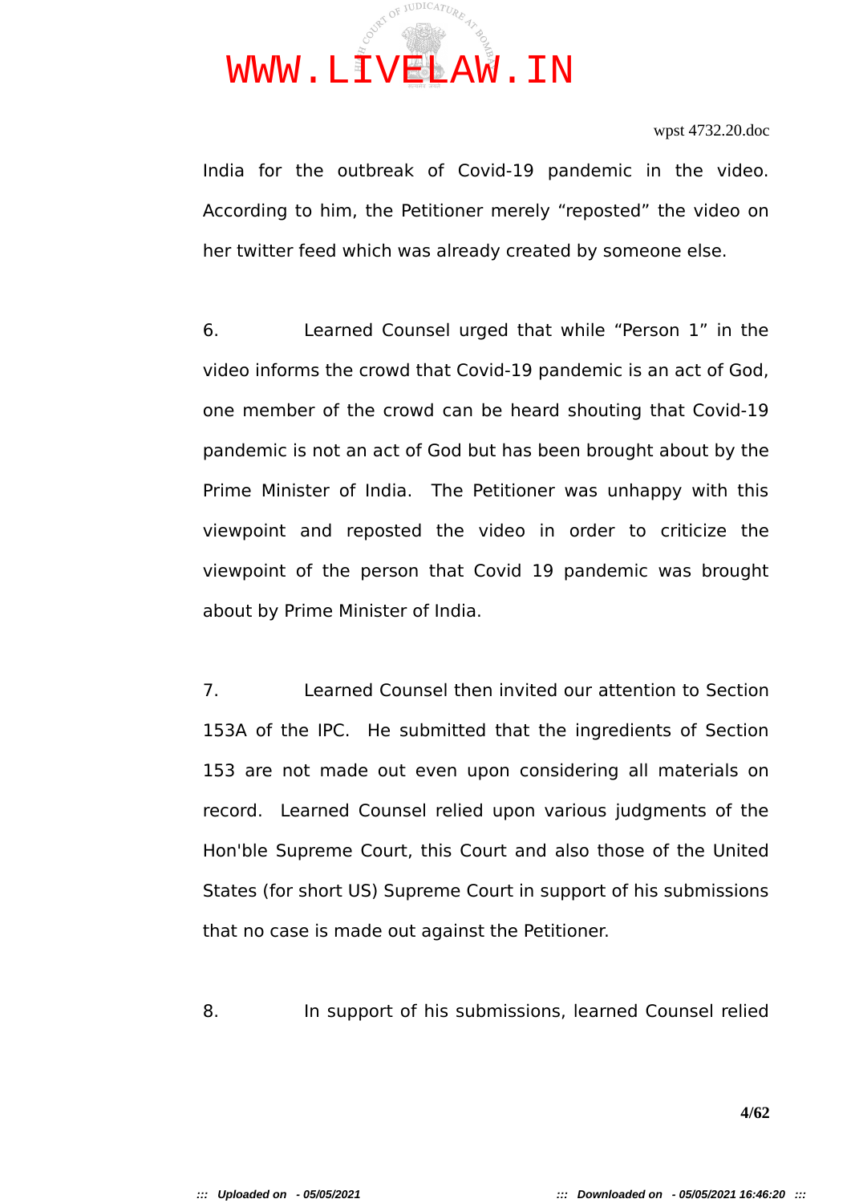India for the outbreak of Covid-19 pandemic in the video. According to him, the Petitioner merely “reposted” the video on her twitter feed which was already created by someone else.

6. Learned Counsel urged that while “Person 1” in the video informs the crowd that Covid-19 pandemic is an act of God, one member of the crowd can be heard shouting that Covid-19 pandemic is not an act of God but has been brought about by the Prime Minister of India. The Petitioner was unhappy with this viewpoint and reposted the video in order to criticize the viewpoint of the person that Covid 19 pandemic was brought about by Prime Minister of India.

7. Learned Counsel then invited our attention to Section 153A of the IPC. He submitted that the ingredients of Section 153 are not made out even upon considering all materials on record. Learned Counsel relied upon various judgments of the Hon'ble Supreme Court, this Court and also those of the United States (for short US) Supreme Court in support of his submissions that no case is made out against the Petitioner.

8. In support of his submissions, learned Counsel relied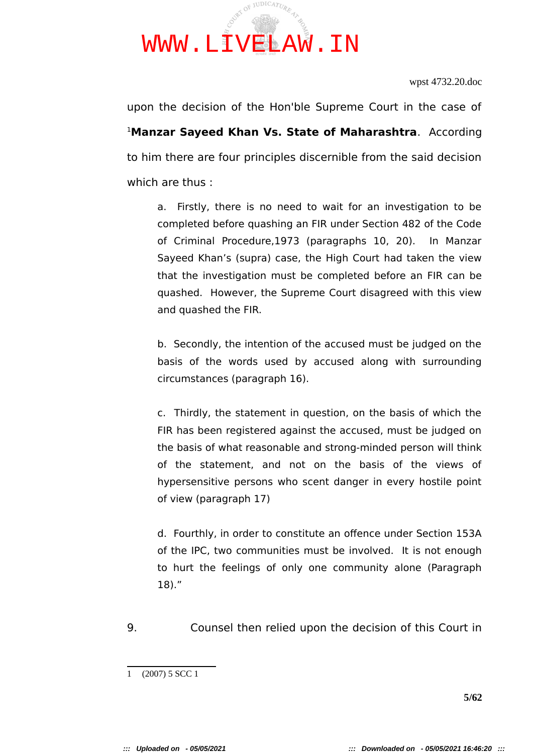upon the decision of the Hon'ble Supreme Court in the case of [1]**Manzar Sayeed Khan Vs. State of Maharashtra**. According to him there are four principles discernible from the said decision which are thus :

> a. Firstly, there is no need to wait for an investigation to be completed before quashing an FIR under Section 482 of the Code of Criminal Procedure,1973 (paragraphs 10, 20). In Manzar Sayeed Khan's (supra) case, the High Court had taken the view that the investigation must be completed before an FIR can be quashed. However, the Supreme Court disagreed with this view and quashed the FIR.
>
> b. Secondly, the intention of the accused must be judged on the basis of the words used by accused along with surrounding circumstances (paragraph 16).
>
> c. Thirdly, the statement in question, on the basis of which the FIR has been registered against the accused, must be judged on the basis of what reasonable and strong-minded person will think of the statement, and not on the basis of the views of hypersensitive persons who scent danger in every hostile point of view (paragraph 17)
>
> d. Fourthly, in order to constitute an offence under Section 153A of the IPC, two communities must be involved. It is not enough to hurt the feelings of only one community alone (Paragraph 18)."

9. Counsel then relied upon the decision of this Court in

---

1 (2007) 5 SCC 1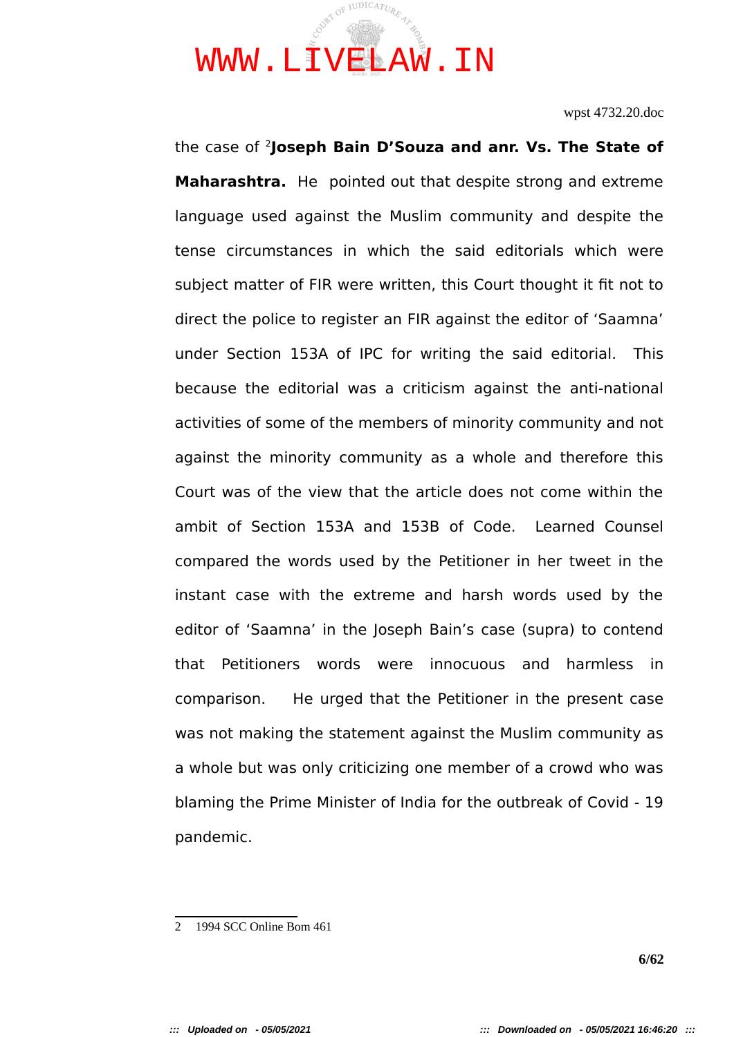the case of [2]**Joseph Bain D'Souza and anr. Vs. The State of Maharashtra.** He pointed out that despite strong and extreme language used against the Muslim community and despite the tense circumstances in which the said editorials which were subject matter of FIR were written, this Court thought it fit not to direct the police to register an FIR against the editor of 'Saamna' under Section 153A of IPC for writing the said editorial. This because the editorial was a criticism against the anti-national activities of some of the members of minority community and not against the minority community as a whole and therefore this Court was of the view that the article does not come within the ambit of Section 153A and 153B of Code. Learned Counsel compared the words used by the Petitioner in her tweet in the instant case with the extreme and harsh words used by the editor of 'Saamna' in the Joseph Bain's case (supra) to contend that Petitioners words were innocuous and harmless in comparison. He urged that the Petitioner in the present case was not making the statement against the Muslim community as a whole but was only criticizing one member of a crowd who was blaming the Prime Minister of India for the outbreak of Covid - 19 pandemic.

---

2 1994 SCC Online Bom 461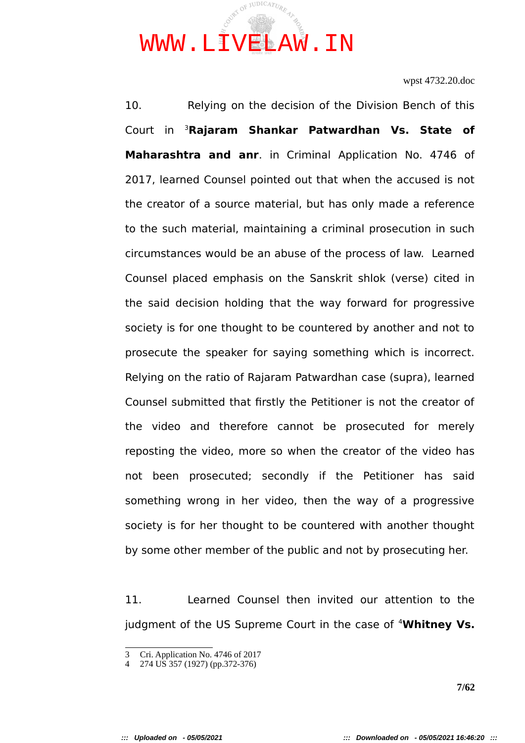10. Relying on the decision of the Division Bench of this Court in [3]**Rajaram Shankar Patwardhan Vs. State of Maharashtra and anr**. in Criminal Application No. 4746 of 2017, learned Counsel pointed out that when the accused is not the creator of a source material, but has only made a reference to the such material, maintaining a criminal prosecution in such circumstances would be an abuse of the process of law. Learned Counsel placed emphasis on the Sanskrit shlok (verse) cited in the said decision holding that the way forward for progressive society is for one thought to be countered by another and not to prosecute the speaker for saying something which is incorrect. Relying on the ratio of Rajaram Patwardhan case (supra), learned Counsel submitted that firstly the Petitioner is not the creator of the video and therefore cannot be prosecuted for merely reposting the video, more so when the creator of the video has not been prosecuted; secondly if the Petitioner has said something wrong in her video, then the way of a progressive society is for her thought to be countered with another thought by some other member of the public and not by prosecuting her.

11. Learned Counsel then invited our attention to the judgment of the US Supreme Court in the case of [4]**Whitney Vs.**

---

3 Cri. Application No. 4746 of 2017
4 274 US 357 (1927) (pp.372-376)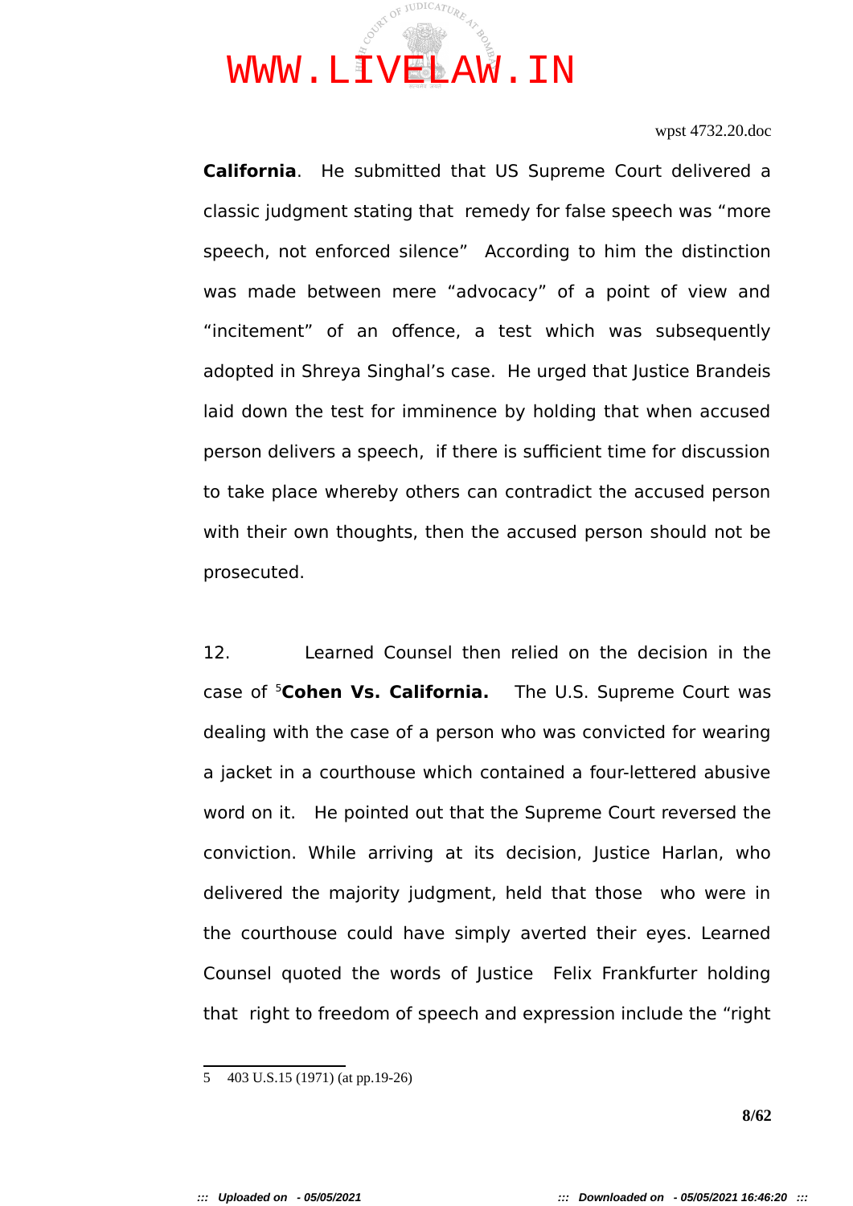**California**. He submitted that US Supreme Court delivered a classic judgment stating that remedy for false speech was "more speech, not enforced silence" According to him the distinction was made between mere "advocacy" of a point of view and "incitement" of an offence, a test which was subsequently adopted in Shreya Singhal's case. He urged that Justice Brandeis laid down the test for imminence by holding that when accused person delivers a speech, if there is sufficient time for discussion to take place whereby others can contradict the accused person with their own thoughts, then the accused person should not be prosecuted.

12. Learned Counsel then relied on the decision in the case of [5]**Cohen Vs. California.** The U.S. Supreme Court was dealing with the case of a person who was convicted for wearing a jacket in a courthouse which contained a four-lettered abusive word on it. He pointed out that the Supreme Court reversed the conviction. While arriving at its decision, Justice Harlan, who delivered the majority judgment, held that those who were in the courthouse could have simply averted their eyes. Learned Counsel quoted the words of Justice Felix Frankfurter holding that right to freedom of speech and expression include the "right

---

5 403 U.S.15 (1971) (at pp.19-26)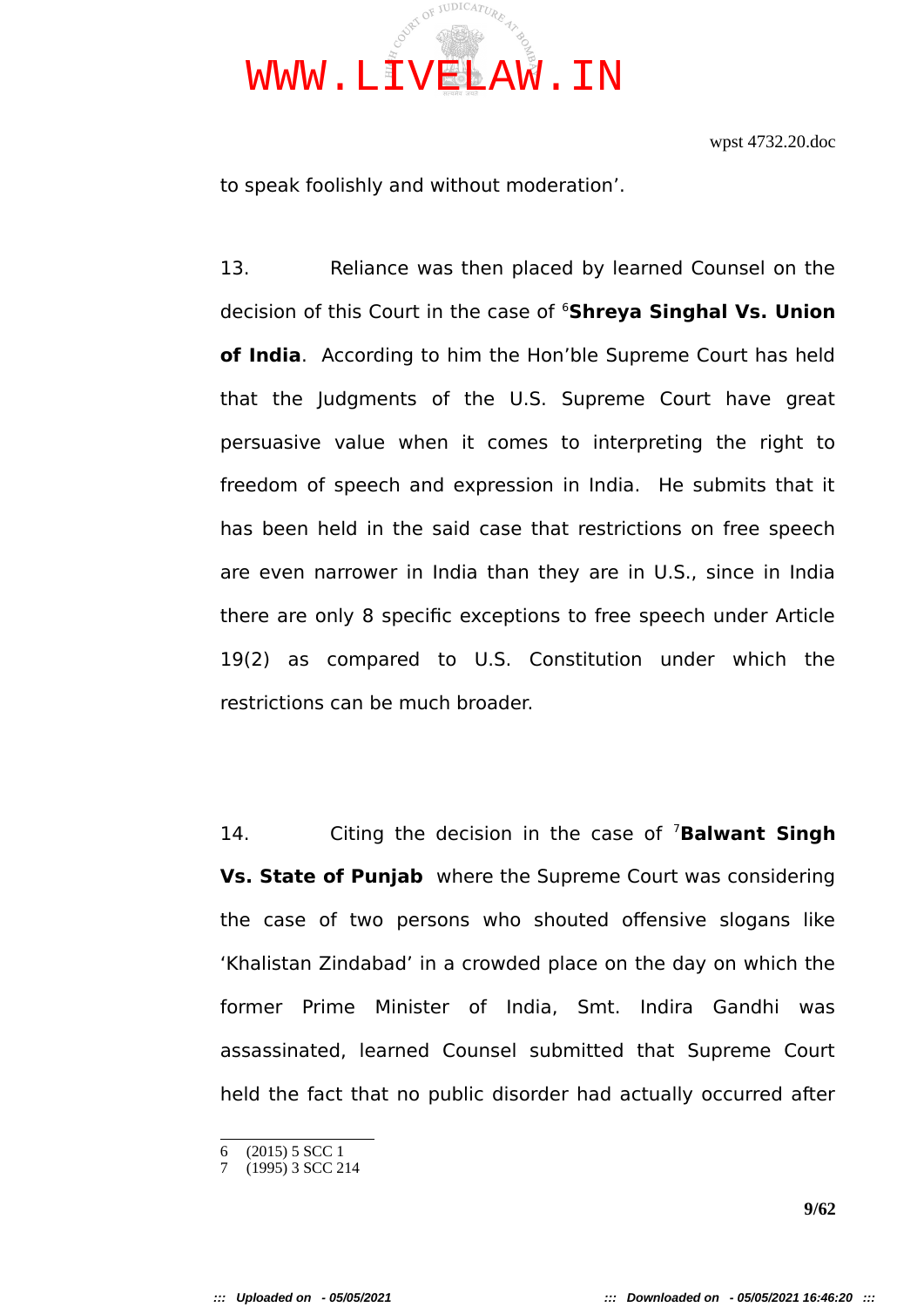to speak foolishly and without moderation'.

13. Reliance was then placed by learned Counsel on the decision of this Court in the case of [6]**Shreya Singhal Vs. Union of India**. According to him the Hon'ble Supreme Court has held that the Judgments of the U.S. Supreme Court have great persuasive value when it comes to interpreting the right to freedom of speech and expression in India. He submits that it has been held in the said case that restrictions on free speech are even narrower in India than they are in U.S., since in India there are only 8 specific exceptions to free speech under Article 19(2) as compared to U.S. Constitution under which the restrictions can be much broader.

14. Citing the decision in the case of [7]**Balwant Singh Vs. State of Punjab** where the Supreme Court was considering the case of two persons who shouted offensive slogans like 'Khalistan Zindabad' in a crowded place on the day on which the former Prime Minister of India, Smt. Indira Gandhi was assassinated, learned Counsel submitted that Supreme Court held the fact that no public disorder had actually occurred after

---

6 (2015) 5 SCC 1
7 (1995) 3 SCC 214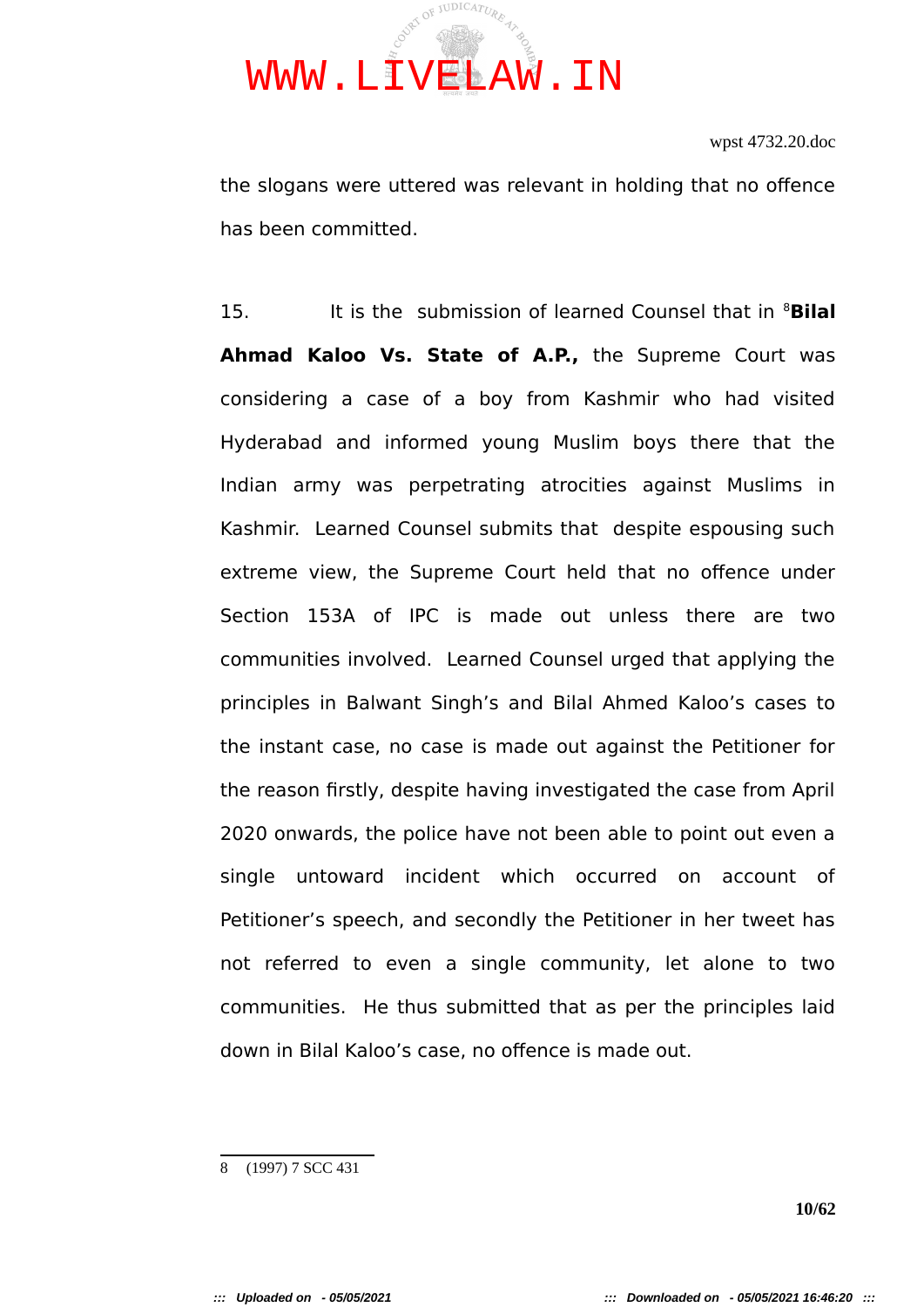the slogans were uttered was relevant in holding that no offence has been committed.

15. It is the submission of learned Counsel that in [8]**Bilal Ahmad Kaloo Vs. State of A.P.,** the Supreme Court was considering a case of a boy from Kashmir who had visited Hyderabad and informed young Muslim boys there that the Indian army was perpetrating atrocities against Muslims in Kashmir. Learned Counsel submits that despite espousing such extreme view, the Supreme Court held that no offence under Section 153A of IPC is made out unless there are two communities involved. Learned Counsel urged that applying the principles in Balwant Singh's and Bilal Ahmed Kaloo's cases to the instant case, no case is made out against the Petitioner for the reason firstly, despite having investigated the case from April 2020 onwards, the police have not been able to point out even a single untoward incident which occurred on account of Petitioner's speech, and secondly the Petitioner in her tweet has not referred to even a single community, let alone to two communities. He thus submitted that as per the principles laid down in Bilal Kaloo's case, no offence is made out.

---

8 (1997) 7 SCC 431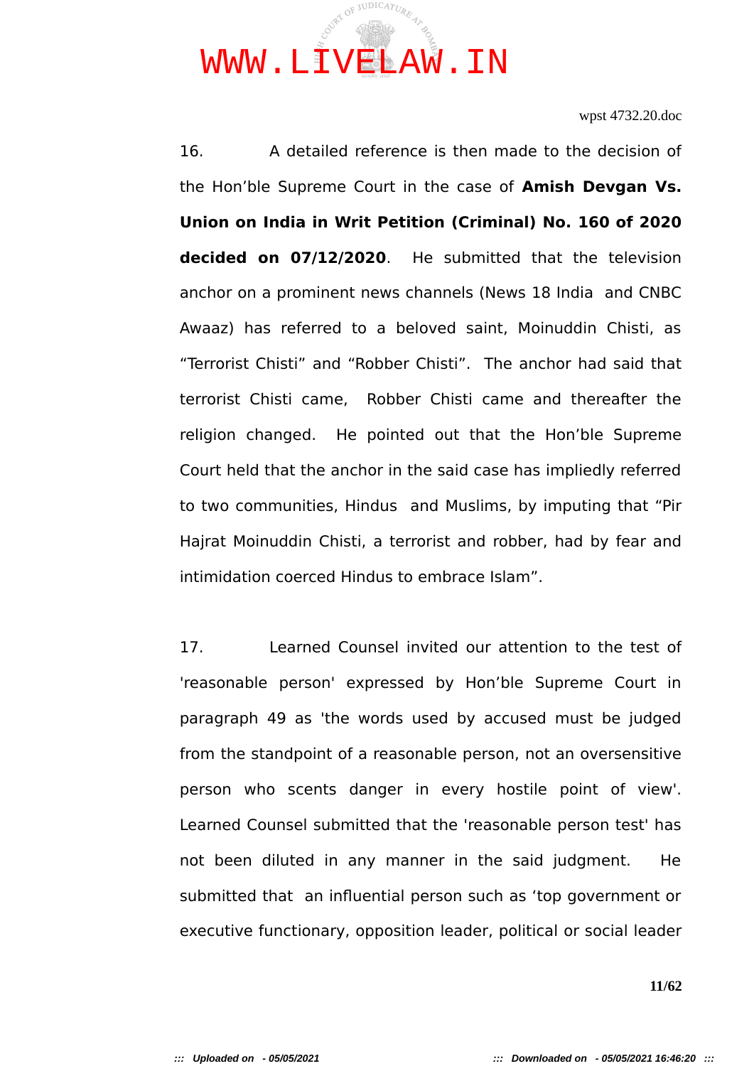16. A detailed reference is then made to the decision of the Hon'ble Supreme Court in the case of **Amish Devgan Vs. Union on India in Writ Petition (Criminal) No. 160 of 2020 decided on 07/12/2020**. He submitted that the television anchor on a prominent news channels (News 18 India and CNBC Awaaz) has referred to a beloved saint, Moinuddin Chisti, as "Terrorist Chisti" and "Robber Chisti". The anchor had said that terrorist Chisti came, Robber Chisti came and thereafter the religion changed. He pointed out that the Hon'ble Supreme Court held that the anchor in the said case has impliedly referred to two communities, Hindus and Muslims, by imputing that "Pir Hajrat Moinuddin Chisti, a terrorist and robber, had by fear and intimidation coerced Hindus to embrace Islam".

17. Learned Counsel invited our attention to the test of 'reasonable person' expressed by Hon'ble Supreme Court in paragraph 49 as 'the words used by accused must be judged from the standpoint of a reasonable person, not an oversensitive person who scents danger in every hostile point of view'. Learned Counsel submitted that the 'reasonable person test' has not been diluted in any manner in the said judgment. He submitted that an influential person such as 'top government or executive functionary, opposition leader, political or social leader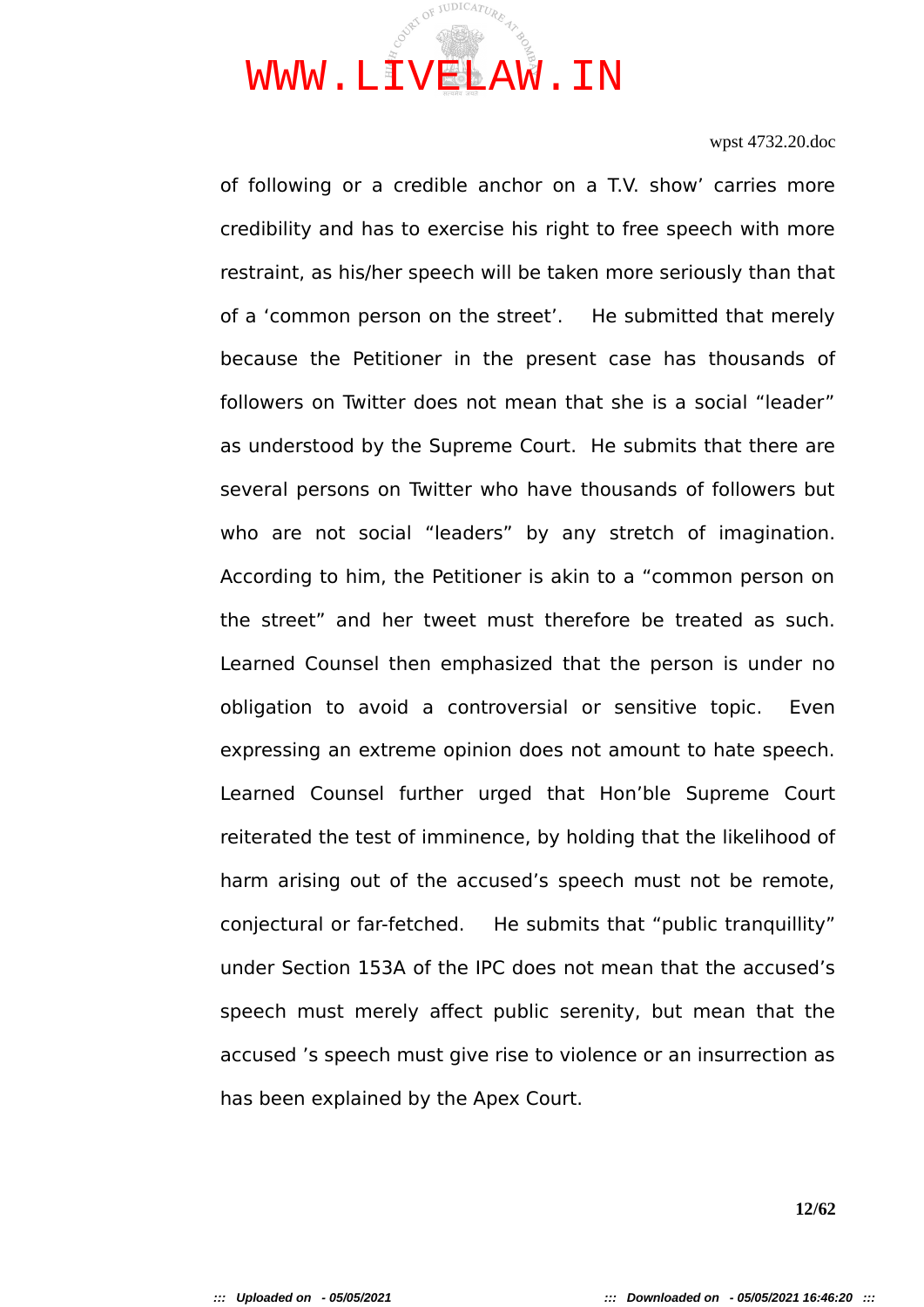of following or a credible anchor on a T.V. show' carries more credibility and has to exercise his right to free speech with more restraint, as his/her speech will be taken more seriously than that of a 'common person on the street'. He submitted that merely because the Petitioner in the present case has thousands of followers on Twitter does not mean that she is a social "leader" as understood by the Supreme Court. He submits that there are several persons on Twitter who have thousands of followers but who are not social "leaders" by any stretch of imagination. According to him, the Petitioner is akin to a "common person on the street" and her tweet must therefore be treated as such. Learned Counsel then emphasized that the person is under no obligation to avoid a controversial or sensitive topic. Even expressing an extreme opinion does not amount to hate speech. Learned Counsel further urged that Hon'ble Supreme Court reiterated the test of imminence, by holding that the likelihood of harm arising out of the accused's speech must not be remote, conjectural or far-fetched. He submits that "public tranquillity" under Section 153A of the IPC does not mean that the accused's speech must merely affect public serenity, but mean that the accused 's speech must give rise to violence or an insurrection as has been explained by the Apex Court.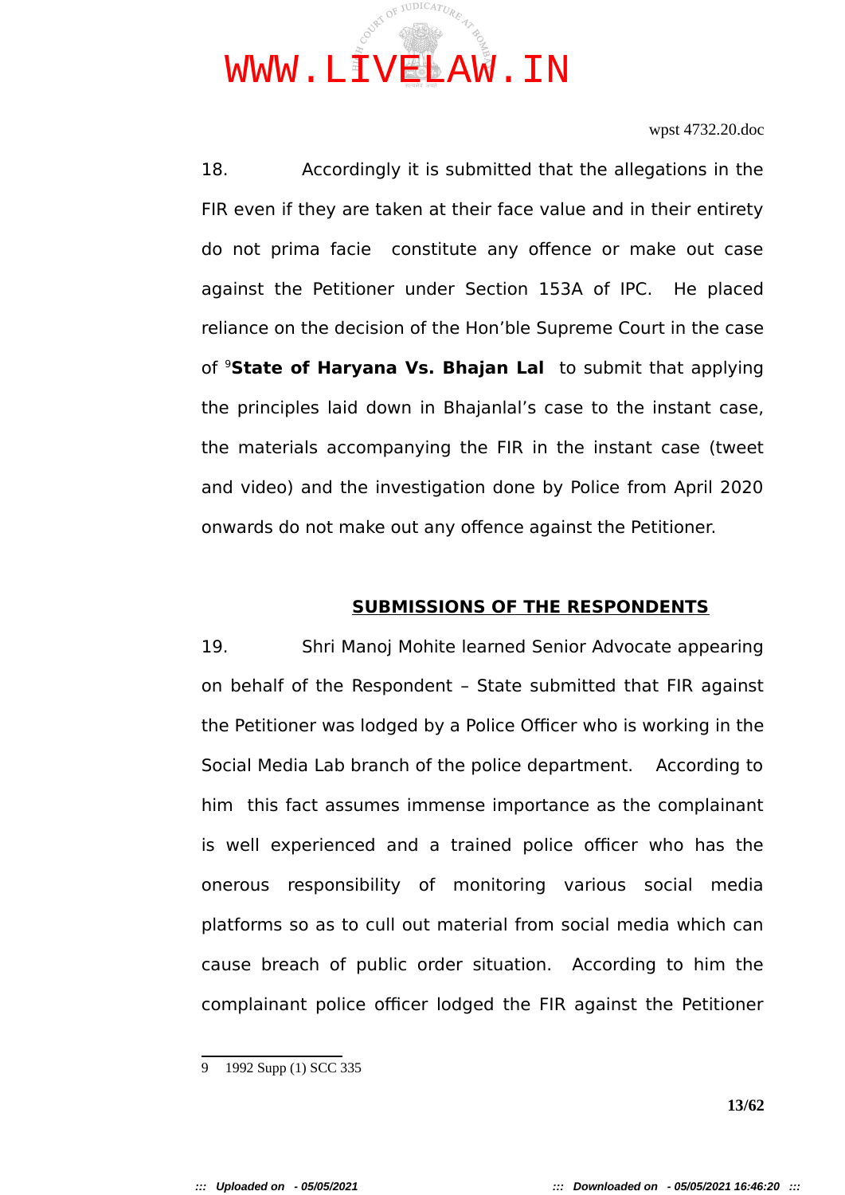18. Accordingly it is submitted that the allegations in the FIR even if they are taken at their face value and in their entirety do not prima facie constitute any offence or make out case against the Petitioner under Section 153A of IPC. He placed reliance on the decision of the Hon'ble Supreme Court in the case of [9]**State of Haryana Vs. Bhajan Lal** to submit that applying the principles laid down in Bhajanlal's case to the instant case, the materials accompanying the FIR in the instant case (tweet and video) and the investigation done by Police from April 2020 onwards do not make out any offence against the Petitioner.

## SUBMISSIONS OF THE RESPONDENTS

19. Shri Manoj Mohite learned Senior Advocate appearing on behalf of the Respondent – State submitted that FIR against the Petitioner was lodged by a Police Officer who is working in the Social Media Lab branch of the police department. According to him this fact assumes immense importance as the complainant is well experienced and a trained police officer who has the onerous responsibility of monitoring various social media platforms so as to cull out material from social media which can cause breach of public order situation. According to him the complainant police officer lodged the FIR against the Petitioner

---

9 1992 Supp (1) SCC 335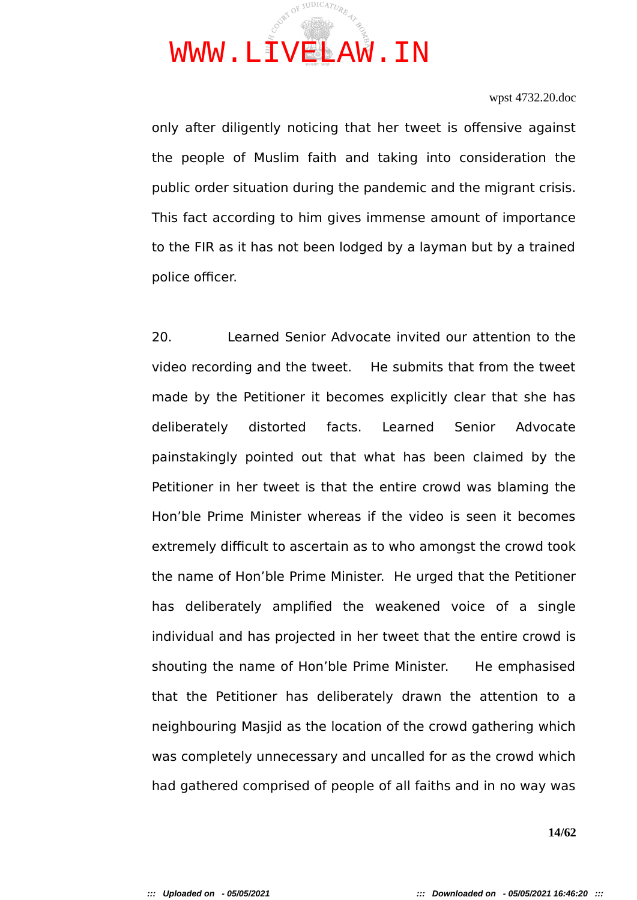only after diligently noticing that her tweet is offensive against the people of Muslim faith and taking into consideration the public order situation during the pandemic and the migrant crisis. This fact according to him gives immense amount of importance to the FIR as it has not been lodged by a layman but by a trained police officer.

20. Learned Senior Advocate invited our attention to the video recording and the tweet. He submits that from the tweet made by the Petitioner it becomes explicitly clear that she has deliberately distorted facts. Learned Senior Advocate painstakingly pointed out that what has been claimed by the Petitioner in her tweet is that the entire crowd was blaming the Hon'ble Prime Minister whereas if the video is seen it becomes extremely difficult to ascertain as to who amongst the crowd took the name of Hon'ble Prime Minister. He urged that the Petitioner has deliberately amplified the weakened voice of a single individual and has projected in her tweet that the entire crowd is shouting the name of Hon'ble Prime Minister. He emphasised that the Petitioner has deliberately drawn the attention to a neighbouring Masjid as the location of the crowd gathering which was completely unnecessary and uncalled for as the crowd which had gathered comprised of people of all faiths and in no way was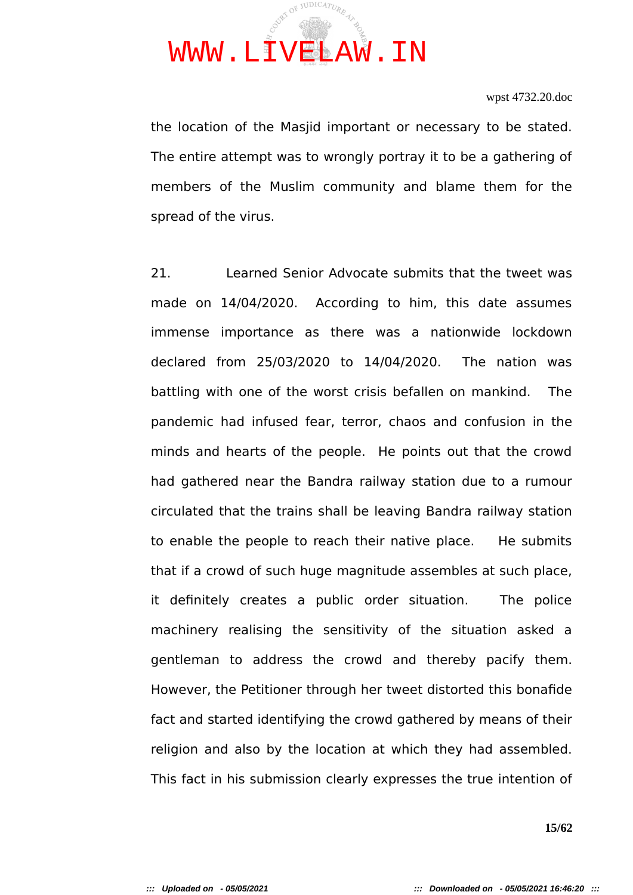the location of the Masjid important or necessary to be stated. The entire attempt was to wrongly portray it to be a gathering of members of the Muslim community and blame them for the spread of the virus.

21. Learned Senior Advocate submits that the tweet was made on 14/04/2020. According to him, this date assumes immense importance as there was a nationwide lockdown declared from 25/03/2020 to 14/04/2020. The nation was battling with one of the worst crisis befallen on mankind. The pandemic had infused fear, terror, chaos and confusion in the minds and hearts of the people. He points out that the crowd had gathered near the Bandra railway station due to a rumour circulated that the trains shall be leaving Bandra railway station to enable the people to reach their native place. He submits that if a crowd of such huge magnitude assembles at such place, it definitely creates a public order situation. The police machinery realising the sensitivity of the situation asked a gentleman to address the crowd and thereby pacify them. However, the Petitioner through her tweet distorted this bonafide fact and started identifying the crowd gathered by means of their religion and also by the location at which they had assembled. This fact in his submission clearly expresses the true intention of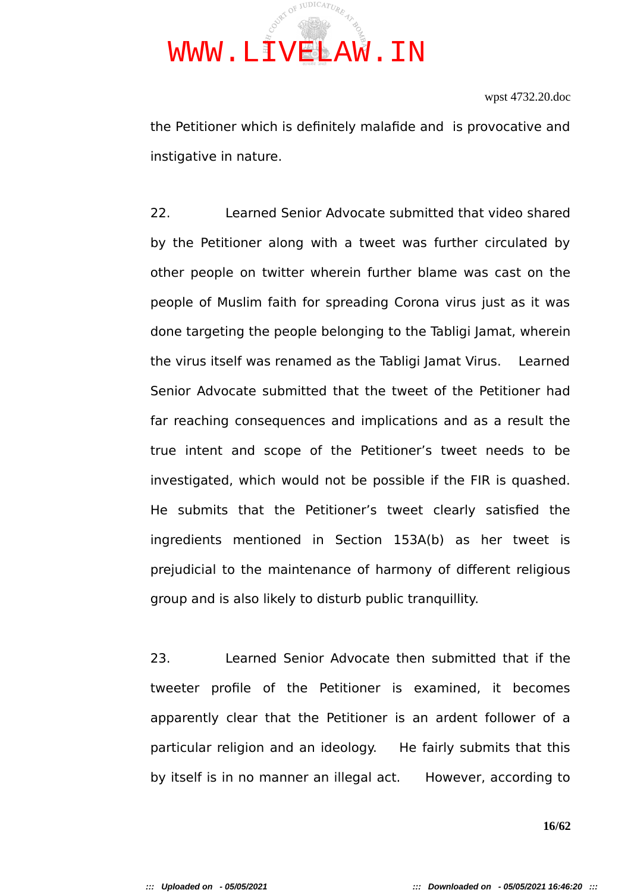the Petitioner which is definitely malafide and is provocative and instigative in nature.

22. Learned Senior Advocate submitted that video shared by the Petitioner along with a tweet was further circulated by other people on twitter wherein further blame was cast on the people of Muslim faith for spreading Corona virus just as it was done targeting the people belonging to the Tabligi Jamat, wherein the virus itself was renamed as the Tabligi Jamat Virus. Learned Senior Advocate submitted that the tweet of the Petitioner had far reaching consequences and implications and as a result the true intent and scope of the Petitioner's tweet needs to be investigated, which would not be possible if the FIR is quashed. He submits that the Petitioner's tweet clearly satisfied the ingredients mentioned in Section 153A(b) as her tweet is prejudicial to the maintenance of harmony of different religious group and is also likely to disturb public tranquillity.

23. Learned Senior Advocate then submitted that if the tweeter profile of the Petitioner is examined, it becomes apparently clear that the Petitioner is an ardent follower of a particular religion and an ideology. He fairly submits that this by itself is in no manner an illegal act. However, according to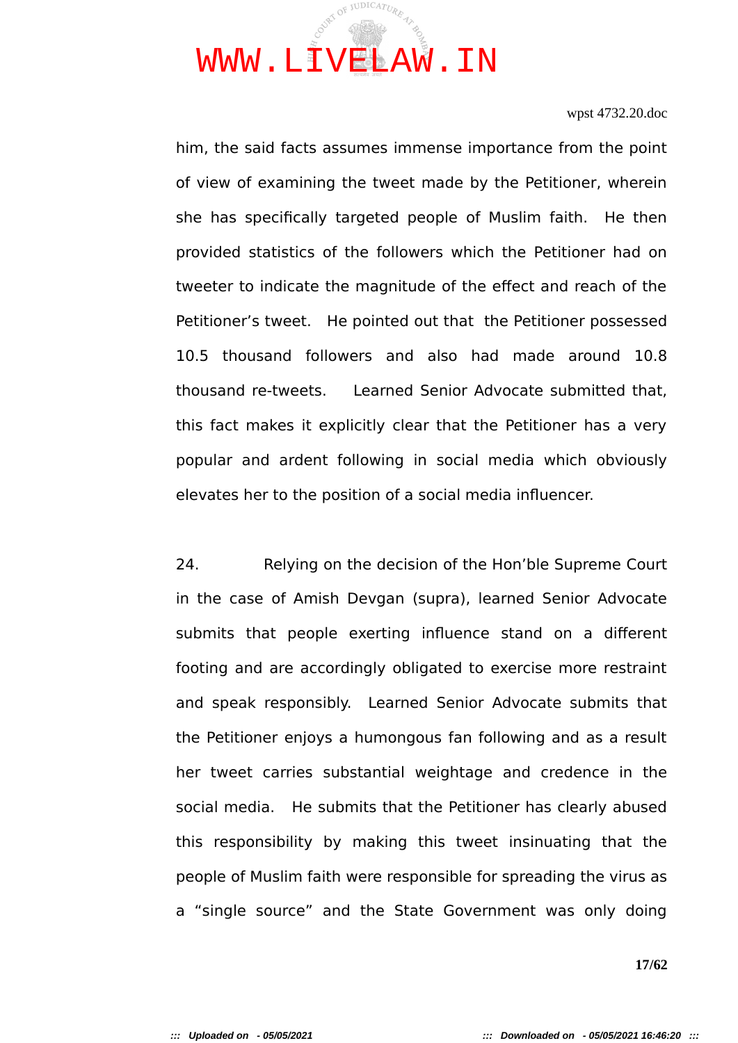him, the said facts assumes immense importance from the point of view of examining the tweet made by the Petitioner, wherein she has specifically targeted people of Muslim faith. He then provided statistics of the followers which the Petitioner had on tweeter to indicate the magnitude of the effect and reach of the Petitioner's tweet. He pointed out that the Petitioner possessed 10.5 thousand followers and also had made around 10.8 thousand re-tweets. Learned Senior Advocate submitted that, this fact makes it explicitly clear that the Petitioner has a very popular and ardent following in social media which obviously elevates her to the position of a social media influencer.

24. Relying on the decision of the Hon'ble Supreme Court in the case of Amish Devgan (supra), learned Senior Advocate submits that people exerting influence stand on a different footing and are accordingly obligated to exercise more restraint and speak responsibly. Learned Senior Advocate submits that the Petitioner enjoys a humongous fan following and as a result her tweet carries substantial weightage and credence in the social media. He submits that the Petitioner has clearly abused this responsibility by making this tweet insinuating that the people of Muslim faith were responsible for spreading the virus as a "single source" and the State Government was only doing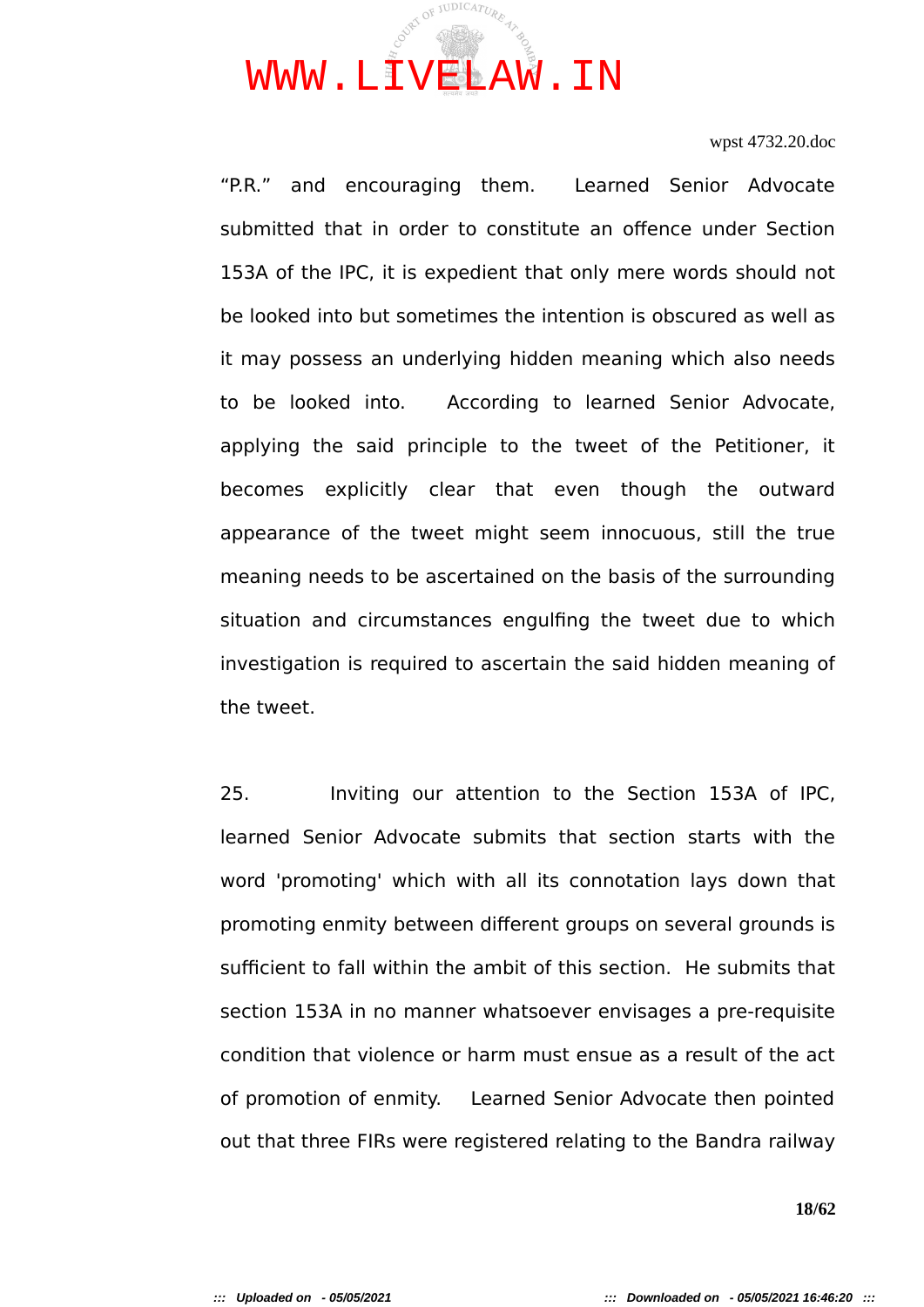"P.R." and encouraging them. Learned Senior Advocate submitted that in order to constitute an offence under Section 153A of the IPC, it is expedient that only mere words should not be looked into but sometimes the intention is obscured as well as it may possess an underlying hidden meaning which also needs to be looked into. According to learned Senior Advocate, applying the said principle to the tweet of the Petitioner, it becomes explicitly clear that even though the outward appearance of the tweet might seem innocuous, still the true meaning needs to be ascertained on the basis of the surrounding situation and circumstances engulfing the tweet due to which investigation is required to ascertain the said hidden meaning of the tweet.

25. Inviting our attention to the Section 153A of IPC, learned Senior Advocate submits that section starts with the word 'promoting' which with all its connotation lays down that promoting enmity between different groups on several grounds is sufficient to fall within the ambit of this section. He submits that section 153A in no manner whatsoever envisages a pre-requisite condition that violence or harm must ensue as a result of the act of promotion of enmity. Learned Senior Advocate then pointed out that three FIRs were registered relating to the Bandra railway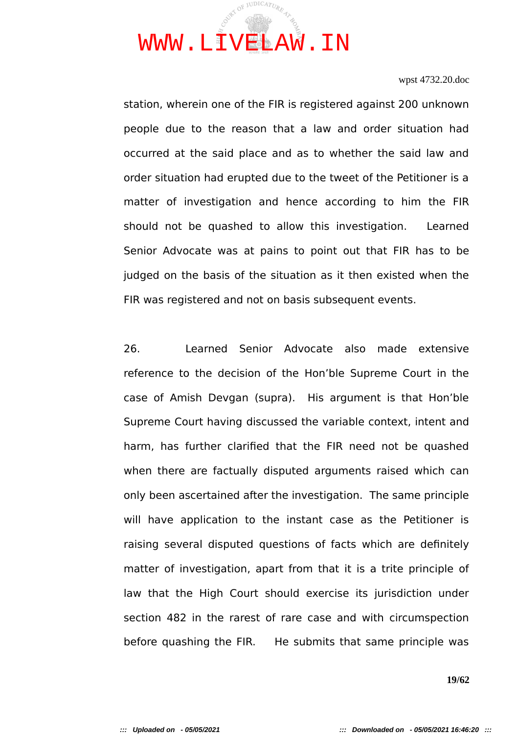station, wherein one of the FIR is registered against 200 unknown people due to the reason that a law and order situation had occurred at the said place and as to whether the said law and order situation had erupted due to the tweet of the Petitioner is a matter of investigation and hence according to him the FIR should not be quashed to allow this investigation. Learned Senior Advocate was at pains to point out that FIR has to be judged on the basis of the situation as it then existed when the FIR was registered and not on basis subsequent events.

26. Learned Senior Advocate also made extensive reference to the decision of the Hon'ble Supreme Court in the case of Amish Devgan (supra). His argument is that Hon'ble Supreme Court having discussed the variable context, intent and harm, has further clarified that the FIR need not be quashed when there are factually disputed arguments raised which can only been ascertained after the investigation. The same principle will have application to the instant case as the Petitioner is raising several disputed questions of facts which are definitely matter of investigation, apart from that it is a trite principle of law that the High Court should exercise its jurisdiction under section 482 in the rarest of rare case and with circumspection before quashing the FIR. He submits that same principle was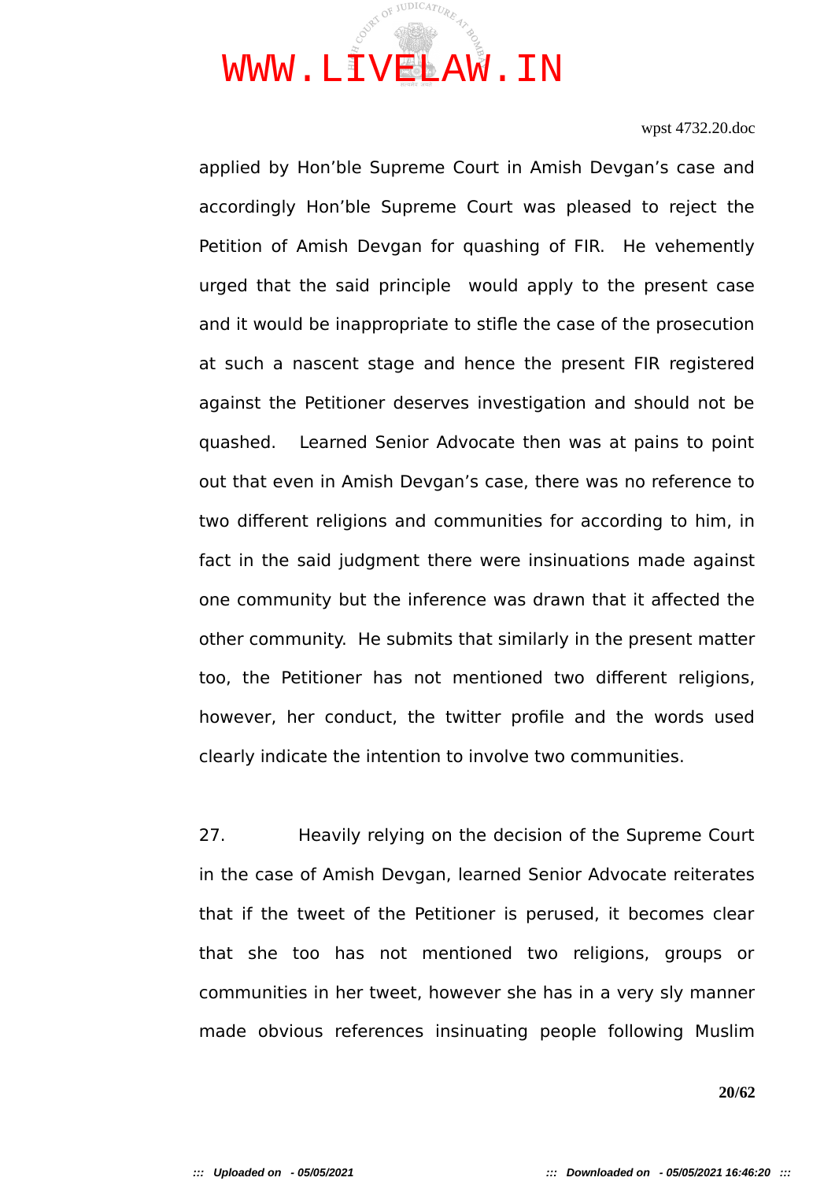applied by Hon'ble Supreme Court in Amish Devgan's case and accordingly Hon'ble Supreme Court was pleased to reject the Petition of Amish Devgan for quashing of FIR. He vehemently urged that the said principle would apply to the present case and it would be inappropriate to stifle the case of the prosecution at such a nascent stage and hence the present FIR registered against the Petitioner deserves investigation and should not be quashed. Learned Senior Advocate then was at pains to point out that even in Amish Devgan's case, there was no reference to two different religions and communities for according to him, in fact in the said judgment there were insinuations made against one community but the inference was drawn that it affected the other community. He submits that similarly in the present matter too, the Petitioner has not mentioned two different religions, however, her conduct, the twitter profile and the words used clearly indicate the intention to involve two communities.

27. Heavily relying on the decision of the Supreme Court in the case of Amish Devgan, learned Senior Advocate reiterates that if the tweet of the Petitioner is perused, it becomes clear that she too has not mentioned two religions, groups or communities in her tweet, however she has in a very sly manner made obvious references insinuating people following Muslim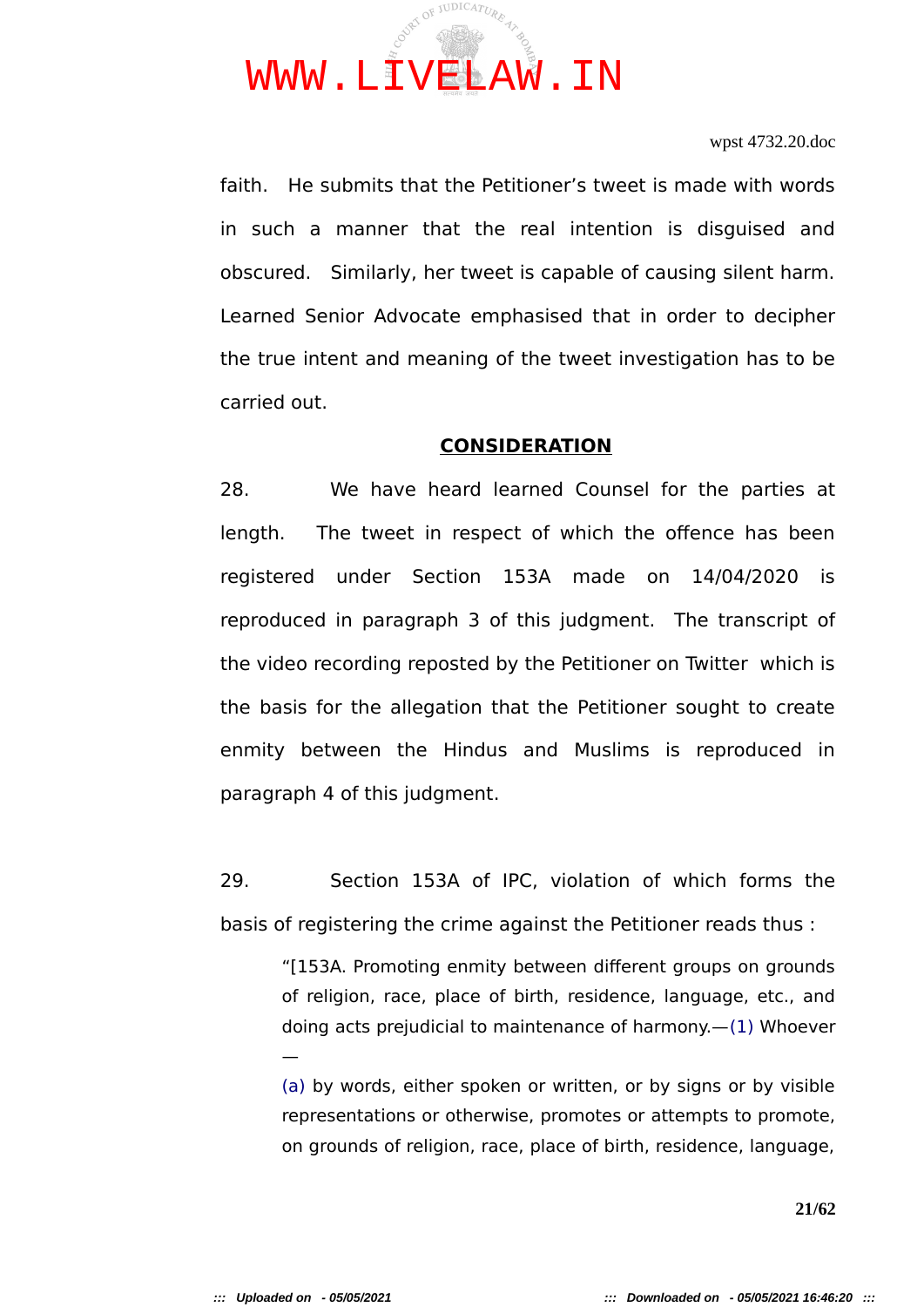faith. He submits that the Petitioner's tweet is made with words in such a manner that the real intention is disguised and obscured. Similarly, her tweet is capable of causing silent harm. Learned Senior Advocate emphasised that in order to decipher the true intent and meaning of the tweet investigation has to be carried out.

## CONSIDERATION

28. We have heard learned Counsel for the parties at length. The tweet in respect of which the offence has been registered under Section 153A made on 14/04/2020 is reproduced in paragraph 3 of this judgment. The transcript of the video recording reposted by the Petitioner on Twitter which is the basis for the allegation that the Petitioner sought to create enmity between the Hindus and Muslims is reproduced in paragraph 4 of this judgment.

29. Section 153A of IPC, violation of which forms the basis of registering the crime against the Petitioner reads thus :

> "[153A. Promoting enmity between different groups on grounds of religion, race, place of birth, residence, language, etc., and doing acts prejudicial to maintenance of harmony.—(1) Whoever —
>
> (a) by words, either spoken or written, or by signs or by visible representations or otherwise, promotes or attempts to promote, on grounds of religion, race, place of birth, residence, language,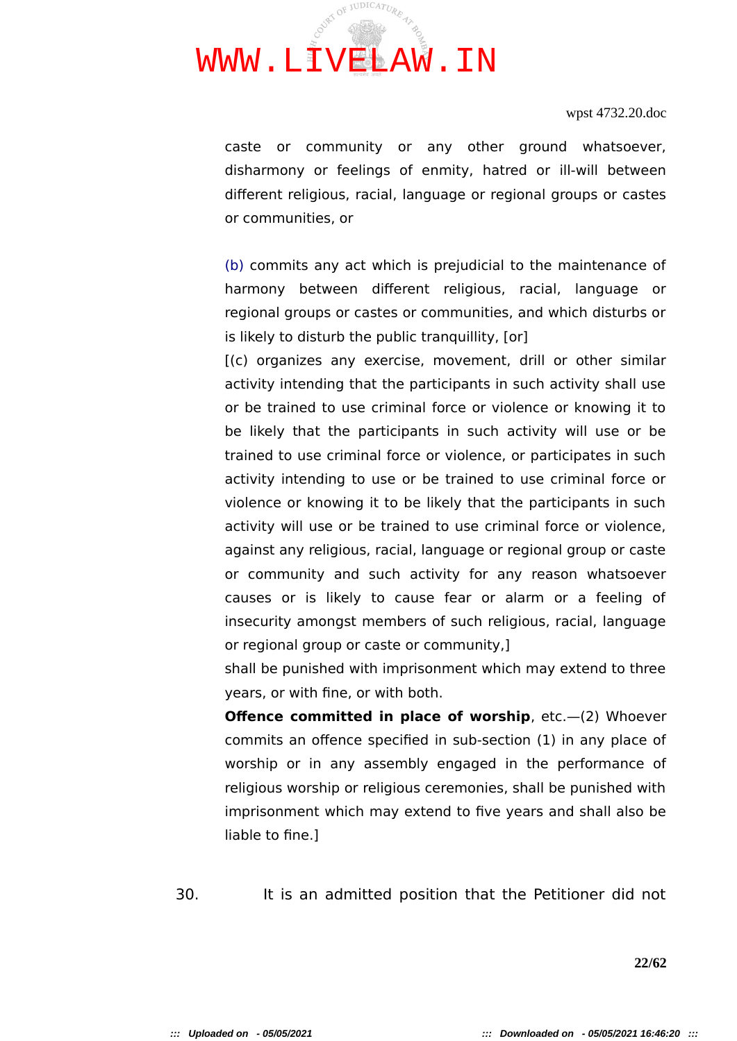caste or community or any other ground whatsoever, disharmony or feelings of enmity, hatred or ill-will between different religious, racial, language or regional groups or castes or communities, or

(b) commits any act which is prejudicial to the maintenance of harmony between different religious, racial, language or regional groups or castes or communities, and which disturbs or is likely to disturb the public tranquillity, [or]

[(c) organizes any exercise, movement, drill or other similar activity intending that the participants in such activity shall use or be trained to use criminal force or violence or knowing it to be likely that the participants in such activity will use or be trained to use criminal force or violence, or participates in such activity intending to use or be trained to use criminal force or violence or knowing it to be likely that the participants in such activity will use or be trained to use criminal force or violence, against any religious, racial, language or regional group or caste or community and such activity for any reason whatsoever causes or is likely to cause fear or alarm or a feeling of insecurity amongst members of such religious, racial, language or regional group or caste or community,]

shall be punished with imprisonment which may extend to three years, or with fine, or with both.

**Offence committed in place of worship**, etc.—(2) Whoever commits an offence specified in sub-section (1) in any place of worship or in any assembly engaged in the performance of religious worship or religious ceremonies, shall be punished with imprisonment which may extend to five years and shall also be liable to fine.]

30. It is an admitted position that the Petitioner did not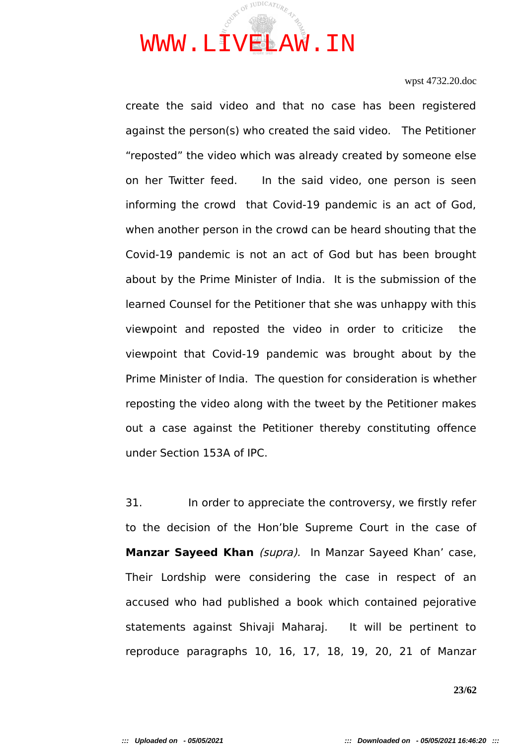create the said video and that no case has been registered against the person(s) who created the said video. The Petitioner "reposted" the video which was already created by someone else on her Twitter feed. In the said video, one person is seen informing the crowd that Covid-19 pandemic is an act of God, when another person in the crowd can be heard shouting that the Covid-19 pandemic is not an act of God but has been brought about by the Prime Minister of India. It is the submission of the learned Counsel for the Petitioner that she was unhappy with this viewpoint and reposted the video in order to criticize the viewpoint that Covid-19 pandemic was brought about by the Prime Minister of India. The question for consideration is whether reposting the video along with the tweet by the Petitioner makes out a case against the Petitioner thereby constituting offence under Section 153A of IPC.

31. In order to appreciate the controversy, we firstly refer to the decision of the Hon'ble Supreme Court in the case of **Manzar Sayeed Khan** *(supra).* In Manzar Sayeed Khan' case, Their Lordship were considering the case in respect of an accused who had published a book which contained pejorative statements against Shivaji Maharaj. It will be pertinent to reproduce paragraphs 10, 16, 17, 18, 19, 20, 21 of Manzar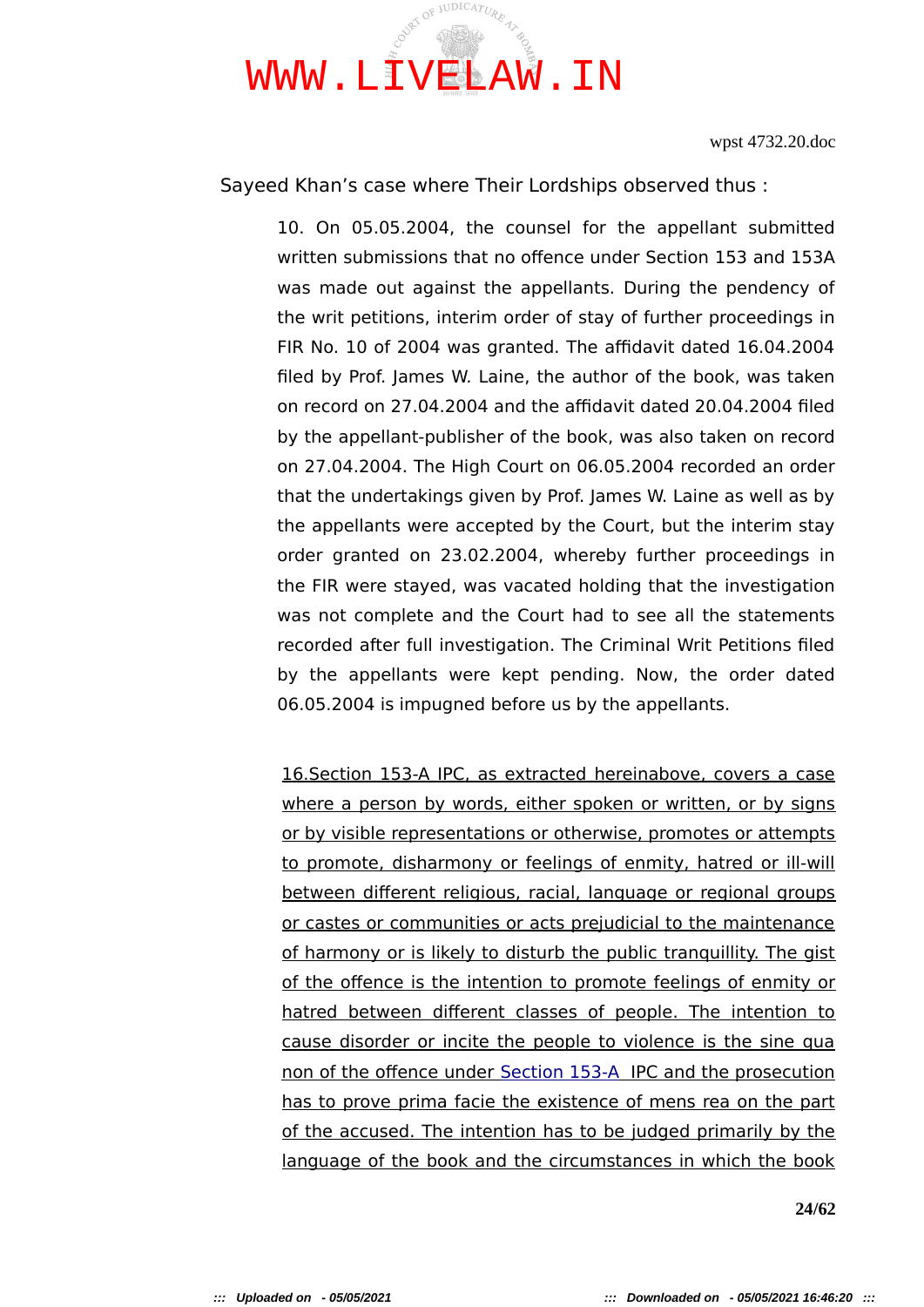Sayeed Khan's case where Their Lordships observed thus :

> 10. On 05.05.2004, the counsel for the appellant submitted written submissions that no offence under Section 153 and 153A was made out against the appellants. During the pendency of the writ petitions, interim order of stay of further proceedings in FIR No. 10 of 2004 was granted. The affidavit dated 16.04.2004 filed by Prof. James W. Laine, the author of the book, was taken on record on 27.04.2004 and the affidavit dated 20.04.2004 filed by the appellant-publisher of the book, was also taken on record on 27.04.2004. The High Court on 06.05.2004 recorded an order that the undertakings given by Prof. James W. Laine as well as by the appellants were accepted by the Court, but the interim stay order granted on 23.02.2004, whereby further proceedings in the FIR were stayed, was vacated holding that the investigation was not complete and the Court had to see all the statements recorded after full investigation. The Criminal Writ Petitions filed by the appellants were kept pending. Now, the order dated 06.05.2004 is impugned before us by the appellants.
>
> 16.Section 153-A IPC, as extracted hereinabove, covers a case where a person by words, either spoken or written, or by signs or by visible representations or otherwise, promotes or attempts to promote, disharmony or feelings of enmity, hatred or ill-will between different religious, racial, language or regional groups or castes or communities or acts prejudicial to the maintenance of harmony or is likely to disturb the public tranquillity. The gist of the offence is the intention to promote feelings of enmity or hatred between different classes of people. The intention to cause disorder or incite the people to violence is the sine qua non of the offence under Section 153-A IPC and the prosecution has to prove prima facie the existence of mens rea on the part of the accused. The intention has to be judged primarily by the language of the book and the circumstances in which the book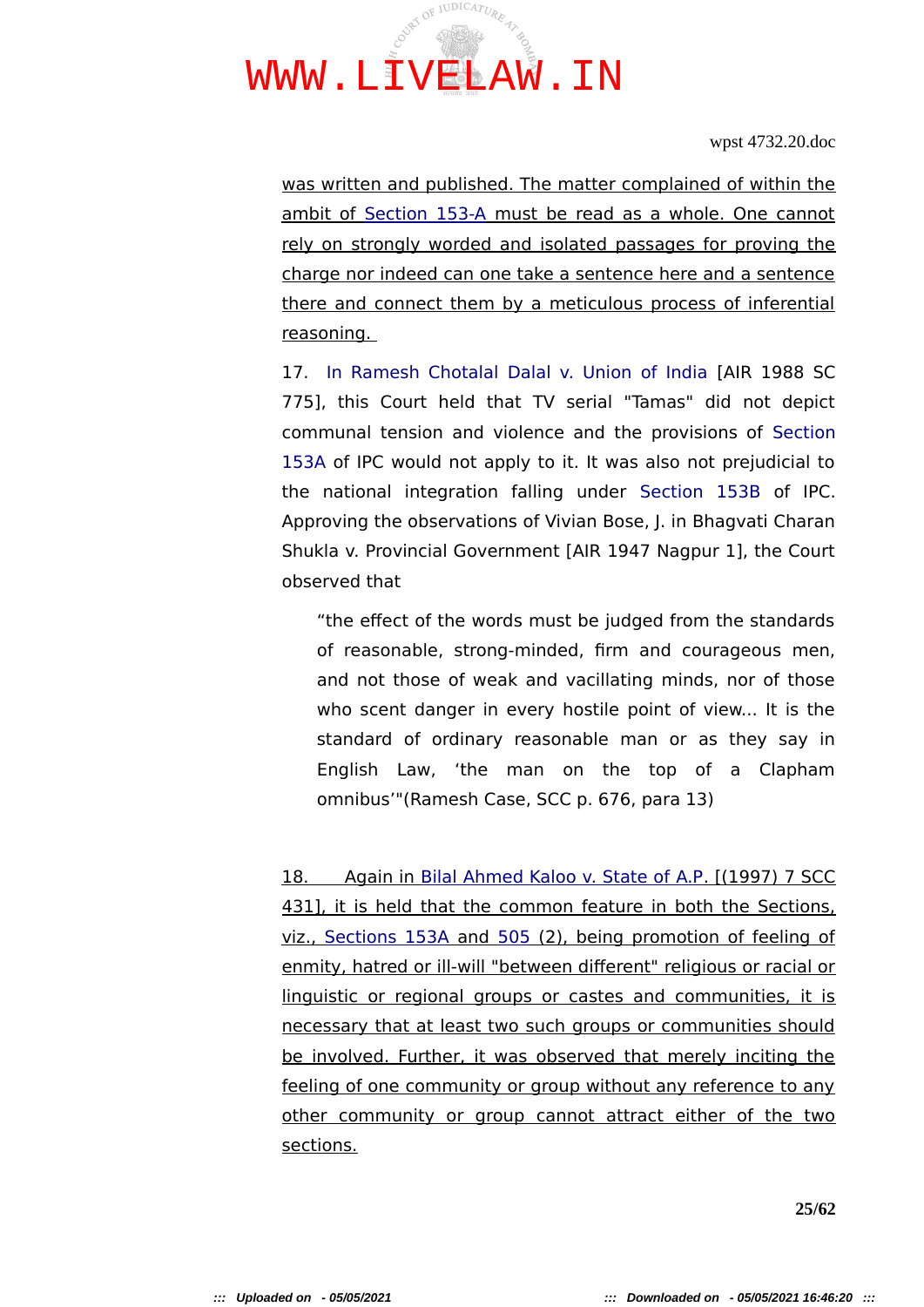was written and published. The matter complained of within the ambit of Section 153-A must be read as a whole. One cannot rely on strongly worded and isolated passages for proving the charge nor indeed can one take a sentence here and a sentence there and connect them by a meticulous process of inferential reasoning.

17. In Ramesh Chotalal Dalal v. Union of India [AIR 1988 SC 775], this Court held that TV serial "Tamas" did not depict communal tension and violence and the provisions of Section 153A of IPC would not apply to it. It was also not prejudicial to the national integration falling under Section 153B of IPC. Approving the observations of Vivian Bose, J. in Bhagvati Charan Shukla v. Provincial Government [AIR 1947 Nagpur 1], the Court observed that

> "the effect of the words must be judged from the standards of reasonable, strong-minded, firm and courageous men, and not those of weak and vacillating minds, nor of those who scent danger in every hostile point of view... It is the standard of ordinary reasonable man or as they say in English Law, 'the man on the top of a Clapham omnibus'"(Ramesh Case, SCC p. 676, para 13)

18. Again in Bilal Ahmed Kaloo v. State of A.P. [(1997) 7 SCC 431], it is held that the common feature in both the Sections, viz., Sections 153A and 505 (2), being promotion of feeling of enmity, hatred or ill-will "between different" religious or racial or linguistic or regional groups or castes and communities, it is necessary that at least two such groups or communities should be involved. Further, it was observed that merely inciting the feeling of one community or group without any reference to any other community or group cannot attract either of the two sections.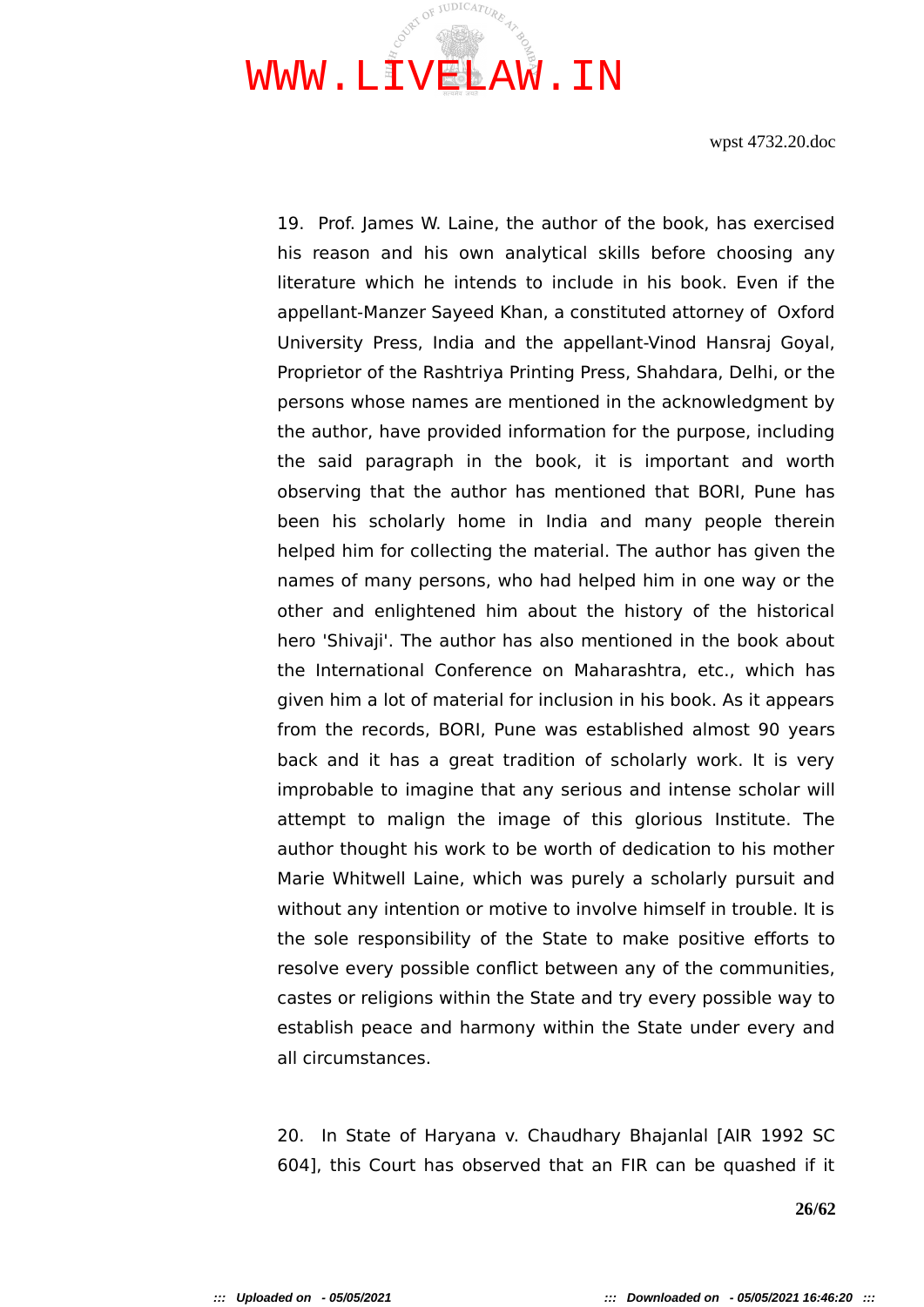19. Prof. James W. Laine, the author of the book, has exercised his reason and his own analytical skills before choosing any literature which he intends to include in his book. Even if the appellant-Manzer Sayeed Khan, a constituted attorney of Oxford University Press, India and the appellant-Vinod Hansraj Goyal, Proprietor of the Rashtriya Printing Press, Shahdara, Delhi, or the persons whose names are mentioned in the acknowledgment by the author, have provided information for the purpose, including the said paragraph in the book, it is important and worth observing that the author has mentioned that BORI, Pune has been his scholarly home in India and many people therein helped him for collecting the material. The author has given the names of many persons, who had helped him in one way or the other and enlightened him about the history of the historical hero 'Shivaji'. The author has also mentioned in the book about the International Conference on Maharashtra, etc., which has given him a lot of material for inclusion in his book. As it appears from the records, BORI, Pune was established almost 90 years back and it has a great tradition of scholarly work. It is very improbable to imagine that any serious and intense scholar will attempt to malign the image of this glorious Institute. The author thought his work to be worth of dedication to his mother Marie Whitwell Laine, which was purely a scholarly pursuit and without any intention or motive to involve himself in trouble. It is the sole responsibility of the State to make positive efforts to resolve every possible conflict between any of the communities, castes or religions within the State and try every possible way to establish peace and harmony within the State under every and all circumstances.

20. In State of Haryana v. Chaudhary Bhajanlal [AIR 1992 SC 604], this Court has observed that an FIR can be quashed if it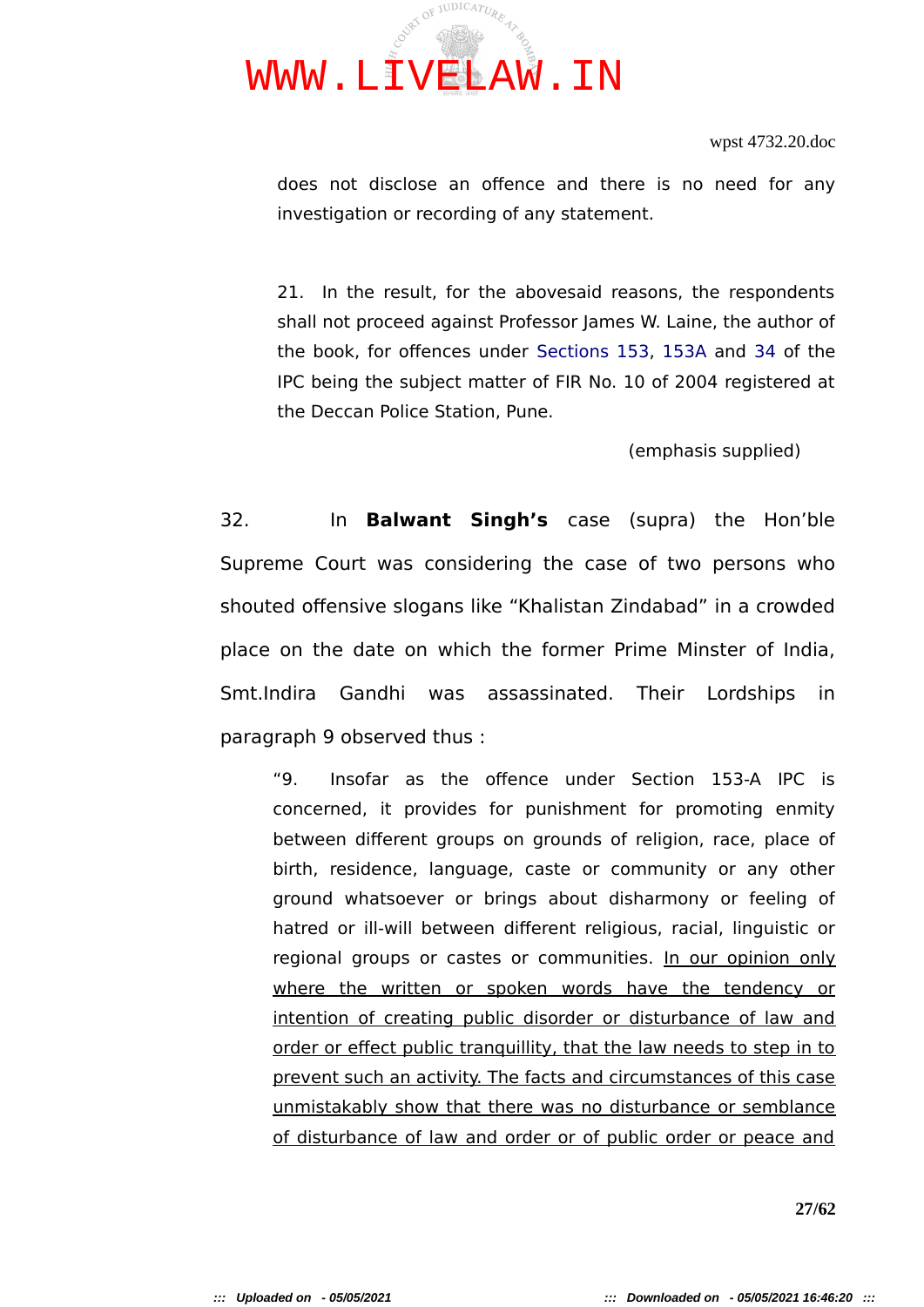does not disclose an offence and there is no need for any investigation or recording of any statement.

21. In the result, for the abovesaid reasons, the respondents shall not proceed against Professor James W. Laine, the author of the book, for offences under Sections 153, 153A and 34 of the IPC being the subject matter of FIR No. 10 of 2004 registered at the Deccan Police Station, Pune.

(emphasis supplied)

32. In **Balwant Singh's** case (supra) the Hon'ble Supreme Court was considering the case of two persons who shouted offensive slogans like "Khalistan Zindabad" in a crowded place on the date on which the former Prime Minster of India, Smt.Indira Gandhi was assassinated. Their Lordships in paragraph 9 observed thus :

> "9. Insofar as the offence under Section 153-A IPC is concerned, it provides for punishment for promoting enmity between different groups on grounds of religion, race, place of birth, residence, language, caste or community or any other ground whatsoever or brings about disharmony or feeling of hatred or ill-will between different religious, racial, linguistic or regional groups or castes or communities. <u>In our opinion only where the written or spoken words have the tendency or intention of creating public disorder or disturbance of law and order or effect public tranquillity, that the law needs to step in to prevent such an activity. The facts and circumstances of this case unmistakably show that there was no disturbance or semblance of disturbance of law and order or of public order or peace and</u>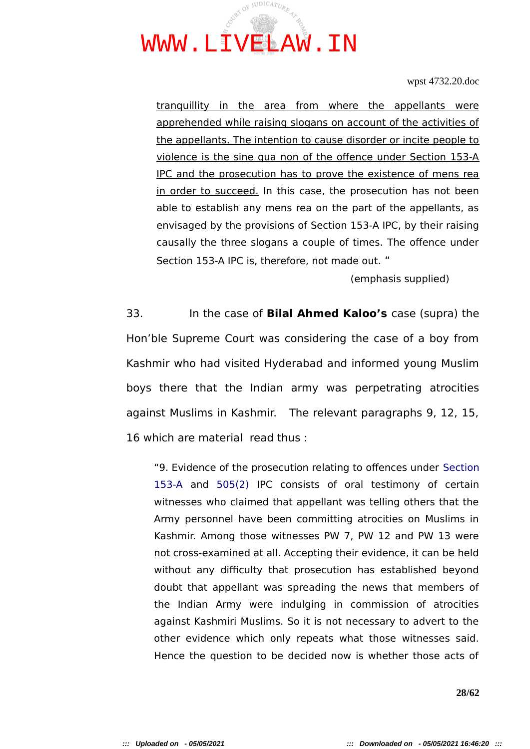<u>tranquillity in the area from where the appellants were apprehended while raising slogans on account of the activities of the appellants. The intention to cause disorder or incite people to violence is the sine qua non of the offence under Section 153-A IPC and the prosecution has to prove the existence of mens rea in order to succeed.</u> In this case, the prosecution has not been able to establish any mens rea on the part of the appellants, as envisaged by the provisions of Section 153-A IPC, by their raising causally the three slogans a couple of times. The offence under Section 153-A IPC is, therefore, not made out. "

(emphasis supplied)

33. In the case of **Bilal Ahmed Kaloo's** case (supra) the Hon'ble Supreme Court was considering the case of a boy from Kashmir who had visited Hyderabad and informed young Muslim boys there that the Indian army was perpetrating atrocities against Muslims in Kashmir. The relevant paragraphs 9, 12, 15, 16 which are material read thus :

> "9. Evidence of the prosecution relating to offences under Section 153-A and 505(2) IPC consists of oral testimony of certain witnesses who claimed that appellant was telling others that the Army personnel have been committing atrocities on Muslims in Kashmir. Among those witnesses PW 7, PW 12 and PW 13 were not cross-examined at all. Accepting their evidence, it can be held without any difficulty that prosecution has established beyond doubt that appellant was spreading the news that members of the Indian Army were indulging in commission of atrocities against Kashmiri Muslims. So it is not necessary to advert to the other evidence which only repeats what those witnesses said. Hence the question to be decided now is whether those acts of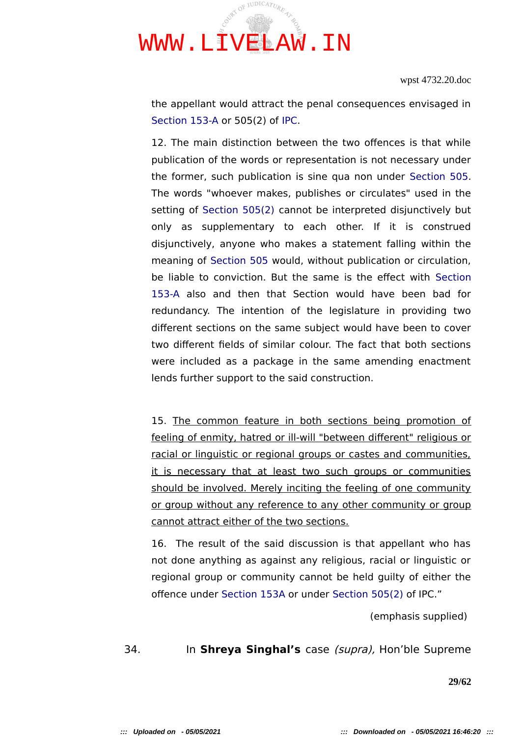the appellant would attract the penal consequences envisaged in Section 153-A or 505(2) of IPC.

12. The main distinction between the two offences is that while publication of the words or representation is not necessary under the former, such publication is sine qua non under Section 505. The words "whoever makes, publishes or circulates" used in the setting of Section 505(2) cannot be interpreted disjunctively but only as supplementary to each other. If it is construed disjunctively, anyone who makes a statement falling within the meaning of Section 505 would, without publication or circulation, be liable to conviction. But the same is the effect with Section 153-A also and then that Section would have been bad for redundancy. The intention of the legislature in providing two different sections on the same subject would have been to cover two different fields of similar colour. The fact that both sections were included as a package in the same amending enactment lends further support to the said construction.

15. <u>The common feature in both sections being promotion of feeling of enmity, hatred or ill-will "between different" religious or racial or linguistic or regional groups or castes and communities, it is necessary that at least two such groups or communities should be involved. Merely inciting the feeling of one community or group without any reference to any other community or group cannot attract either of the two sections.</u>

16. The result of the said discussion is that appellant who has not done anything as against any religious, racial or linguistic or regional group or community cannot be held guilty of either the offence under Section 153A or under Section 505(2) of IPC."

(emphasis supplied)

34. In **Shreya Singhal's** case *(supra),* Hon'ble Supreme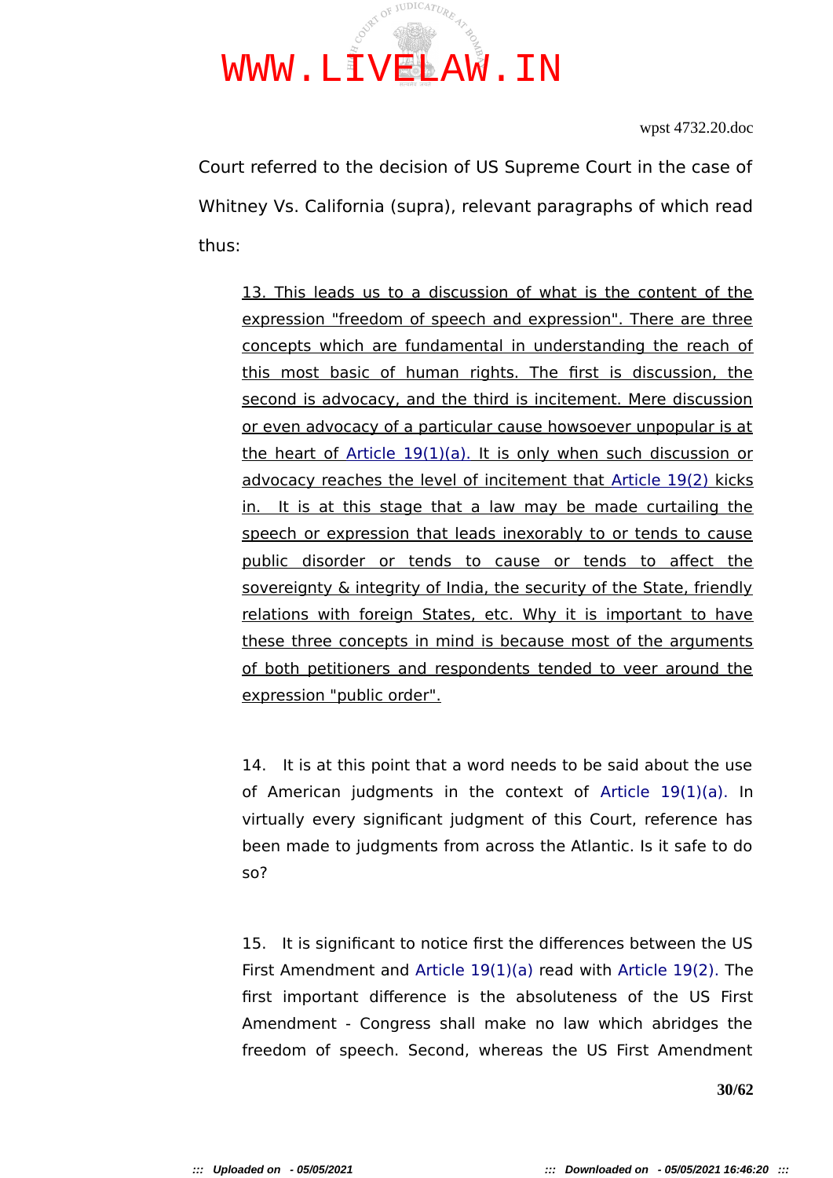Court referred to the decision of US Supreme Court in the case of Whitney Vs. California (supra), relevant paragraphs of which read thus:

> 13. This leads us to a discussion of what is the content of the expression "freedom of speech and expression". There are three concepts which are fundamental in understanding the reach of this most basic of human rights. The first is discussion, the second is advocacy, and the third is incitement. Mere discussion or even advocacy of a particular cause howsoever unpopular is at the heart of Article 19(1)(a). It is only when such discussion or advocacy reaches the level of incitement that Article 19(2) kicks in. It is at this stage that a law may be made curtailing the speech or expression that leads inexorably to or tends to cause public disorder or tends to cause or tends to affect the sovereignty & integrity of India, the security of the State, friendly relations with foreign States, etc. Why it is important to have these three concepts in mind is because most of the arguments of both petitioners and respondents tended to veer around the expression "public order".
>
> 14. It is at this point that a word needs to be said about the use of American judgments in the context of Article 19(1)(a). In virtually every significant judgment of this Court, reference has been made to judgments from across the Atlantic. Is it safe to do so?
>
> 15. It is significant to notice first the differences between the US First Amendment and Article 19(1)(a) read with Article 19(2). The first important difference is the absoluteness of the US First Amendment - Congress shall make no law which abridges the freedom of speech. Second, whereas the US First Amendment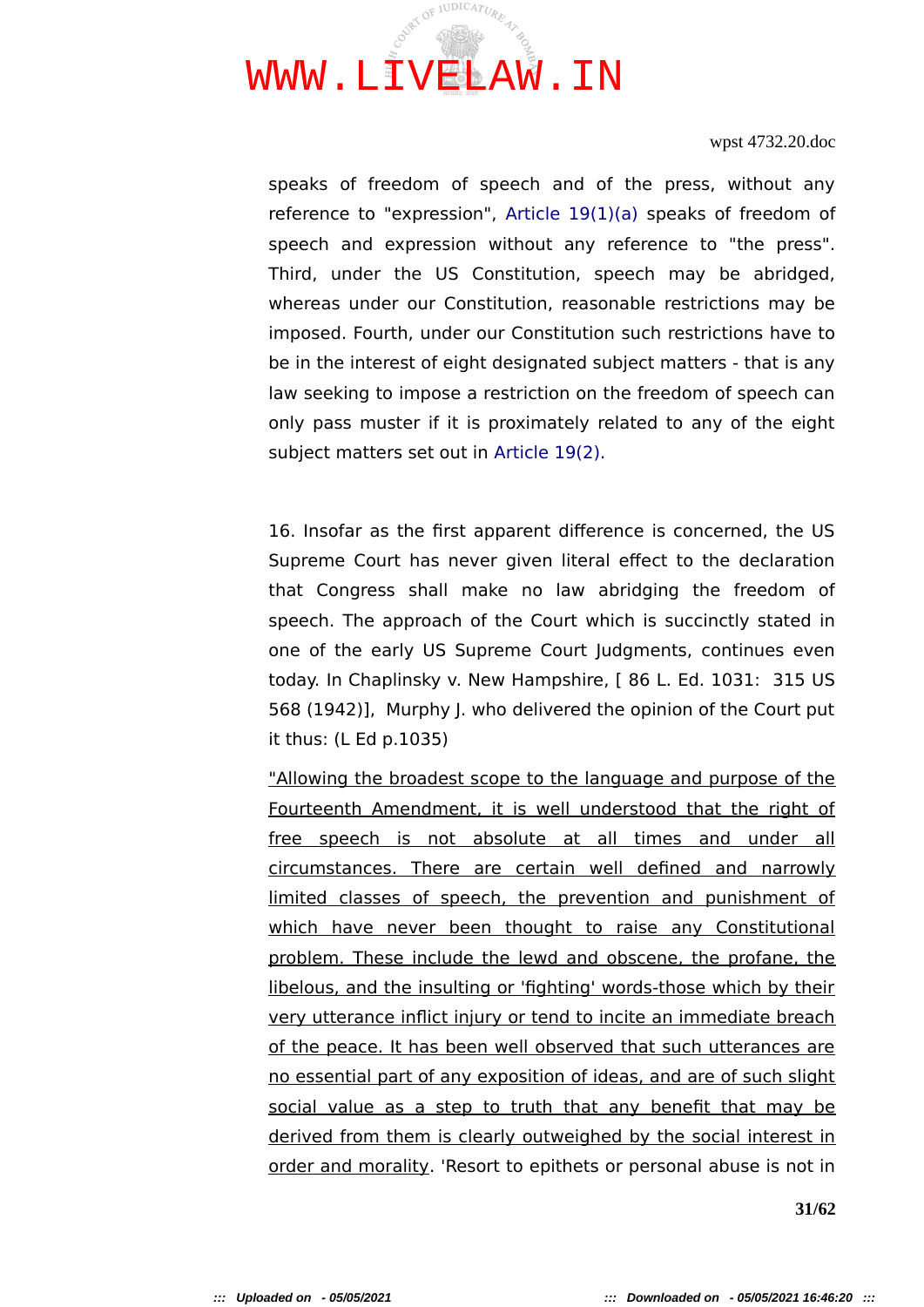speaks of freedom of speech and of the press, without any reference to "expression", Article 19(1)(a) speaks of freedom of speech and expression without any reference to "the press". Third, under the US Constitution, speech may be abridged, whereas under our Constitution, reasonable restrictions may be imposed. Fourth, under our Constitution such restrictions have to be in the interest of eight designated subject matters - that is any law seeking to impose a restriction on the freedom of speech can only pass muster if it is proximately related to any of the eight subject matters set out in Article 19(2).

16. Insofar as the first apparent difference is concerned, the US Supreme Court has never given literal effect to the declaration that Congress shall make no law abridging the freedom of speech. The approach of the Court which is succinctly stated in one of the early US Supreme Court Judgments, continues even today. In Chaplinsky v. New Hampshire, [ 86 L. Ed. 1031: 315 US 568 (1942)], Murphy J. who delivered the opinion of the Court put it thus: (L Ed p.1035)

<u>"Allowing the broadest scope to the language and purpose of the Fourteenth Amendment, it is well understood that the right of free speech is not absolute at all times and under all circumstances. There are certain well defined and narrowly limited classes of speech, the prevention and punishment of which have never been thought to raise any Constitutional problem. These include the lewd and obscene, the profane, the libelous, and the insulting or 'fighting' words-those which by their very utterance inflict injury or tend to incite an immediate breach of the peace. It has been well observed that such utterances are no essential part of any exposition of ideas, and are of such slight social value as a step to truth that any benefit that may be derived from them is clearly outweighed by the social interest in order and morality</u>. 'Resort to epithets or personal abuse is not in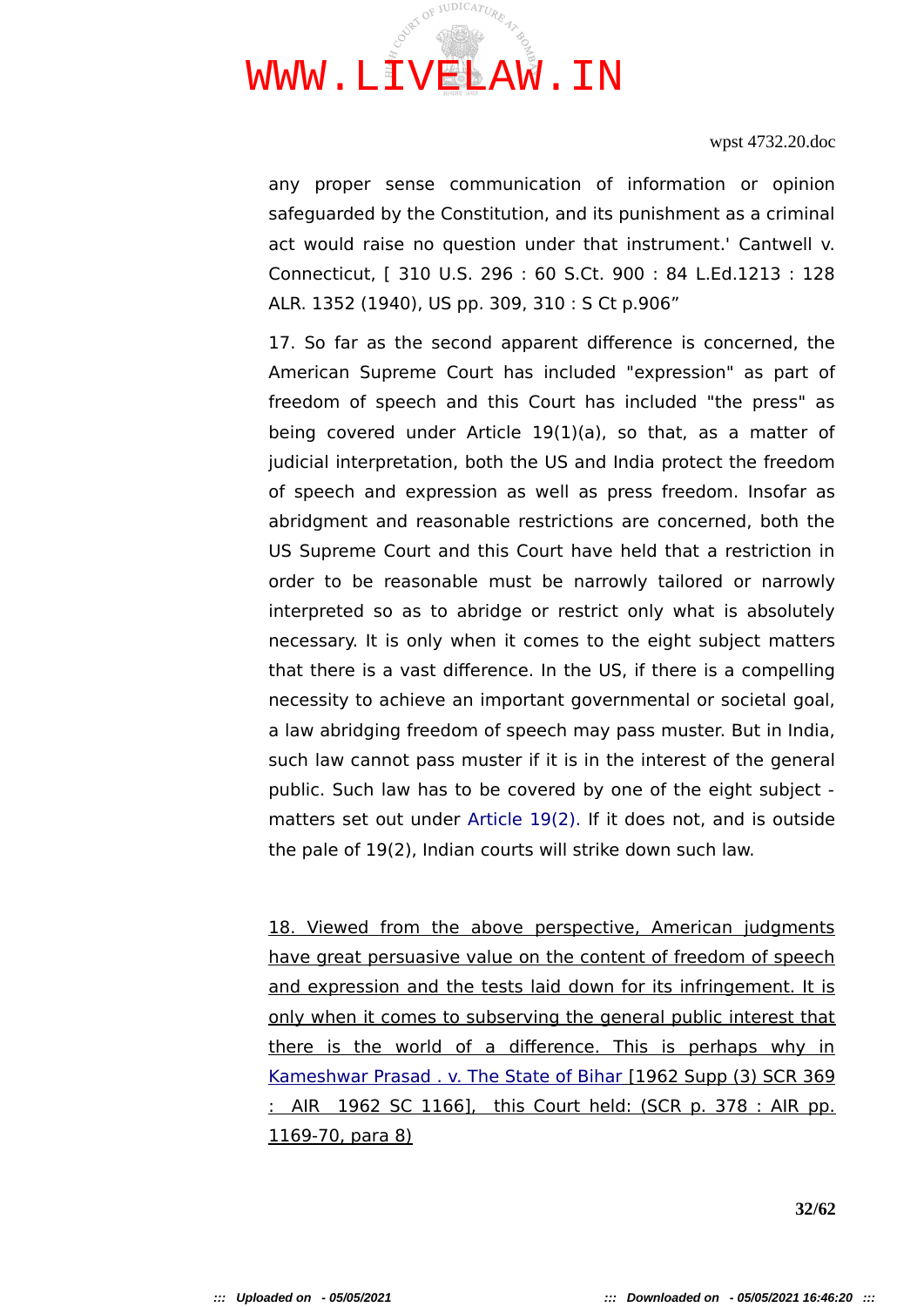any proper sense communication of information or opinion safeguarded by the Constitution, and its punishment as a criminal act would raise no question under that instrument.' Cantwell v. Connecticut, [ 310 U.S. 296 : 60 S.Ct. 900 : 84 L.Ed.1213 : 128 ALR. 1352 (1940), US pp. 309, 310 : S Ct p.906"

17. So far as the second apparent difference is concerned, the American Supreme Court has included "expression" as part of freedom of speech and this Court has included "the press" as being covered under Article 19(1)(a), so that, as a matter of judicial interpretation, both the US and India protect the freedom of speech and expression as well as press freedom. Insofar as abridgment and reasonable restrictions are concerned, both the US Supreme Court and this Court have held that a restriction in order to be reasonable must be narrowly tailored or narrowly interpreted so as to abridge or restrict only what is absolutely necessary. It is only when it comes to the eight subject matters that there is a vast difference. In the US, if there is a compelling necessity to achieve an important governmental or societal goal, a law abridging freedom of speech may pass muster. But in India, such law cannot pass muster if it is in the interest of the general public. Such law has to be covered by one of the eight subject -matters set out under Article 19(2). If it does not, and is outside the pale of 19(2), Indian courts will strike down such law.

<u>18. Viewed from the above perspective, American judgments have great persuasive value on the content of freedom of speech and expression and the tests laid down for its infringement. It is only when it comes to subserving the general public interest that there is the world of a difference. This is perhaps why in Kameshwar Prasad . v. The State of Bihar [1962 Supp (3) SCR 369 : AIR 1962 SC 1166], this Court held: (SCR p. 378 : AIR pp. 1169-70, para 8)</u>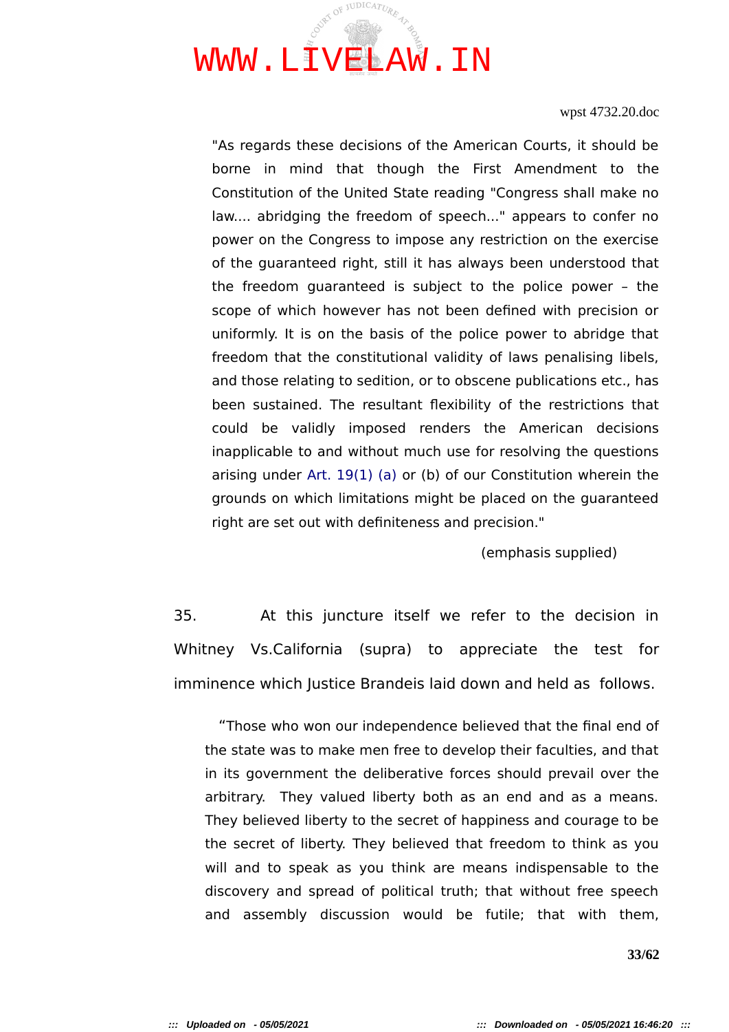> "As regards these decisions of the American Courts, it should be borne in mind that though the First Amendment to the Constitution of the United State reading "Congress shall make no law.... abridging the freedom of speech..." appears to confer no power on the Congress to impose any restriction on the exercise of the guaranteed right, still it has always been understood that the freedom guaranteed is subject to the police power – the scope of which however has not been defined with precision or uniformly. It is on the basis of the police power to abridge that freedom that the constitutional validity of laws penalising libels, and those relating to sedition, or to obscene publications etc., has been sustained. The resultant flexibility of the restrictions that could be validly imposed renders the American decisions inapplicable to and without much use for resolving the questions arising under Art. 19(1) (a) or (b) of our Constitution wherein the grounds on which limitations might be placed on the guaranteed right are set out with definiteness and precision."
>
> (emphasis supplied)

35. At this juncture itself we refer to the decision in Whitney Vs.California (supra) to appreciate the test for imminence which Justice Brandeis laid down and held as follows.

> "Those who won our independence believed that the final end of the state was to make men free to develop their faculties, and that in its government the deliberative forces should prevail over the arbitrary. They valued liberty both as an end and as a means. They believed liberty to the secret of happiness and courage to be the secret of liberty. They believed that freedom to think as you will and to speak as you think are means indispensable to the discovery and spread of political truth; that without free speech and assembly discussion would be futile; that with them,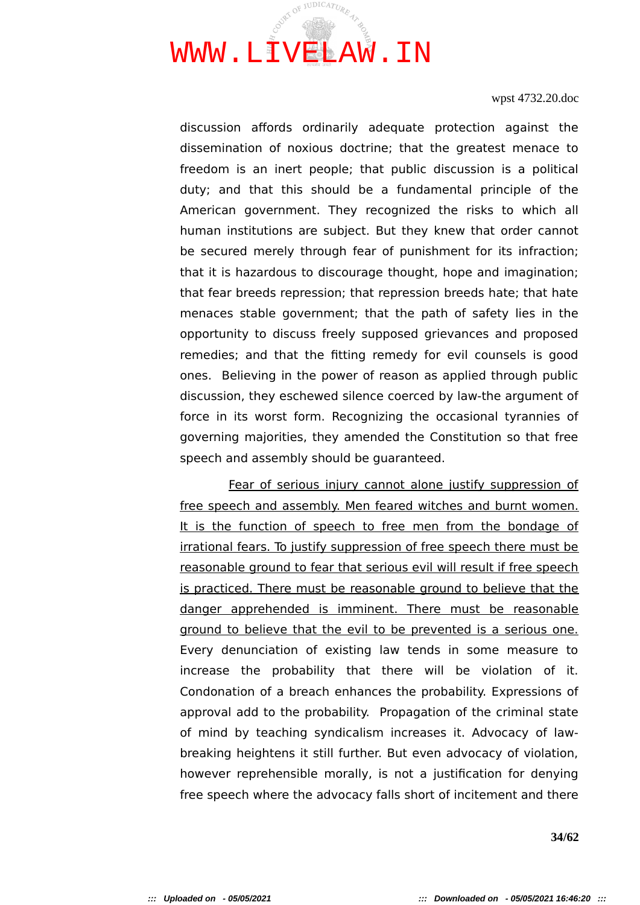discussion affords ordinarily adequate protection against the dissemination of noxious doctrine; that the greatest menace to freedom is an inert people; that public discussion is a political duty; and that this should be a fundamental principle of the American government. They recognized the risks to which all human institutions are subject. But they knew that order cannot be secured merely through fear of punishment for its infraction; that it is hazardous to discourage thought, hope and imagination; that fear breeds repression; that repression breeds hate; that hate menaces stable government; that the path of safety lies in the opportunity to discuss freely supposed grievances and proposed remedies; and that the fitting remedy for evil counsels is good ones. Believing in the power of reason as applied through public discussion, they eschewed silence coerced by law-the argument of force in its worst form. Recognizing the occasional tyrannies of governing majorities, they amended the Constitution so that free speech and assembly should be guaranteed.

<u>Fear of serious injury cannot alone justify suppression of free speech and assembly. Men feared witches and burnt women. It is the function of speech to free men from the bondage of irrational fears. To justify suppression of free speech there must be reasonable ground to fear that serious evil will result if free speech is practiced. There must be reasonable ground to believe that the danger apprehended is imminent. There must be reasonable ground to believe that the evil to be prevented is a serious one.</u> Every denunciation of existing law tends in some measure to increase the probability that there will be violation of it. Condonation of a breach enhances the probability. Expressions of approval add to the probability. Propagation of the criminal state of mind by teaching syndicalism increases it. Advocacy of law-breaking heightens it still further. But even advocacy of violation, however reprehensible morally, is not a justification for denying free speech where the advocacy falls short of incitement and there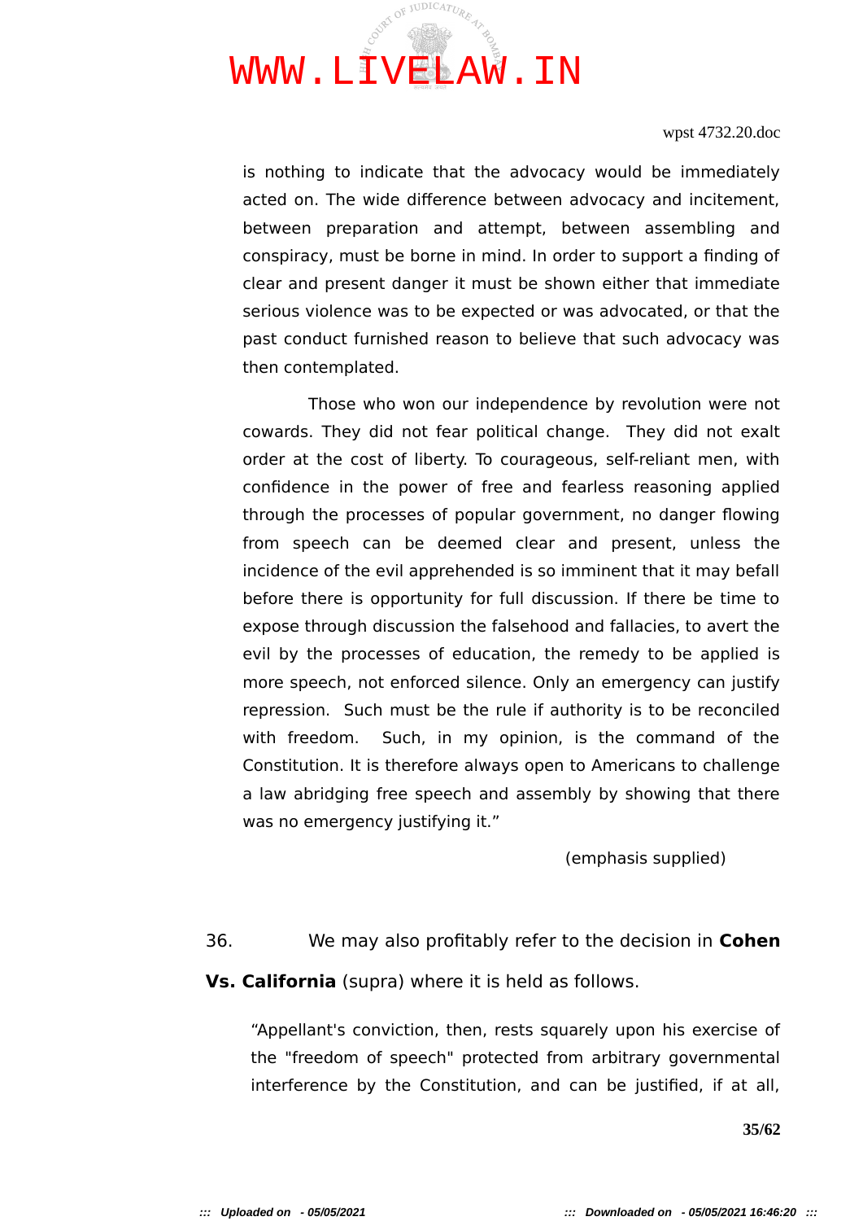is nothing to indicate that the advocacy would be immediately acted on. The wide difference between advocacy and incitement, between preparation and attempt, between assembling and conspiracy, must be borne in mind. In order to support a finding of clear and present danger it must be shown either that immediate serious violence was to be expected or was advocated, or that the past conduct furnished reason to believe that such advocacy was then contemplated.

Those who won our independence by revolution were not cowards. They did not fear political change. They did not exalt order at the cost of liberty. To courageous, self-reliant men, with confidence in the power of free and fearless reasoning applied through the processes of popular government, no danger flowing from speech can be deemed clear and present, unless the incidence of the evil apprehended is so imminent that it may befall before there is opportunity for full discussion. If there be time to expose through discussion the falsehood and fallacies, to avert the evil by the processes of education, the remedy to be applied is more speech, not enforced silence. Only an emergency can justify repression. Such must be the rule if authority is to be reconciled with freedom. Such, in my opinion, is the command of the Constitution. It is therefore always open to Americans to challenge a law abridging free speech and assembly by showing that there was no emergency justifying it."

(emphasis supplied)

36. We may also profitably refer to the decision in **Cohen Vs. California** (supra) where it is held as follows.

"Appellant's conviction, then, rests squarely upon his exercise of the "freedom of speech" protected from arbitrary governmental interference by the Constitution, and can be justified, if at all,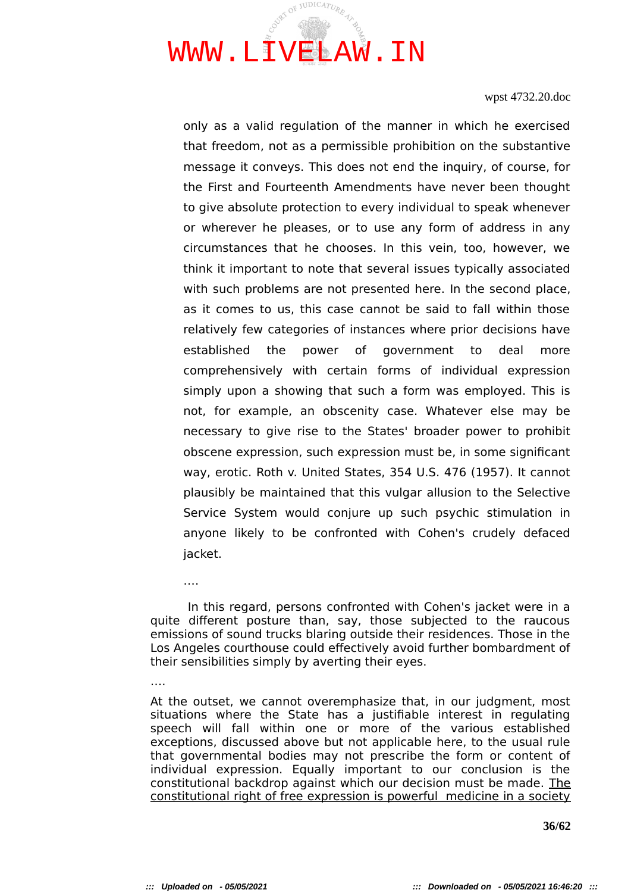only as a valid regulation of the manner in which he exercised that freedom, not as a permissible prohibition on the substantive message it conveys. This does not end the inquiry, of course, for the First and Fourteenth Amendments have never been thought to give absolute protection to every individual to speak whenever or wherever he pleases, or to use any form of address in any circumstances that he chooses. In this vein, too, however, we think it important to note that several issues typically associated with such problems are not presented here. In the second place, as it comes to us, this case cannot be said to fall within those relatively few categories of instances where prior decisions have established the power of government to deal more comprehensively with certain forms of individual expression simply upon a showing that such a form was employed. This is not, for example, an obscenity case. Whatever else may be necessary to give rise to the States' broader power to prohibit obscene expression, such expression must be, in some significant way, erotic. Roth v. United States, 354 U.S. 476 (1957). It cannot plausibly be maintained that this vulgar allusion to the Selective Service System would conjure up such psychic stimulation in anyone likely to be confronted with Cohen's crudely defaced jacket.

….

In this regard, persons confronted with Cohen's jacket were in a quite different posture than, say, those subjected to the raucous emissions of sound trucks blaring outside their residences. Those in the Los Angeles courthouse could effectively avoid further bombardment of their sensibilities simply by averting their eyes.

….

At the outset, we cannot overemphasize that, in our judgment, most situations where the State has a justifiable interest in regulating speech will fall within one or more of the various established exceptions, discussed above but not applicable here, to the usual rule that governmental bodies may not prescribe the form or content of individual expression. Equally important to our conclusion is the constitutional backdrop against which our decision must be made. <u>The constitutional right of free expression is powerful medicine in a society</u>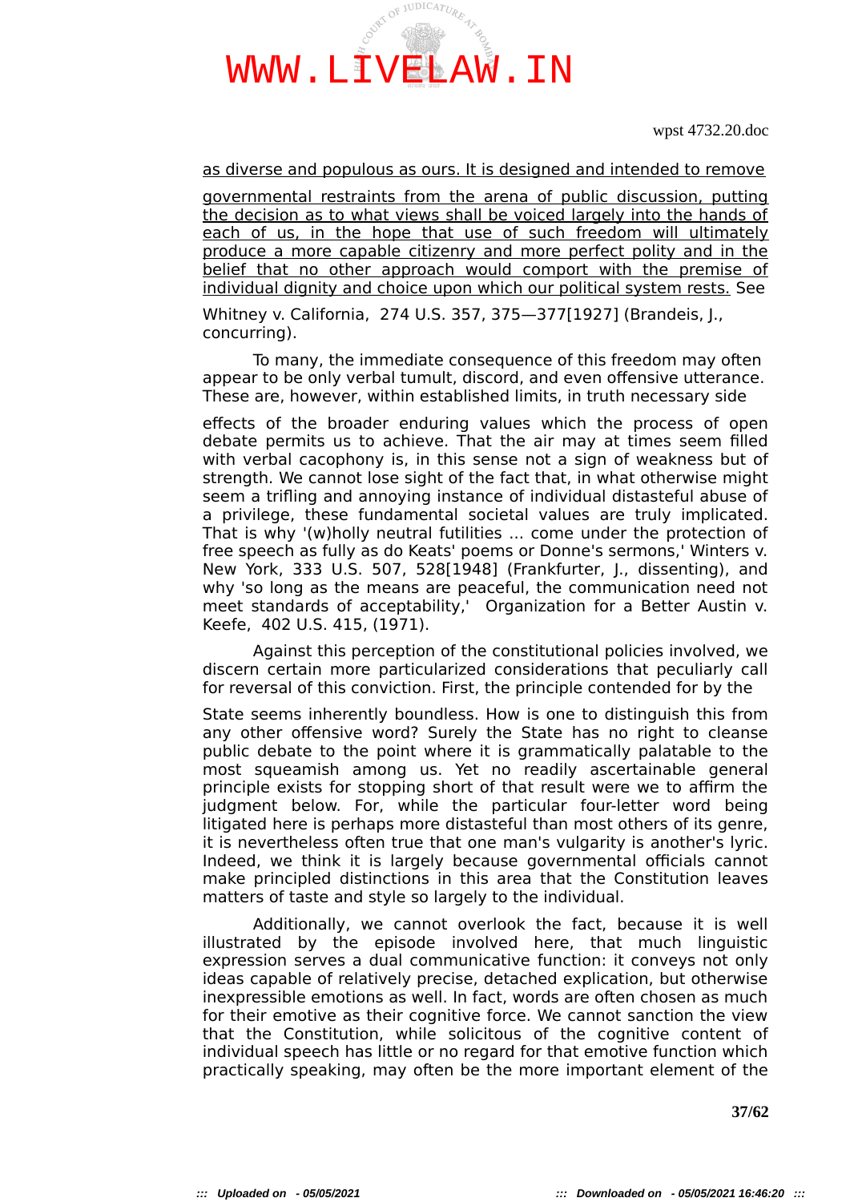<u>as diverse and populous as ours. It is designed and intended to remove governmental restraints from the arena of public discussion, putting the decision as to what views shall be voiced largely into the hands of each of us, in the hope that use of such freedom will ultimately produce a more capable citizenry and more perfect polity and in the belief that no other approach would comport with the premise of individual dignity and choice upon which our political system rests.</u> See Whitney v. California, 274 U.S. 357, 375—377[1927] (Brandeis, J., concurring).

To many, the immediate consequence of this freedom may often appear to be only verbal tumult, discord, and even offensive utterance. These are, however, within established limits, in truth necessary side effects of the broader enduring values which the process of open debate permits us to achieve. That the air may at times seem filled with verbal cacophony is, in this sense not a sign of weakness but of strength. We cannot lose sight of the fact that, in what otherwise might seem a trifling and annoying instance of individual distasteful abuse of a privilege, these fundamental societal values are truly implicated. That is why '(w)holly neutral futilities ... come under the protection of free speech as fully as do Keats' poems or Donne's sermons,' Winters v. New York, 333 U.S. 507, 528[1948] (Frankfurter, J., dissenting), and why 'so long as the means are peaceful, the communication need not meet standards of acceptability,' Organization for a Better Austin v. Keefe, 402 U.S. 415, (1971).

Against this perception of the constitutional policies involved, we discern certain more particularized considerations that peculiarly call for reversal of this conviction. First, the principle contended for by the State seems inherently boundless. How is one to distinguish this from any other offensive word? Surely the State has no right to cleanse public debate to the point where it is grammatically palatable to the most squeamish among us. Yet no readily ascertainable general principle exists for stopping short of that result were we to affirm the judgment below. For, while the particular four-letter word being litigated here is perhaps more distasteful than most others of its genre, it is nevertheless often true that one man's vulgarity is another's lyric. Indeed, we think it is largely because governmental officials cannot make principled distinctions in this area that the Constitution leaves matters of taste and style so largely to the individual.

Additionally, we cannot overlook the fact, because it is well illustrated by the episode involved here, that much linguistic expression serves a dual communicative function: it conveys not only ideas capable of relatively precise, detached explication, but otherwise inexpressible emotions as well. In fact, words are often chosen as much for their emotive as their cognitive force. We cannot sanction the view that the Constitution, while solicitous of the cognitive content of individual speech has little or no regard for that emotive function which practically speaking, may often be the more important element of the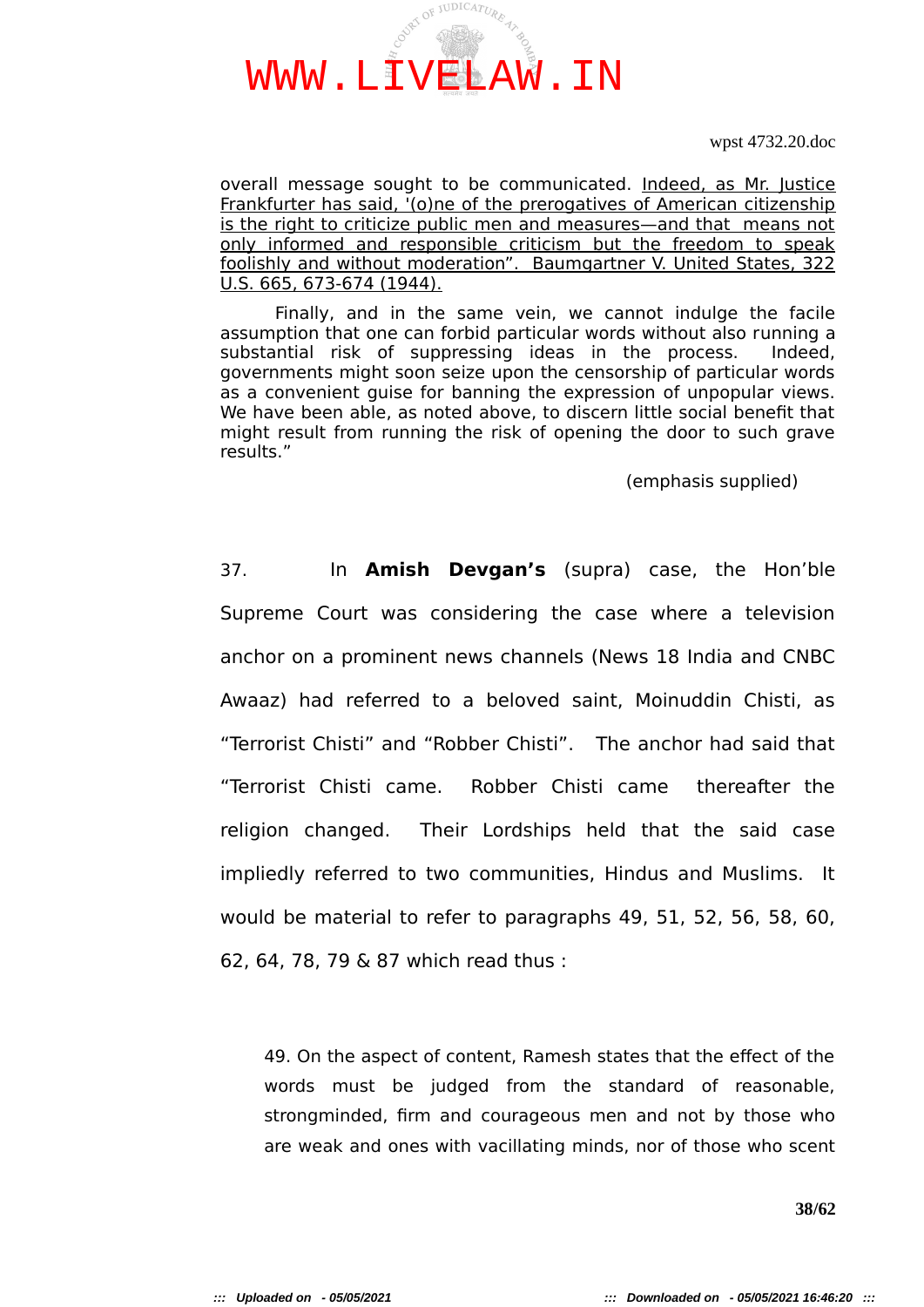overall message sought to be communicated. Indeed, as Mr. Justice Frankfurter has said, '(o)ne of the prerogatives of American citizenship is the right to criticize public men and measures—and that means not only informed and responsible criticism but the freedom to speak foolishly and without moderation". Baumgartner V. United States, 322 U.S. 665, 673-674 (1944).

Finally, and in the same vein, we cannot indulge the facile assumption that one can forbid particular words without also running a substantial risk of suppressing ideas in the process. Indeed, governments might soon seize upon the censorship of particular words as a convenient guise for banning the expression of unpopular views. We have been able, as noted above, to discern little social benefit that might result from running the risk of opening the door to such grave results."

(emphasis supplied)

37. In **Amish Devgan's** (supra) case, the Hon'ble Supreme Court was considering the case where a television anchor on a prominent news channels (News 18 India and CNBC Awaaz) had referred to a beloved saint, Moinuddin Chisti, as "Terrorist Chisti" and "Robber Chisti". The anchor had said that "Terrorist Chisti came. Robber Chisti came thereafter the religion changed. Their Lordships held that the said case impliedly referred to two communities, Hindus and Muslims. It would be material to refer to paragraphs 49, 51, 52, 56, 58, 60, 62, 64, 78, 79 & 87 which read thus :

49. On the aspect of content, Ramesh states that the effect of the words must be judged from the standard of reasonable, strongminded, firm and courageous men and not by those who are weak and ones with vacillating minds, nor of those who scent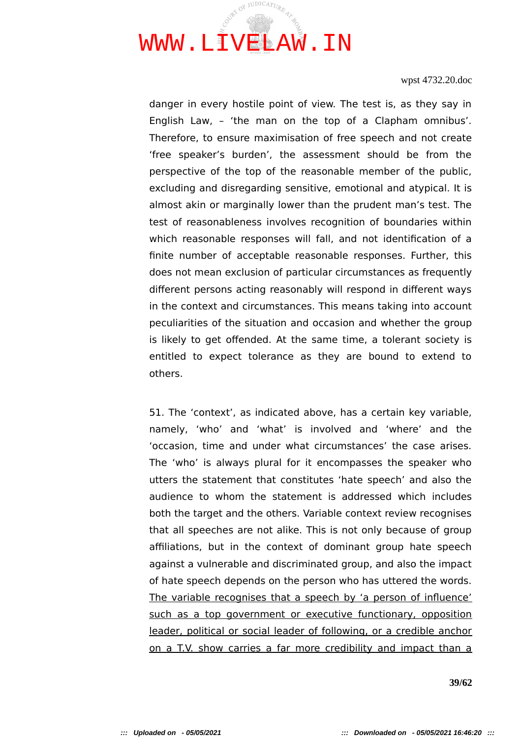danger in every hostile point of view. The test is, as they say in English Law, – 'the man on the top of a Clapham omnibus'. Therefore, to ensure maximisation of free speech and not create 'free speaker's burden', the assessment should be from the perspective of the top of the reasonable member of the public, excluding and disregarding sensitive, emotional and atypical. It is almost akin or marginally lower than the prudent man's test. The test of reasonableness involves recognition of boundaries within which reasonable responses will fall, and not identification of a finite number of acceptable reasonable responses. Further, this does not mean exclusion of particular circumstances as frequently different persons acting reasonably will respond in different ways in the context and circumstances. This means taking into account peculiarities of the situation and occasion and whether the group is likely to get offended. At the same time, a tolerant society is entitled to expect tolerance as they are bound to extend to others.

51. The 'context', as indicated above, has a certain key variable, namely, 'who' and 'what' is involved and 'where' and the 'occasion, time and under what circumstances' the case arises. The 'who' is always plural for it encompasses the speaker who utters the statement that constitutes 'hate speech' and also the audience to whom the statement is addressed which includes both the target and the others. Variable context review recognises that all speeches are not alike. This is not only because of group affiliations, but in the context of dominant group hate speech against a vulnerable and discriminated group, and also the impact of hate speech depends on the person who has uttered the words. <u>The variable recognises that a speech by 'a person of influence' such as a top government or executive functionary, opposition leader, political or social leader of following, or a credible anchor on a T.V. show carries a far more credibility and impact than a</u>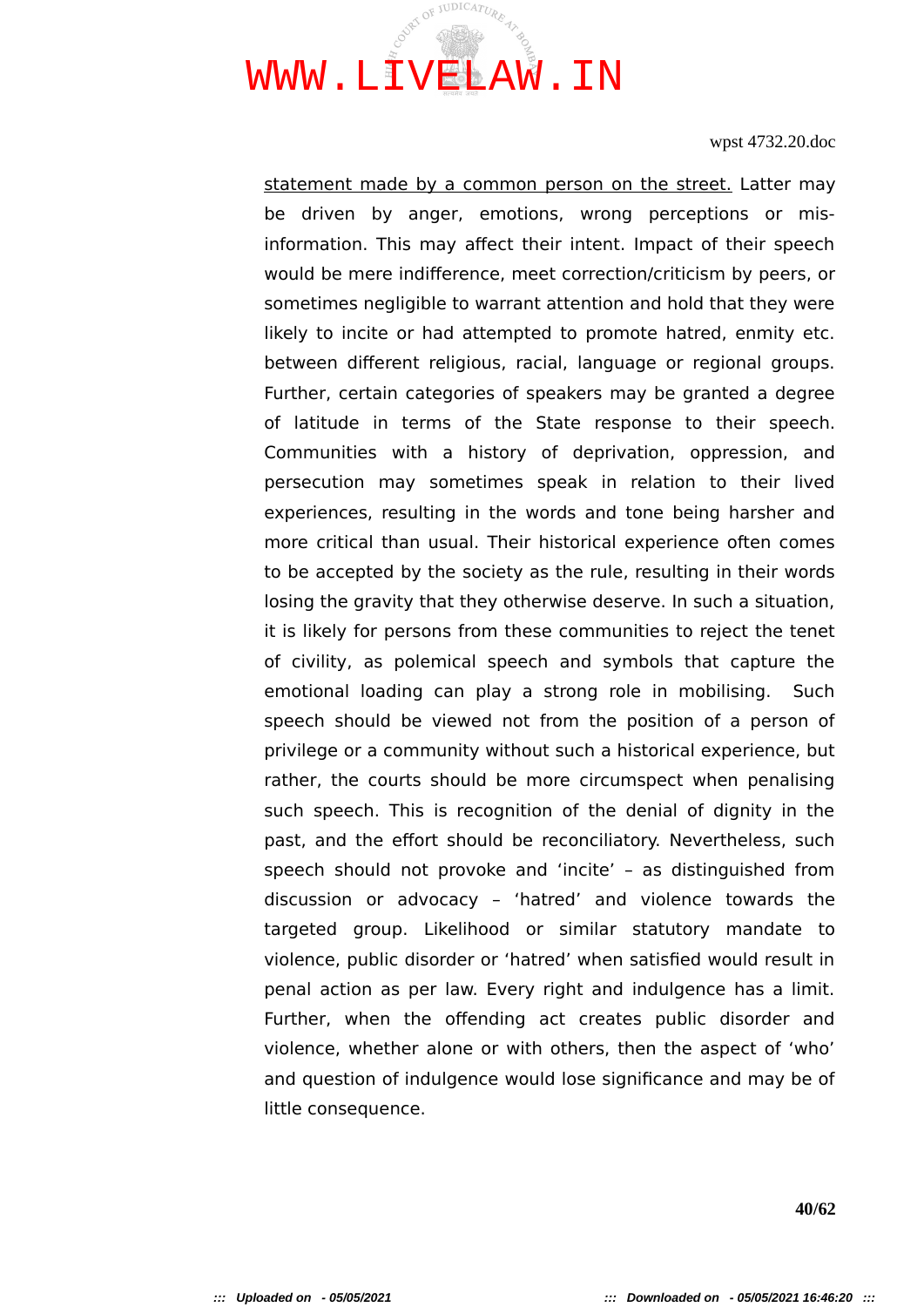statement made by a common person on the street. Latter may be driven by anger, emotions, wrong perceptions or mis-information. This may affect their intent. Impact of their speech would be mere indifference, meet correction/criticism by peers, or sometimes negligible to warrant attention and hold that they were likely to incite or had attempted to promote hatred, enmity etc. between different religious, racial, language or regional groups. Further, certain categories of speakers may be granted a degree of latitude in terms of the State response to their speech. Communities with a history of deprivation, oppression, and persecution may sometimes speak in relation to their lived experiences, resulting in the words and tone being harsher and more critical than usual. Their historical experience often comes to be accepted by the society as the rule, resulting in their words losing the gravity that they otherwise deserve. In such a situation, it is likely for persons from these communities to reject the tenet of civility, as polemical speech and symbols that capture the emotional loading can play a strong role in mobilising. Such speech should be viewed not from the position of a person of privilege or a community without such a historical experience, but rather, the courts should be more circumspect when penalising such speech. This is recognition of the denial of dignity in the past, and the effort should be reconciliatory. Nevertheless, such speech should not provoke and 'incite' – as distinguished from discussion or advocacy – 'hatred' and violence towards the targeted group. Likelihood or similar statutory mandate to violence, public disorder or 'hatred' when satisfied would result in penal action as per law. Every right and indulgence has a limit. Further, when the offending act creates public disorder and violence, whether alone or with others, then the aspect of 'who' and question of indulgence would lose significance and may be of little consequence.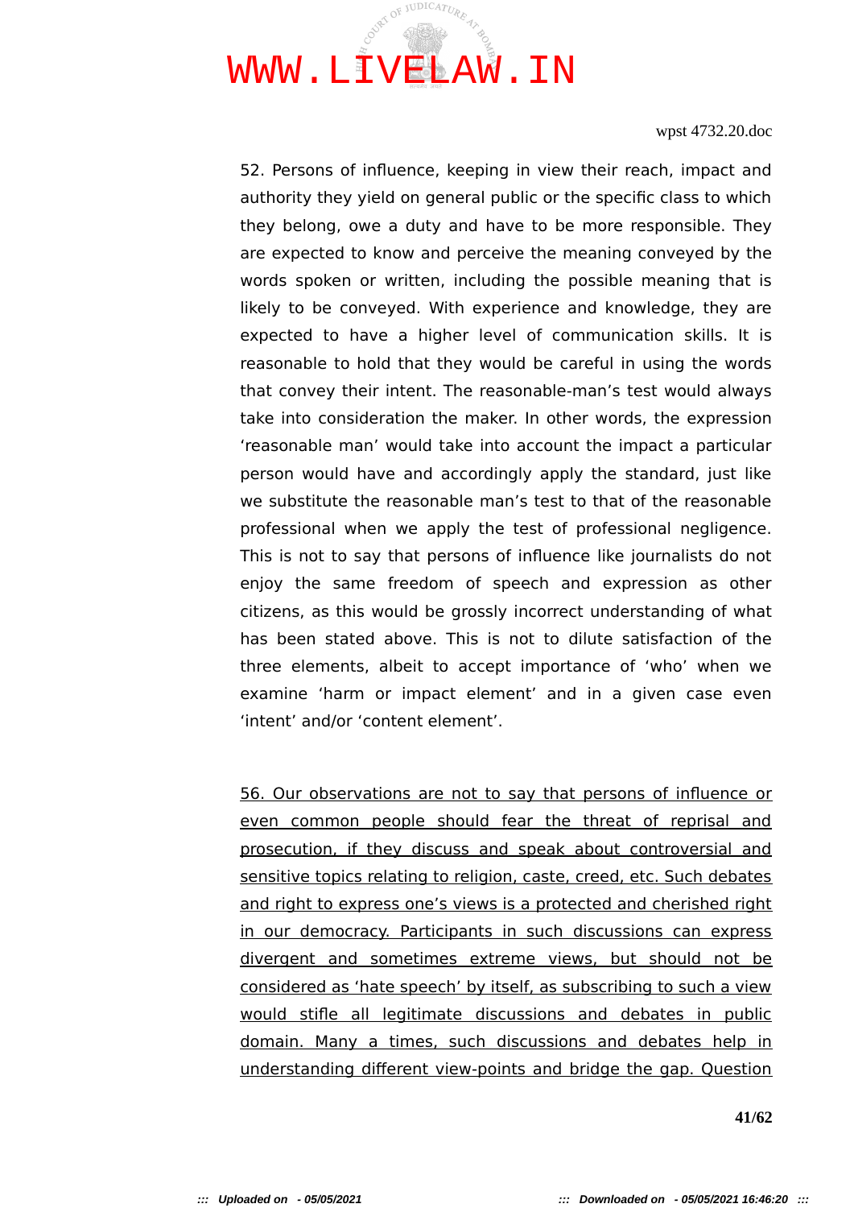52. Persons of influence, keeping in view their reach, impact and authority they yield on general public or the specific class to which they belong, owe a duty and have to be more responsible. They are expected to know and perceive the meaning conveyed by the words spoken or written, including the possible meaning that is likely to be conveyed. With experience and knowledge, they are expected to have a higher level of communication skills. It is reasonable to hold that they would be careful in using the words that convey their intent. The reasonable-man's test would always take into consideration the maker. In other words, the expression 'reasonable man' would take into account the impact a particular person would have and accordingly apply the standard, just like we substitute the reasonable man's test to that of the reasonable professional when we apply the test of professional negligence. This is not to say that persons of influence like journalists do not enjoy the same freedom of speech and expression as other citizens, as this would be grossly incorrect understanding of what has been stated above. This is not to dilute satisfaction of the three elements, albeit to accept importance of 'who' when we examine 'harm or impact element' and in a given case even 'intent' and/or 'content element'.

<u>56. Our observations are not to say that persons of influence or even common people should fear the threat of reprisal and prosecution, if they discuss and speak about controversial and sensitive topics relating to religion, caste, creed, etc. Such debates and right to express one's views is a protected and cherished right in our democracy. Participants in such discussions can express divergent and sometimes extreme views, but should not be considered as 'hate speech' by itself, as subscribing to such a view would stifle all legitimate discussions and debates in public domain. Many a times, such discussions and debates help in understanding different view-points and bridge the gap. Question</u>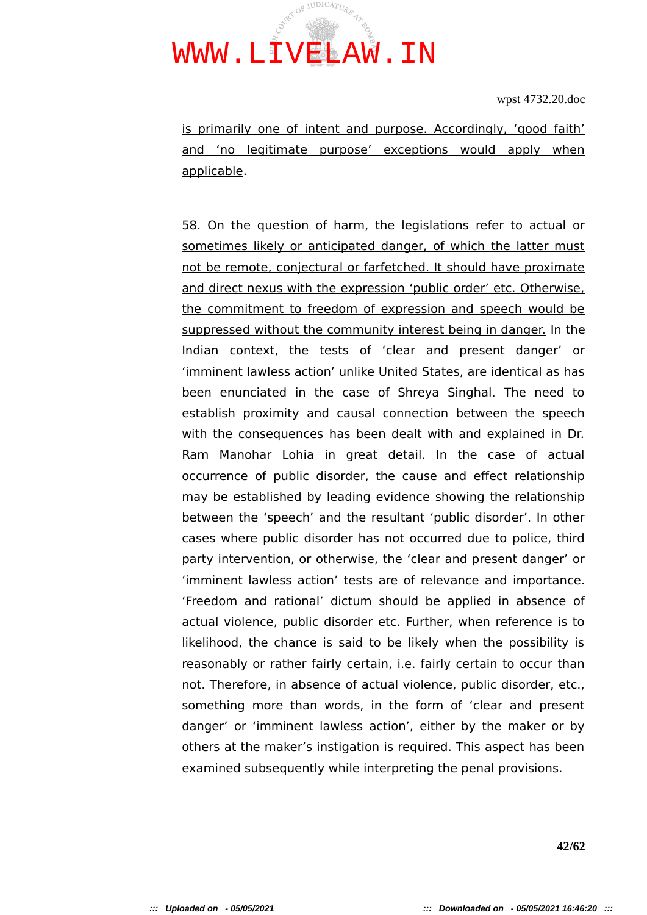<u>is primarily one of intent and purpose. Accordingly, 'good faith' and 'no legitimate purpose' exceptions would apply when applicable</u>.

58. <u>On the question of harm, the legislations refer to actual or sometimes likely or anticipated danger, of which the latter must not be remote, conjectural or farfetched. It should have proximate and direct nexus with the expression 'public order' etc. Otherwise, the commitment to freedom of expression and speech would be suppressed without the community interest being in danger.</u> In the Indian context, the tests of 'clear and present danger' or 'imminent lawless action' unlike United States, are identical as has been enunciated in the case of Shreya Singhal. The need to establish proximity and causal connection between the speech with the consequences has been dealt with and explained in Dr. Ram Manohar Lohia in great detail. In the case of actual occurrence of public disorder, the cause and effect relationship may be established by leading evidence showing the relationship between the 'speech' and the resultant 'public disorder'. In other cases where public disorder has not occurred due to police, third party intervention, or otherwise, the 'clear and present danger' or 'imminent lawless action' tests are of relevance and importance. 'Freedom and rational' dictum should be applied in absence of actual violence, public disorder etc. Further, when reference is to likelihood, the chance is said to be likely when the possibility is reasonably or rather fairly certain, i.e. fairly certain to occur than not. Therefore, in absence of actual violence, public disorder, etc., something more than words, in the form of 'clear and present danger' or 'imminent lawless action', either by the maker or by others at the maker's instigation is required. This aspect has been examined subsequently while interpreting the penal provisions.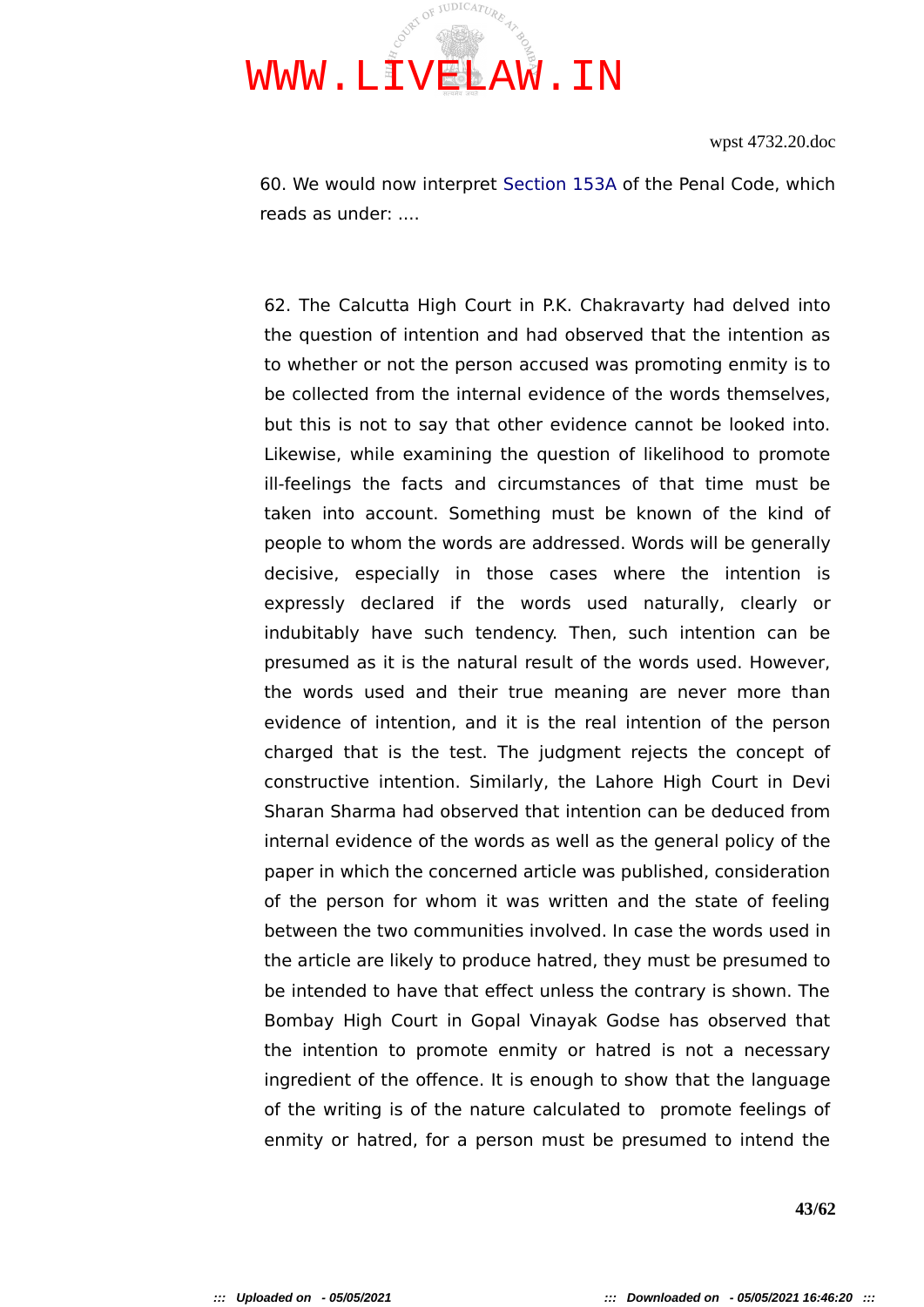60. We would now interpret Section 153A of the Penal Code, which reads as under: ....

62. The Calcutta High Court in P.K. Chakravarty had delved into the question of intention and had observed that the intention as to whether or not the person accused was promoting enmity is to be collected from the internal evidence of the words themselves, but this is not to say that other evidence cannot be looked into. Likewise, while examining the question of likelihood to promote ill-feelings the facts and circumstances of that time must be taken into account. Something must be known of the kind of people to whom the words are addressed. Words will be generally decisive, especially in those cases where the intention is expressly declared if the words used naturally, clearly or indubitably have such tendency. Then, such intention can be presumed as it is the natural result of the words used. However, the words used and their true meaning are never more than evidence of intention, and it is the real intention of the person charged that is the test. The judgment rejects the concept of constructive intention. Similarly, the Lahore High Court in Devi Sharan Sharma had observed that intention can be deduced from internal evidence of the words as well as the general policy of the paper in which the concerned article was published, consideration of the person for whom it was written and the state of feeling between the two communities involved. In case the words used in the article are likely to produce hatred, they must be presumed to be intended to have that effect unless the contrary is shown. The Bombay High Court in Gopal Vinayak Godse has observed that the intention to promote enmity or hatred is not a necessary ingredient of the offence. It is enough to show that the language of the writing is of the nature calculated to promote feelings of enmity or hatred, for a person must be presumed to intend the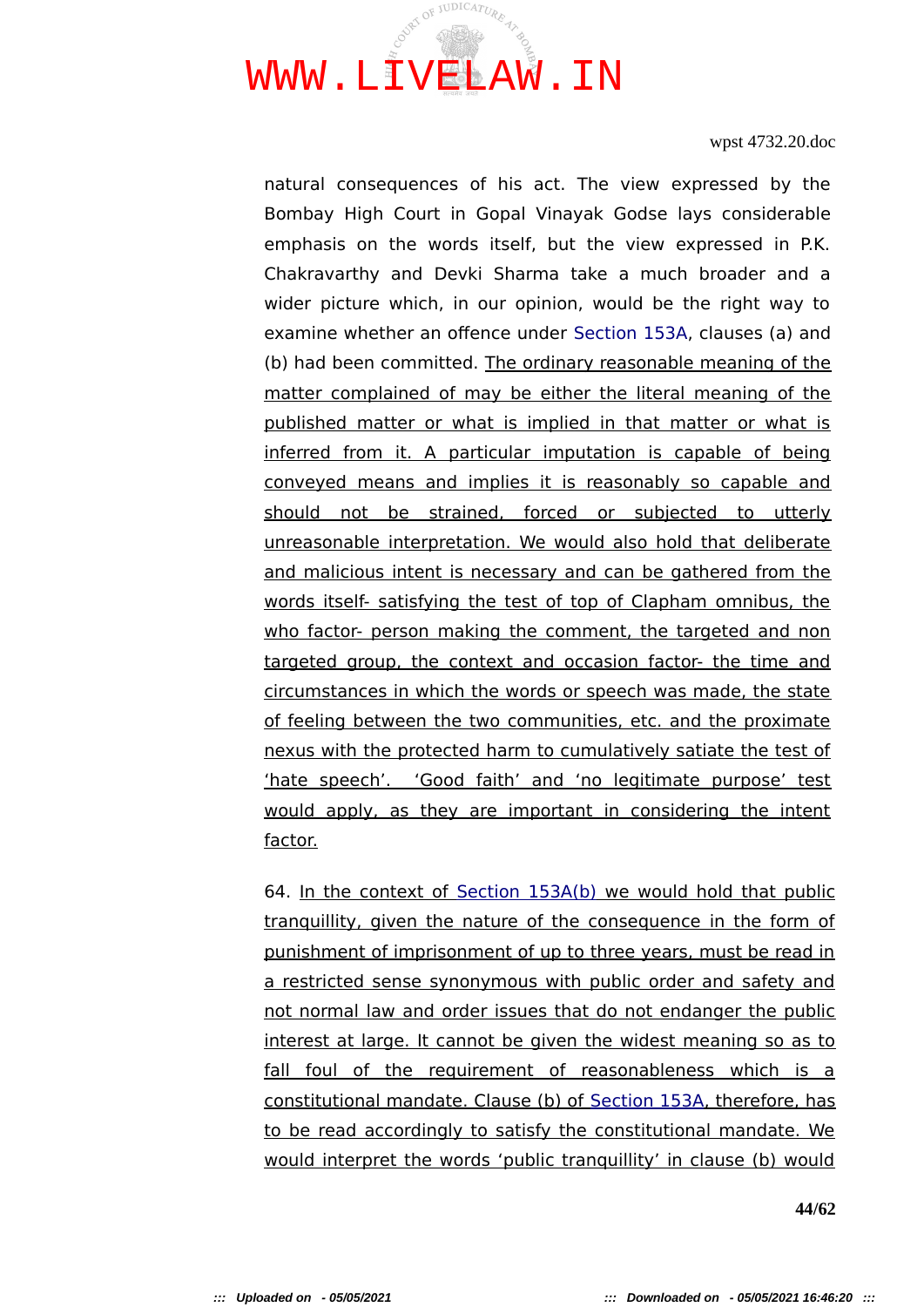natural consequences of his act. The view expressed by the Bombay High Court in Gopal Vinayak Godse lays considerable emphasis on the words itself, but the view expressed in P.K. Chakravarthy and Devki Sharma take a much broader and a wider picture which, in our opinion, would be the right way to examine whether an offence under Section 153A, clauses (a) and (b) had been committed. <u>The ordinary reasonable meaning of the matter complained of may be either the literal meaning of the published matter or what is implied in that matter or what is inferred from it. A particular imputation is capable of being conveyed means and implies it is reasonably so capable and should not be strained, forced or subjected to utterly unreasonable interpretation. We would also hold that deliberate and malicious intent is necessary and can be gathered from the words itself- satisfying the test of top of Clapham omnibus, the who factor- person making the comment, the targeted and non targeted group, the context and occasion factor- the time and circumstances in which the words or speech was made, the state of feeling between the two communities, etc. and the proximate nexus with the protected harm to cumulatively satiate the test of 'hate speech'. 'Good faith' and 'no legitimate purpose' test would apply, as they are important in considering the intent factor.</u>

64. <u>In the context of Section 153A(b) we would hold that public tranquillity, given the nature of the consequence in the form of punishment of imprisonment of up to three years, must be read in a restricted sense synonymous with public order and safety and not normal law and order issues that do not endanger the public interest at large. It cannot be given the widest meaning so as to fall foul of the requirement of reasonableness which is a constitutional mandate. Clause (b) of Section 153A, therefore, has to be read accordingly to satisfy the constitutional mandate. We would interpret the words 'public tranquillity' in clause (b) would</u>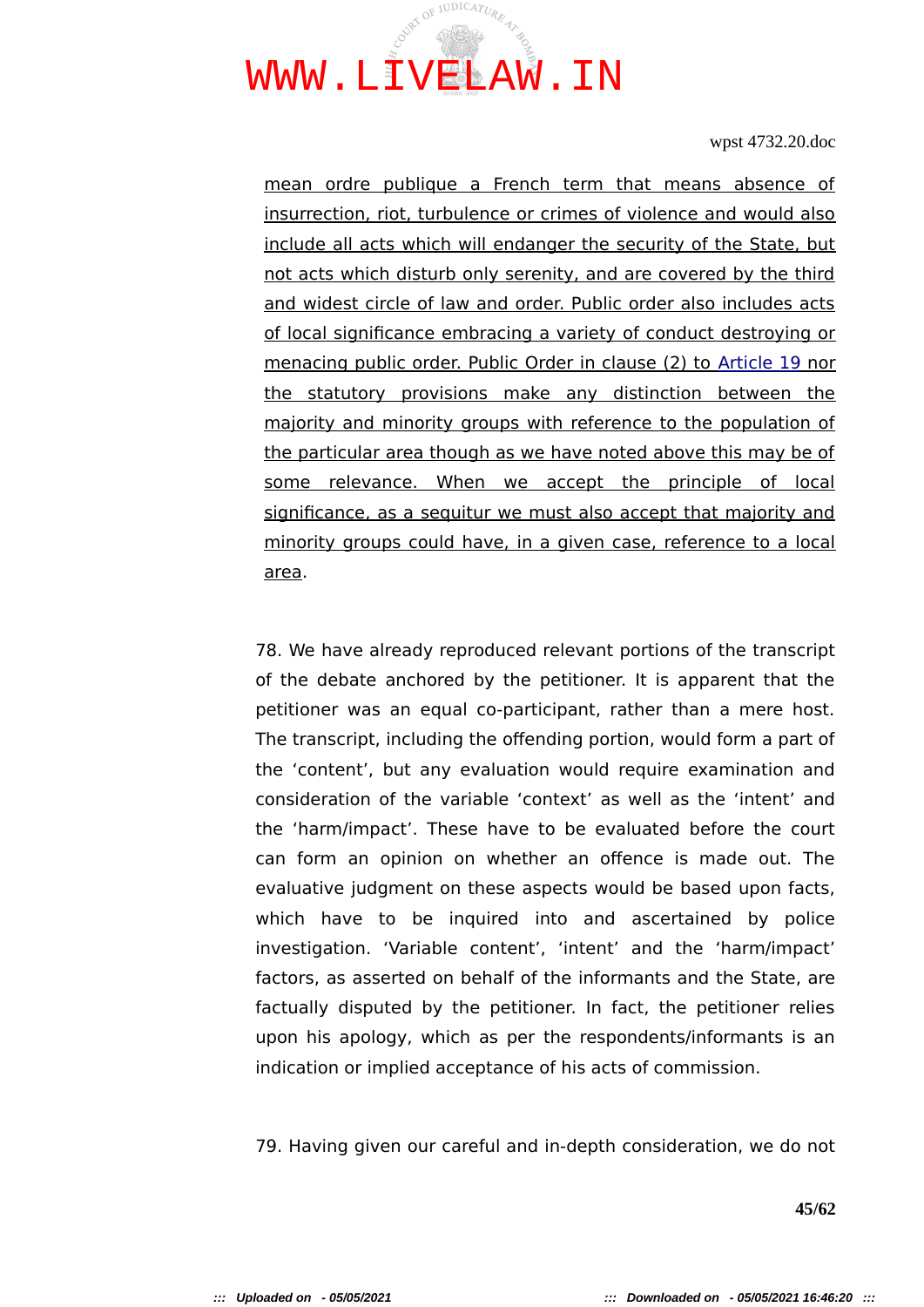mean ordre publique a French term that means absence of insurrection, riot, turbulence or crimes of violence and would also include all acts which will endanger the security of the State, but not acts which disturb only serenity, and are covered by the third and widest circle of law and order. Public order also includes acts of local significance embracing a variety of conduct destroying or menacing public order. Public Order in clause (2) to Article 19 nor the statutory provisions make any distinction between the majority and minority groups with reference to the population of the particular area though as we have noted above this may be of some relevance. When we accept the principle of local significance, as a sequitur we must also accept that majority and minority groups could have, in a given case, reference to a local area.

78. We have already reproduced relevant portions of the transcript of the debate anchored by the petitioner. It is apparent that the petitioner was an equal co-participant, rather than a mere host. The transcript, including the offending portion, would form a part of the 'content', but any evaluation would require examination and consideration of the variable 'context' as well as the 'intent' and the 'harm/impact'. These have to be evaluated before the court can form an opinion on whether an offence is made out. The evaluative judgment on these aspects would be based upon facts, which have to be inquired into and ascertained by police investigation. 'Variable content', 'intent' and the 'harm/impact' factors, as asserted on behalf of the informants and the State, are factually disputed by the petitioner. In fact, the petitioner relies upon his apology, which as per the respondents/informants is an indication or implied acceptance of his acts of commission.

79. Having given our careful and in-depth consideration, we do not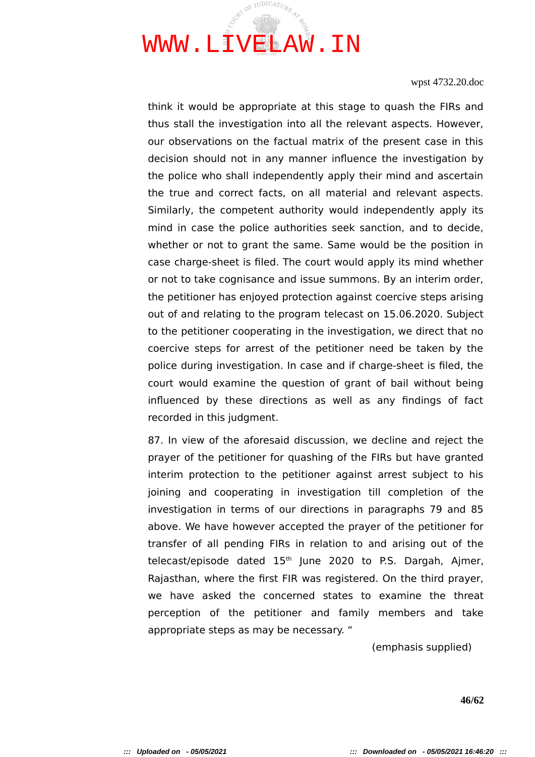think it would be appropriate at this stage to quash the FIRs and thus stall the investigation into all the relevant aspects. However, our observations on the factual matrix of the present case in this decision should not in any manner influence the investigation by the police who shall independently apply their mind and ascertain the true and correct facts, on all material and relevant aspects. Similarly, the competent authority would independently apply its mind in case the police authorities seek sanction, and to decide, whether or not to grant the same. Same would be the position in case charge-sheet is filed. The court would apply its mind whether or not to take cognisance and issue summons. By an interim order, the petitioner has enjoyed protection against coercive steps arising out of and relating to the program telecast on 15.06.2020. Subject to the petitioner cooperating in the investigation, we direct that no coercive steps for arrest of the petitioner need be taken by the police during investigation. In case and if charge-sheet is filed, the court would examine the question of grant of bail without being influenced by these directions as well as any findings of fact recorded in this judgment.

87. In view of the aforesaid discussion, we decline and reject the prayer of the petitioner for quashing of the FIRs but have granted interim protection to the petitioner against arrest subject to his joining and cooperating in investigation till completion of the investigation in terms of our directions in paragraphs 79 and 85 above. We have however accepted the prayer of the petitioner for transfer of all pending FIRs in relation to and arising out of the telecast/episode dated 15th June 2020 to P.S. Dargah, Ajmer, Rajasthan, where the first FIR was registered. On the third prayer, we have asked the concerned states to examine the threat perception of the petitioner and family members and take appropriate steps as may be necessary. "

(emphasis supplied)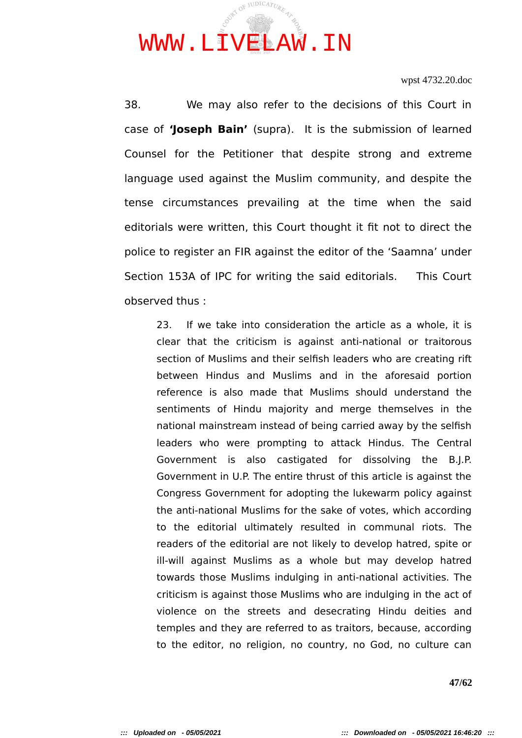38. We may also refer to the decisions of this Court in case of **'Joseph Bain'** (supra). It is the submission of learned Counsel for the Petitioner that despite strong and extreme language used against the Muslim community, and despite the tense circumstances prevailing at the time when the said editorials were written, this Court thought it fit not to direct the police to register an FIR against the editor of the 'Saamna' under Section 153A of IPC for writing the said editorials. This Court observed thus :

> 23. If we take into consideration the article as a whole, it is clear that the criticism is against anti-national or traitorous section of Muslims and their selfish leaders who are creating rift between Hindus and Muslims and in the aforesaid portion reference is also made that Muslims should understand the sentiments of Hindu majority and merge themselves in the national mainstream instead of being carried away by the selfish leaders who were prompting to attack Hindus. The Central Government is also castigated for dissolving the B.J.P. Government in U.P. The entire thrust of this article is against the Congress Government for adopting the lukewarm policy against the anti-national Muslims for the sake of votes, which according to the editorial ultimately resulted in communal riots. The readers of the editorial are not likely to develop hatred, spite or ill-will against Muslims as a whole but may develop hatred towards those Muslims indulging in anti-national activities. The criticism is against those Muslims who are indulging in the act of violence on the streets and desecrating Hindu deities and temples and they are referred to as traitors, because, according to the editor, no religion, no country, no God, no culture can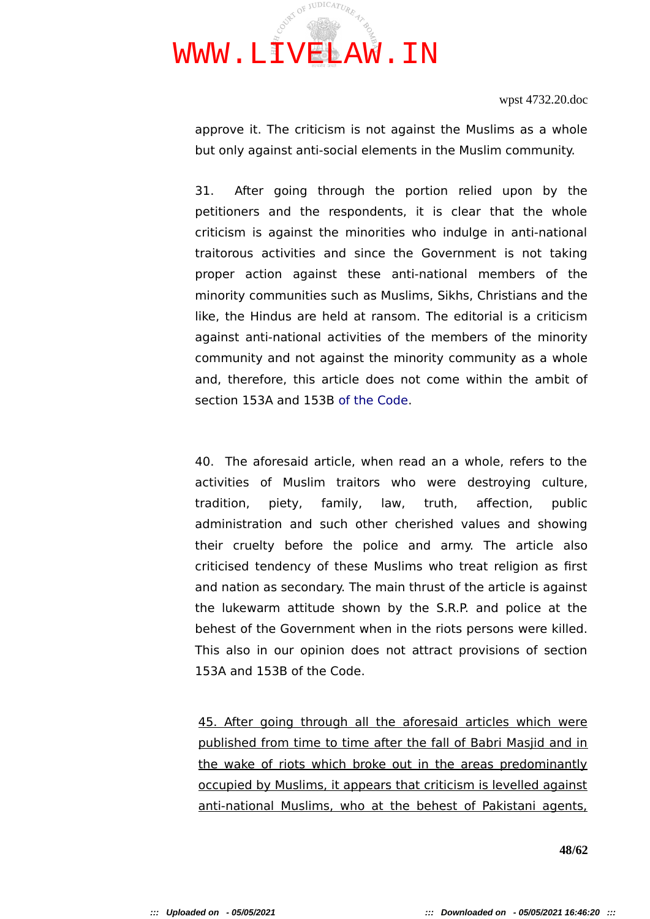approve it. The criticism is not against the Muslims as a whole but only against anti-social elements in the Muslim community.

31. After going through the portion relied upon by the petitioners and the respondents, it is clear that the whole criticism is against the minorities who indulge in anti-national traitorous activities and since the Government is not taking proper action against these anti-national members of the minority communities such as Muslims, Sikhs, Christians and the like, the Hindus are held at ransom. The editorial is a criticism against anti-national activities of the members of the minority community and not against the minority community as a whole and, therefore, this article does not come within the ambit of section 153A and 153B of the Code.

40. The aforesaid article, when read an a whole, refers to the activities of Muslim traitors who were destroying culture, tradition, piety, family, law, truth, affection, public administration and such other cherished values and showing their cruelty before the police and army. The article also criticised tendency of these Muslims who treat religion as first and nation as secondary. The main thrust of the article is against the lukewarm attitude shown by the S.R.P. and police at the behest of the Government when in the riots persons were killed. This also in our opinion does not attract provisions of section 153A and 153B of the Code.

<u>45. After going through all the aforesaid articles which were published from time to time after the fall of Babri Masjid and in the wake of riots which broke out in the areas predominantly occupied by Muslims, it appears that criticism is levelled against anti-national Muslims, who at the behest of Pakistani agents,</u>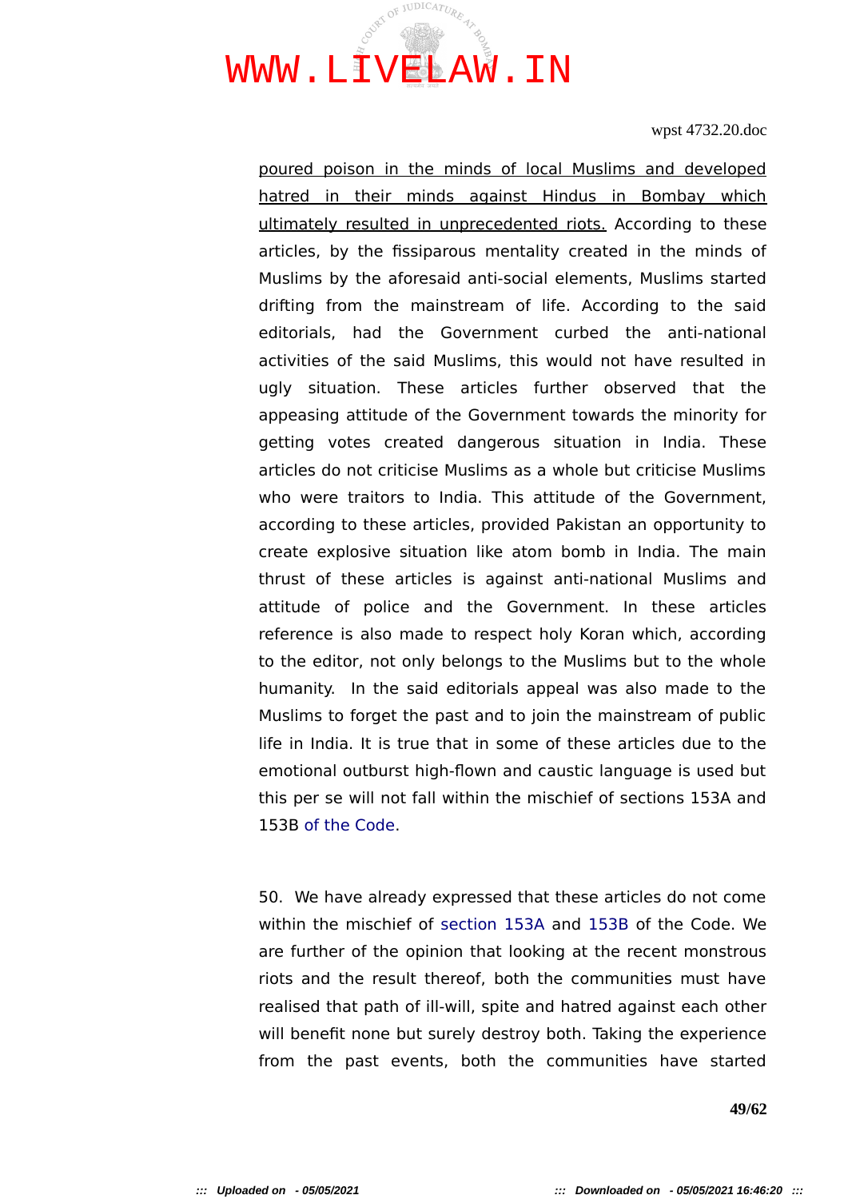<u>poured poison in the minds of local Muslims and developed hatred in their minds against Hindus in Bombay which ultimately resulted in unprecedented riots.</u> According to these articles, by the fissiparous mentality created in the minds of Muslims by the aforesaid anti-social elements, Muslims started drifting from the mainstream of life. According to the said editorials, had the Government curbed the anti-national activities of the said Muslims, this would not have resulted in ugly situation. These articles further observed that the appeasing attitude of the Government towards the minority for getting votes created dangerous situation in India. These articles do not criticise Muslims as a whole but criticise Muslims who were traitors to India. This attitude of the Government, according to these articles, provided Pakistan an opportunity to create explosive situation like atom bomb in India. The main thrust of these articles is against anti-national Muslims and attitude of police and the Government. In these articles reference is also made to respect holy Koran which, according to the editor, not only belongs to the Muslims but to the whole humanity. In the said editorials appeal was also made to the Muslims to forget the past and to join the mainstream of public life in India. It is true that in some of these articles due to the emotional outburst high-flown and caustic language is used but this per se will not fall within the mischief of sections 153A and 153B of the Code.

50. We have already expressed that these articles do not come within the mischief of section 153A and 153B of the Code. We are further of the opinion that looking at the recent monstrous riots and the result thereof, both the communities must have realised that path of ill-will, spite and hatred against each other will benefit none but surely destroy both. Taking the experience from the past events, both the communities have started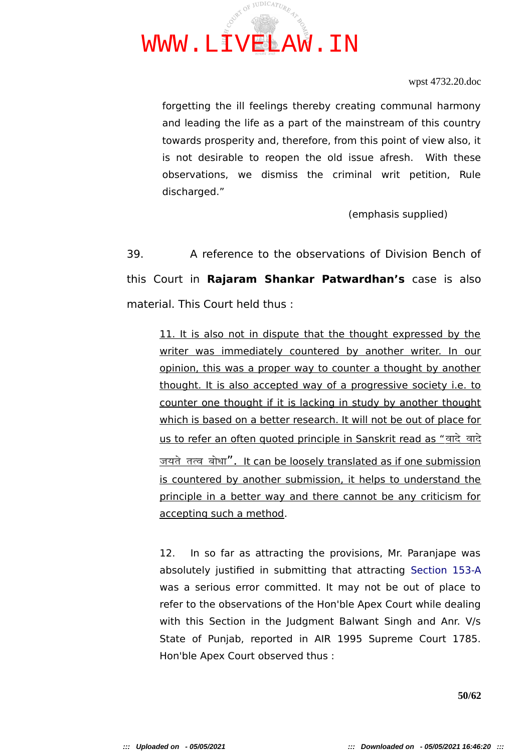forgetting the ill feelings thereby creating communal harmony and leading the life as a part of the mainstream of this country towards prosperity and, therefore, from this point of view also, it is not desirable to reopen the old issue afresh. With these observations, we dismiss the criminal writ petition, Rule discharged."

(emphasis supplied)

39. A reference to the observations of Division Bench of this Court in **Rajaram Shankar Patwardhan's** case is also material. This Court held thus :

> <u>11. It is also not in dispute that the thought expressed by the writer was immediately countered by another writer. In our opinion, this was a proper way to counter a thought by another thought. It is also accepted way of a progressive society i.e. to counter one thought if it is lacking in study by another thought which is based on a better research. It will not be out of place for us to refer an often quoted principle in Sanskrit read as "वादे वादे जयते तत्व बोधा". It can be loosely translated as if one submission is countered by another submission, it helps to understand the principle in a better way and there cannot be any criticism for accepting such a method</u>.
>
> 12. In so far as attracting the provisions, Mr. Paranjape was absolutely justified in submitting that attracting Section 153-A was a serious error committed. It may not be out of place to refer to the observations of the Hon'ble Apex Court while dealing with this Section in the Judgment Balwant Singh and Anr. V/s State of Punjab, reported in AIR 1995 Supreme Court 1785. Hon'ble Apex Court observed thus :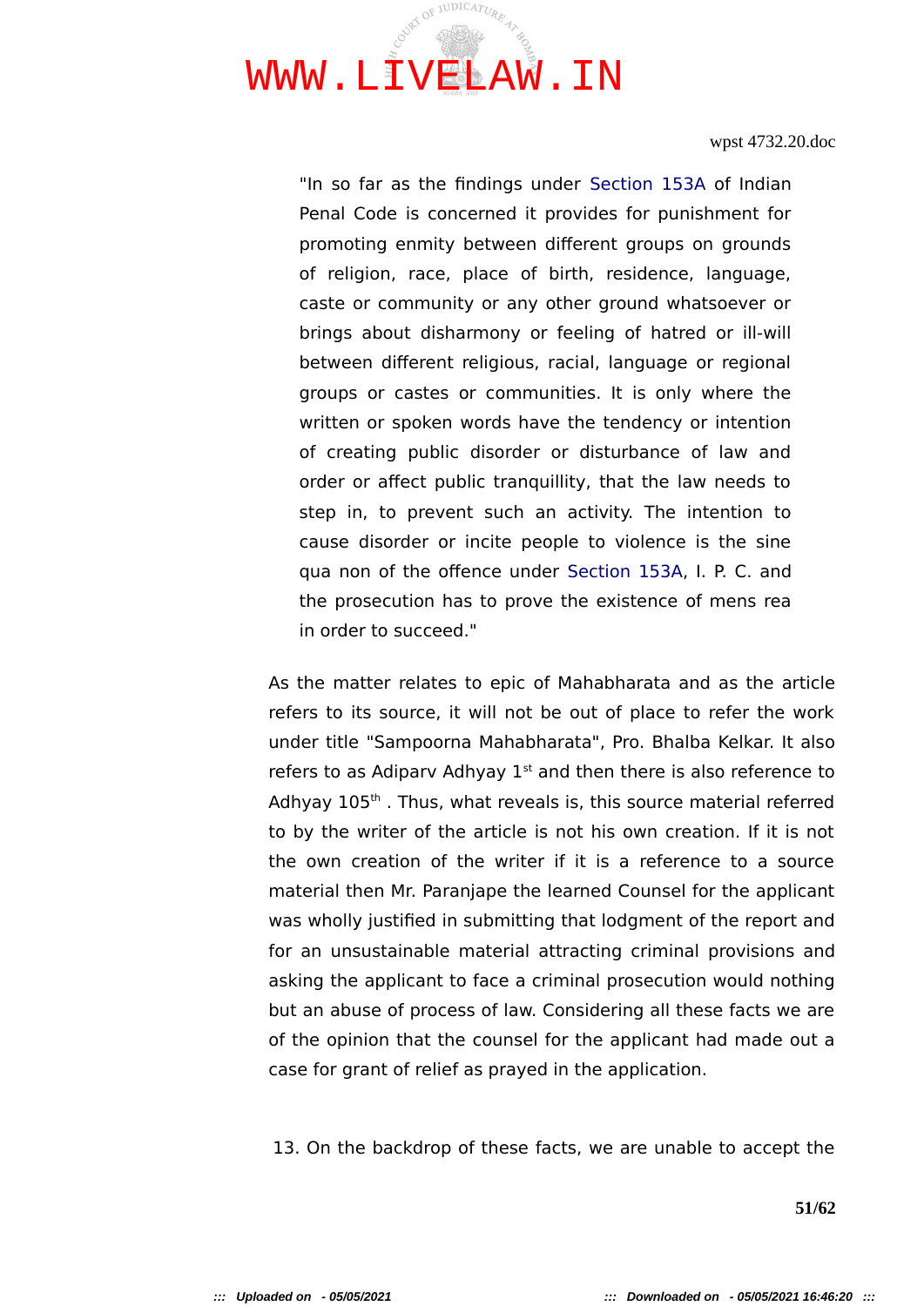> "In so far as the findings under Section 153A of Indian Penal Code is concerned it provides for punishment for promoting enmity between different groups on grounds of religion, race, place of birth, residence, language, caste or community or any other ground whatsoever or brings about disharmony or feeling of hatred or ill-will between different religious, racial, language or regional groups or castes or communities. It is only where the written or spoken words have the tendency or intention of creating public disorder or disturbance of law and order or affect public tranquillity, that the law needs to step in, to prevent such an activity. The intention to cause disorder or incite people to violence is the sine qua non of the offence under Section 153A, I. P. C. and the prosecution has to prove the existence of mens rea in order to succeed."

As the matter relates to epic of Mahabharata and as the article refers to its source, it will not be out of place to refer the work under title "Sampoorna Mahabharata", Pro. Bhalba Kelkar. It also refers to as Adiparv Adhyay 1st and then there is also reference to Adhyay 105th . Thus, what reveals is, this source material referred to by the writer of the article is not his own creation. If it is not the own creation of the writer if it is a reference to a source material then Mr. Paranjape the learned Counsel for the applicant was wholly justified in submitting that lodgment of the report and for an unsustainable material attracting criminal provisions and asking the applicant to face a criminal prosecution would nothing but an abuse of process of law. Considering all these facts we are of the opinion that the counsel for the applicant had made out a case for grant of relief as prayed in the application.

13. On the backdrop of these facts, we are unable to accept the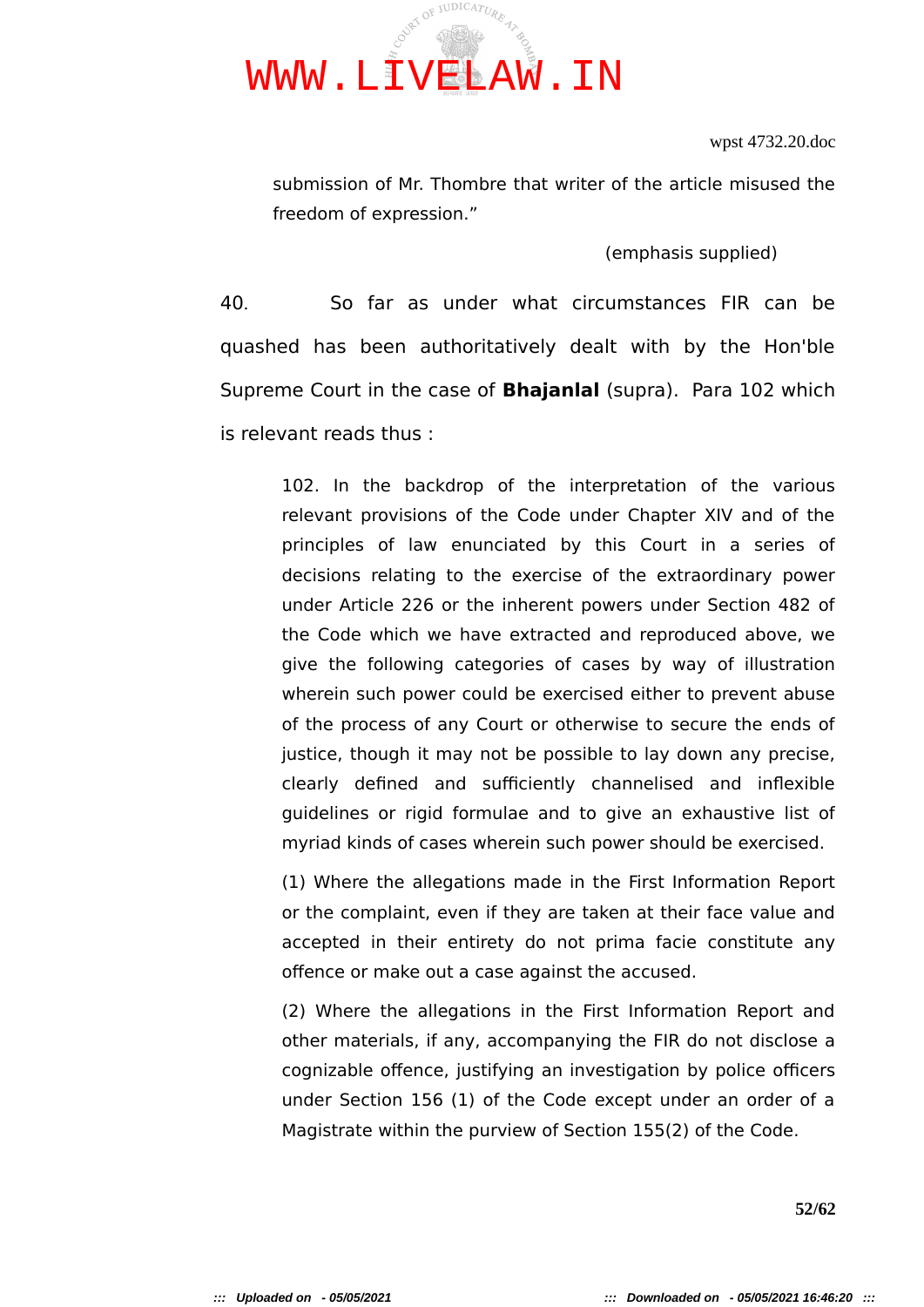submission of Mr. Thombre that writer of the article misused the freedom of expression."

(emphasis supplied)

40. So far as under what circumstances FIR can be quashed has been authoritatively dealt with by the Hon'ble Supreme Court in the case of **Bhajanlal** (supra). Para 102 which is relevant reads thus :

> 102. In the backdrop of the interpretation of the various relevant provisions of the Code under Chapter XIV and of the principles of law enunciated by this Court in a series of decisions relating to the exercise of the extraordinary power under Article 226 or the inherent powers under Section 482 of the Code which we have extracted and reproduced above, we give the following categories of cases by way of illustration wherein such power could be exercised either to prevent abuse of the process of any Court or otherwise to secure the ends of justice, though it may not be possible to lay down any precise, clearly defined and sufficiently channelised and inflexible guidelines or rigid formulae and to give an exhaustive list of myriad kinds of cases wherein such power should be exercised.
>
> (1) Where the allegations made in the First Information Report or the complaint, even if they are taken at their face value and accepted in their entirety do not prima facie constitute any offence or make out a case against the accused.
>
> (2) Where the allegations in the First Information Report and other materials, if any, accompanying the FIR do not disclose a cognizable offence, justifying an investigation by police officers under Section 156 (1) of the Code except under an order of a Magistrate within the purview of Section 155(2) of the Code.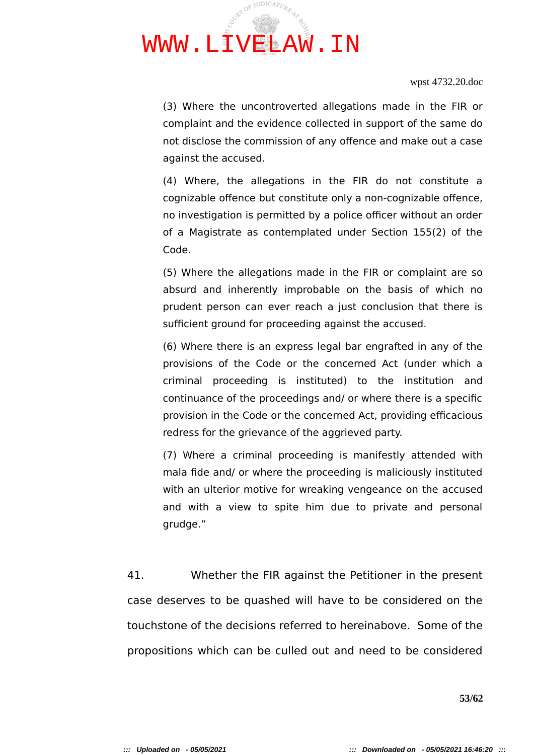> (3) Where the uncontroverted allegations made in the FIR or complaint and the evidence collected in support of the same do not disclose the commission of any offence and make out a case against the accused.
>
> (4) Where, the allegations in the FIR do not constitute a cognizable offence but constitute only a non-cognizable offence, no investigation is permitted by a police officer without an order of a Magistrate as contemplated under Section 155(2) of the Code.
>
> (5) Where the allegations made in the FIR or complaint are so absurd and inherently improbable on the basis of which no prudent person can ever reach a just conclusion that there is sufficient ground for proceeding against the accused.
>
> (6) Where there is an express legal bar engrafted in any of the provisions of the Code or the concerned Act (under which a criminal proceeding is instituted) to the institution and continuance of the proceedings and/ or where there is a specific provision in the Code or the concerned Act, providing efficacious redress for the grievance of the aggrieved party.
>
> (7) Where a criminal proceeding is manifestly attended with mala fide and/ or where the proceeding is maliciously instituted with an ulterior motive for wreaking vengeance on the accused and with a view to spite him due to private and personal grudge."

41. Whether the FIR against the Petitioner in the present case deserves to be quashed will have to be considered on the touchstone of the decisions referred to hereinabove. Some of the propositions which can be culled out and need to be considered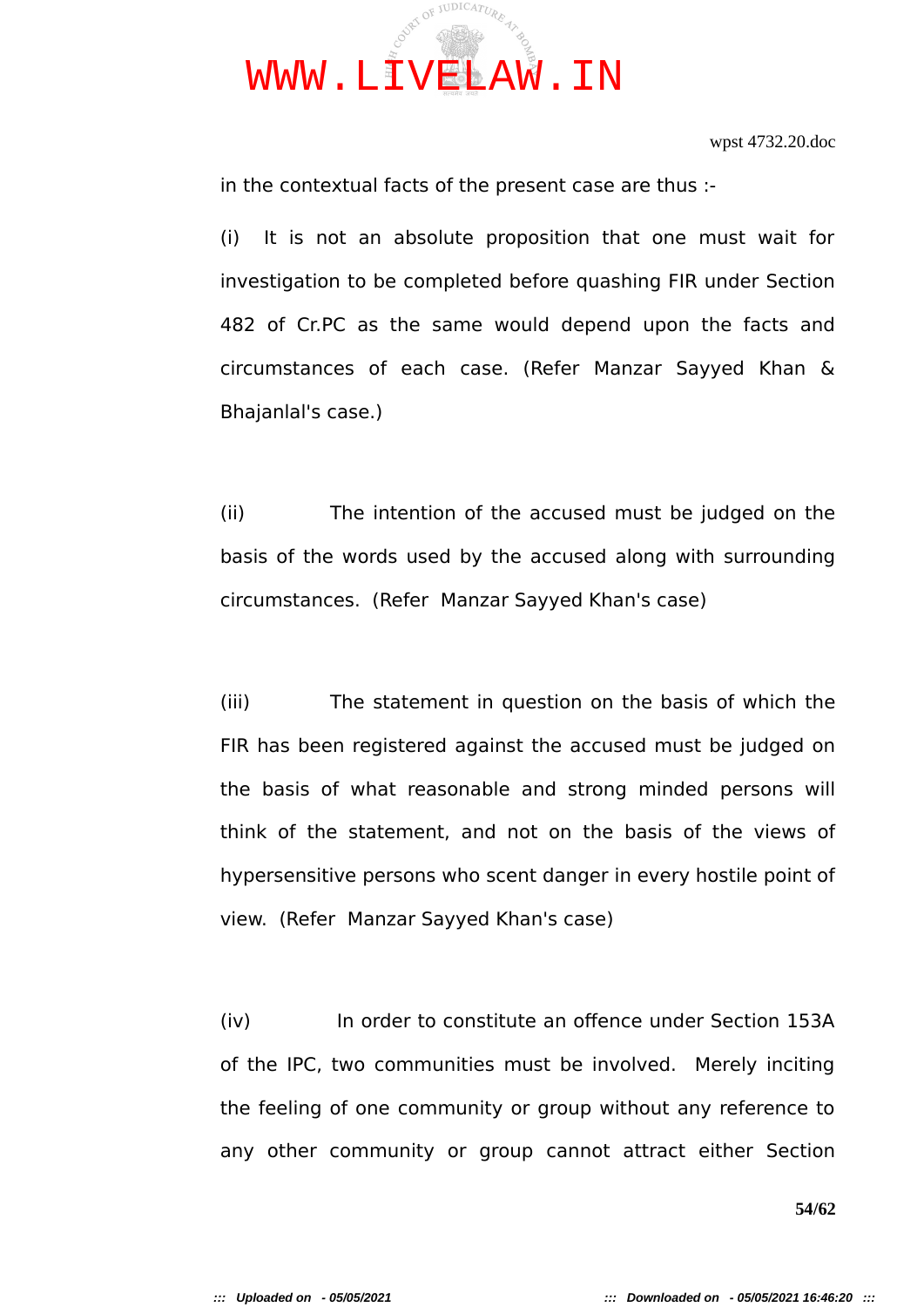in the contextual facts of the present case are thus :-

(i) It is not an absolute proposition that one must wait for investigation to be completed before quashing FIR under Section 482 of Cr.PC as the same would depend upon the facts and circumstances of each case. (Refer Manzar Sayyed Khan & Bhajanlal's case.)

(ii) The intention of the accused must be judged on the basis of the words used by the accused along with surrounding circumstances. (Refer Manzar Sayyed Khan's case)

(iii) The statement in question on the basis of which the FIR has been registered against the accused must be judged on the basis of what reasonable and strong minded persons will think of the statement, and not on the basis of the views of hypersensitive persons who scent danger in every hostile point of view. (Refer Manzar Sayyed Khan's case)

(iv) In order to constitute an offence under Section 153A of the IPC, two communities must be involved. Merely inciting the feeling of one community or group without any reference to any other community or group cannot attract either Section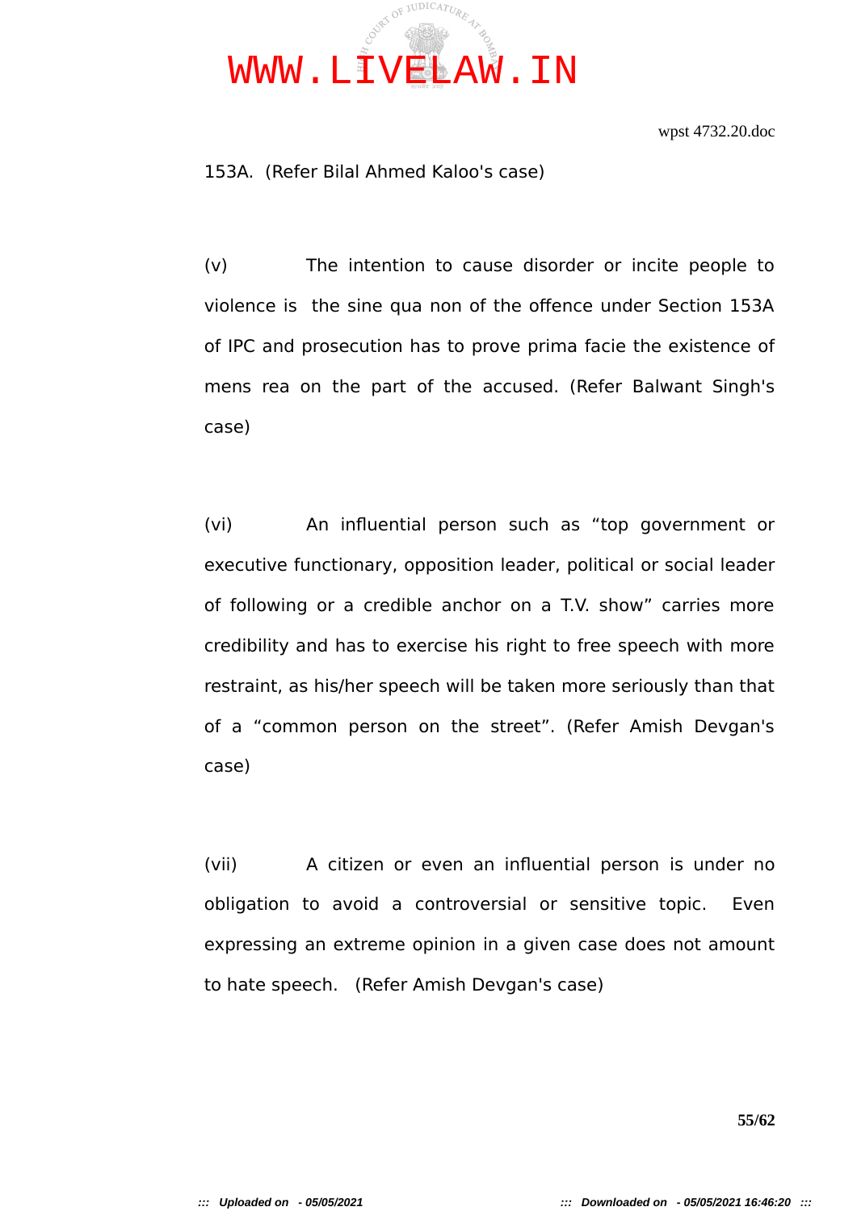153A. (Refer Bilal Ahmed Kaloo's case)

(v) The intention to cause disorder or incite people to violence is the sine qua non of the offence under Section 153A of IPC and prosecution has to prove prima facie the existence of mens rea on the part of the accused. (Refer Balwant Singh's case)

(vi) An influential person such as "top government or executive functionary, opposition leader, political or social leader of following or a credible anchor on a T.V. show" carries more credibility and has to exercise his right to free speech with more restraint, as his/her speech will be taken more seriously than that of a "common person on the street". (Refer Amish Devgan's case)

(vii) A citizen or even an influential person is under no obligation to avoid a controversial or sensitive topic. Even expressing an extreme opinion in a given case does not amount to hate speech. (Refer Amish Devgan's case)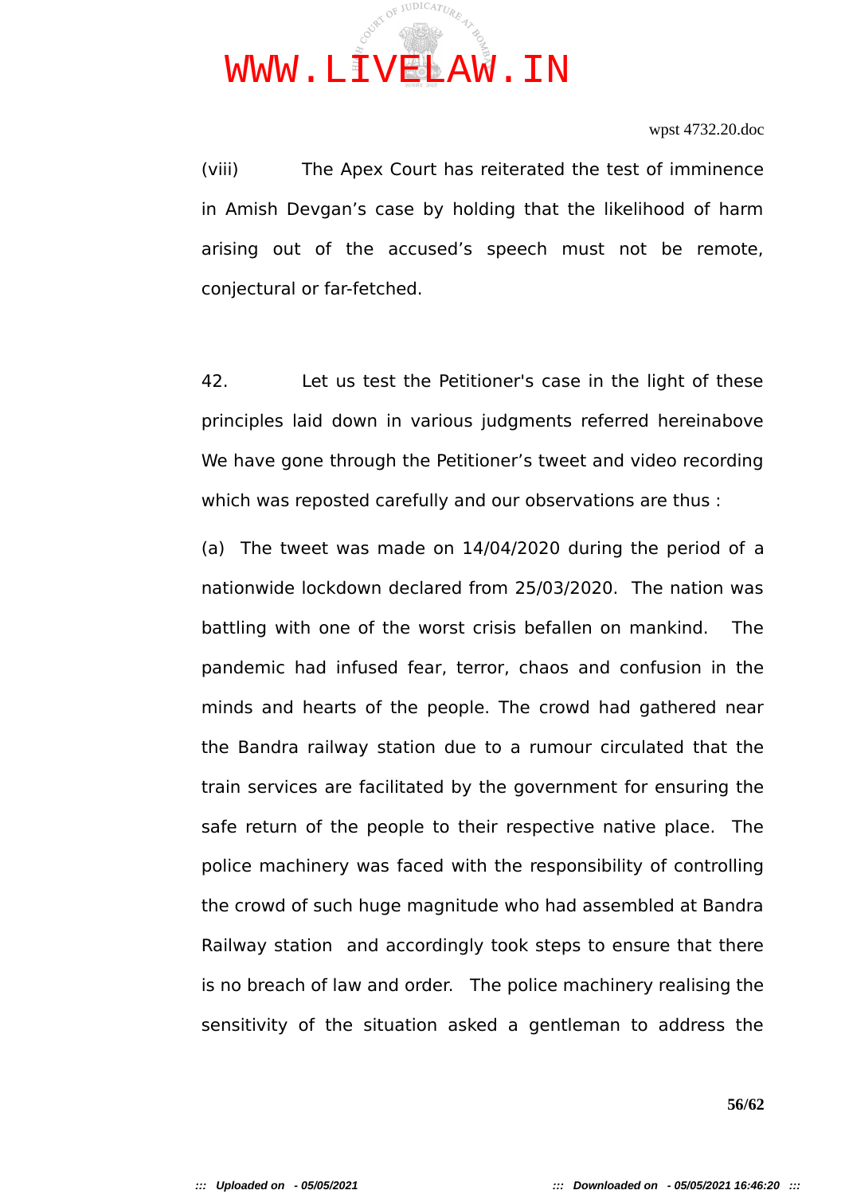(viii) The Apex Court has reiterated the test of imminence in Amish Devgan's case by holding that the likelihood of harm arising out of the accused's speech must not be remote, conjectural or far-fetched.

42. Let us test the Petitioner's case in the light of these principles laid down in various judgments referred hereinabove We have gone through the Petitioner's tweet and video recording which was reposted carefully and our observations are thus :

(a) The tweet was made on 14/04/2020 during the period of a nationwide lockdown declared from 25/03/2020. The nation was battling with one of the worst crisis befallen on mankind. The pandemic had infused fear, terror, chaos and confusion in the minds and hearts of the people. The crowd had gathered near the Bandra railway station due to a rumour circulated that the train services are facilitated by the government for ensuring the safe return of the people to their respective native place. The police machinery was faced with the responsibility of controlling the crowd of such huge magnitude who had assembled at Bandra Railway station and accordingly took steps to ensure that there is no breach of law and order. The police machinery realising the sensitivity of the situation asked a gentleman to address the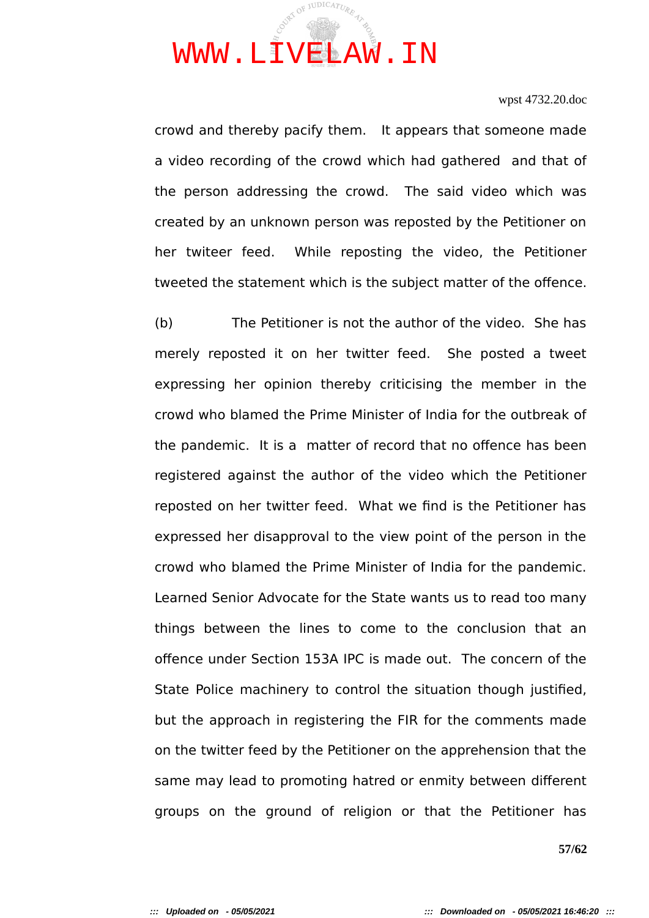crowd and thereby pacify them. It appears that someone made a video recording of the crowd which had gathered and that of the person addressing the crowd. The said video which was created by an unknown person was reposted by the Petitioner on her twiteer feed. While reposting the video, the Petitioner tweeted the statement which is the subject matter of the offence.

(b) The Petitioner is not the author of the video. She has merely reposted it on her twitter feed. She posted a tweet expressing her opinion thereby criticising the member in the crowd who blamed the Prime Minister of India for the outbreak of the pandemic. It is a matter of record that no offence has been registered against the author of the video which the Petitioner reposted on her twitter feed. What we find is the Petitioner has expressed her disapproval to the view point of the person in the crowd who blamed the Prime Minister of India for the pandemic. Learned Senior Advocate for the State wants us to read too many things between the lines to come to the conclusion that an offence under Section 153A IPC is made out. The concern of the State Police machinery to control the situation though justified, but the approach in registering the FIR for the comments made on the twitter feed by the Petitioner on the apprehension that the same may lead to promoting hatred or enmity between different groups on the ground of religion or that the Petitioner has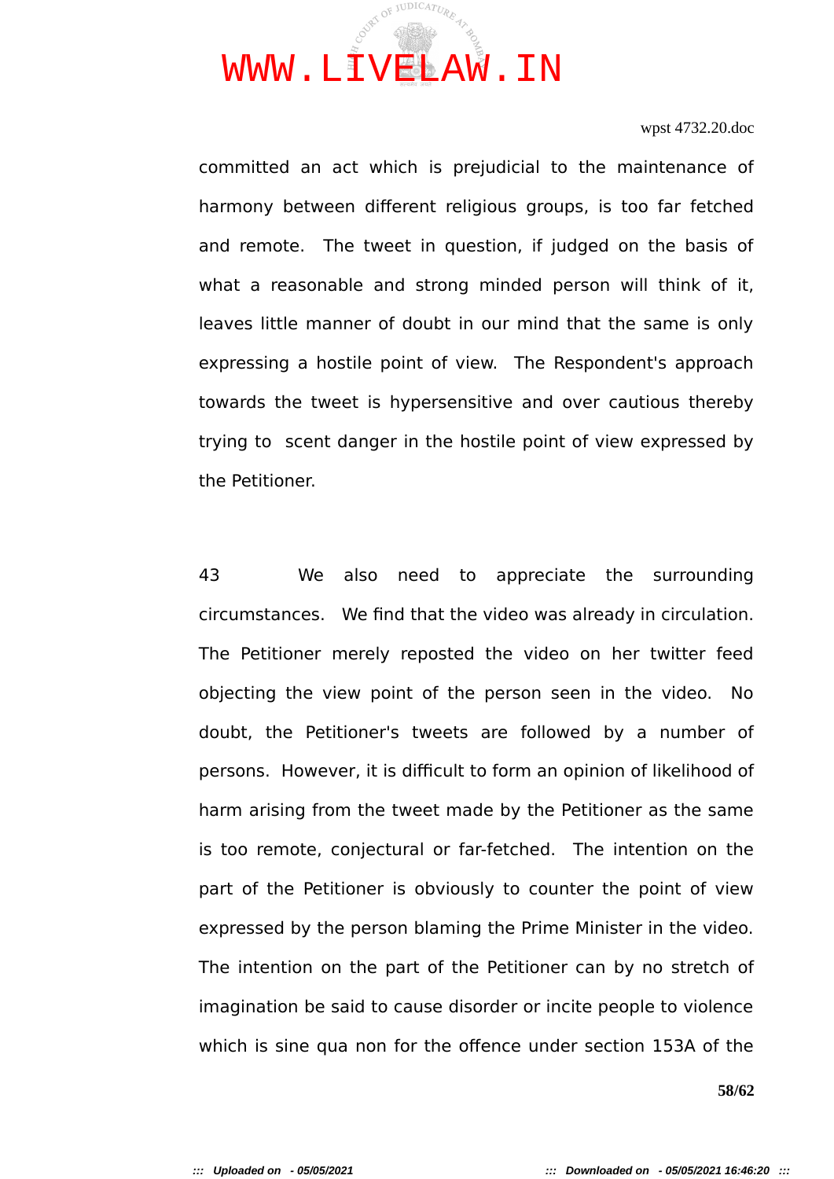committed an act which is prejudicial to the maintenance of harmony between different religious groups, is too far fetched and remote. The tweet in question, if judged on the basis of what a reasonable and strong minded person will think of it, leaves little manner of doubt in our mind that the same is only expressing a hostile point of view. The Respondent's approach towards the tweet is hypersensitive and over cautious thereby trying to scent danger in the hostile point of view expressed by the Petitioner.

43 We also need to appreciate the surrounding circumstances. We find that the video was already in circulation. The Petitioner merely reposted the video on her twitter feed objecting the view point of the person seen in the video. No doubt, the Petitioner's tweets are followed by a number of persons. However, it is difficult to form an opinion of likelihood of harm arising from the tweet made by the Petitioner as the same is too remote, conjectural or far-fetched. The intention on the part of the Petitioner is obviously to counter the point of view expressed by the person blaming the Prime Minister in the video. The intention on the part of the Petitioner can by no stretch of imagination be said to cause disorder or incite people to violence which is sine qua non for the offence under section 153A of the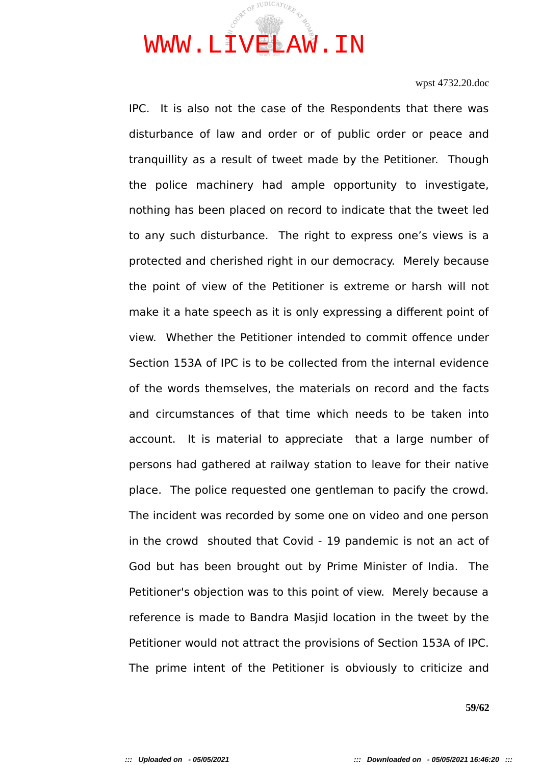IPC. It is also not the case of the Respondents that there was disturbance of law and order or of public order or peace and tranquillity as a result of tweet made by the Petitioner. Though the police machinery had ample opportunity to investigate, nothing has been placed on record to indicate that the tweet led to any such disturbance. The right to express one's views is a protected and cherished right in our democracy. Merely because the point of view of the Petitioner is extreme or harsh will not make it a hate speech as it is only expressing a different point of view. Whether the Petitioner intended to commit offence under Section 153A of IPC is to be collected from the internal evidence of the words themselves, the materials on record and the facts and circumstances of that time which needs to be taken into account. It is material to appreciate that a large number of persons had gathered at railway station to leave for their native place. The police requested one gentleman to pacify the crowd. The incident was recorded by some one on video and one person in the crowd shouted that Covid - 19 pandemic is not an act of God but has been brought out by Prime Minister of India. The Petitioner's objection was to this point of view. Merely because a reference is made to Bandra Masjid location in the tweet by the Petitioner would not attract the provisions of Section 153A of IPC. The prime intent of the Petitioner is obviously to criticize and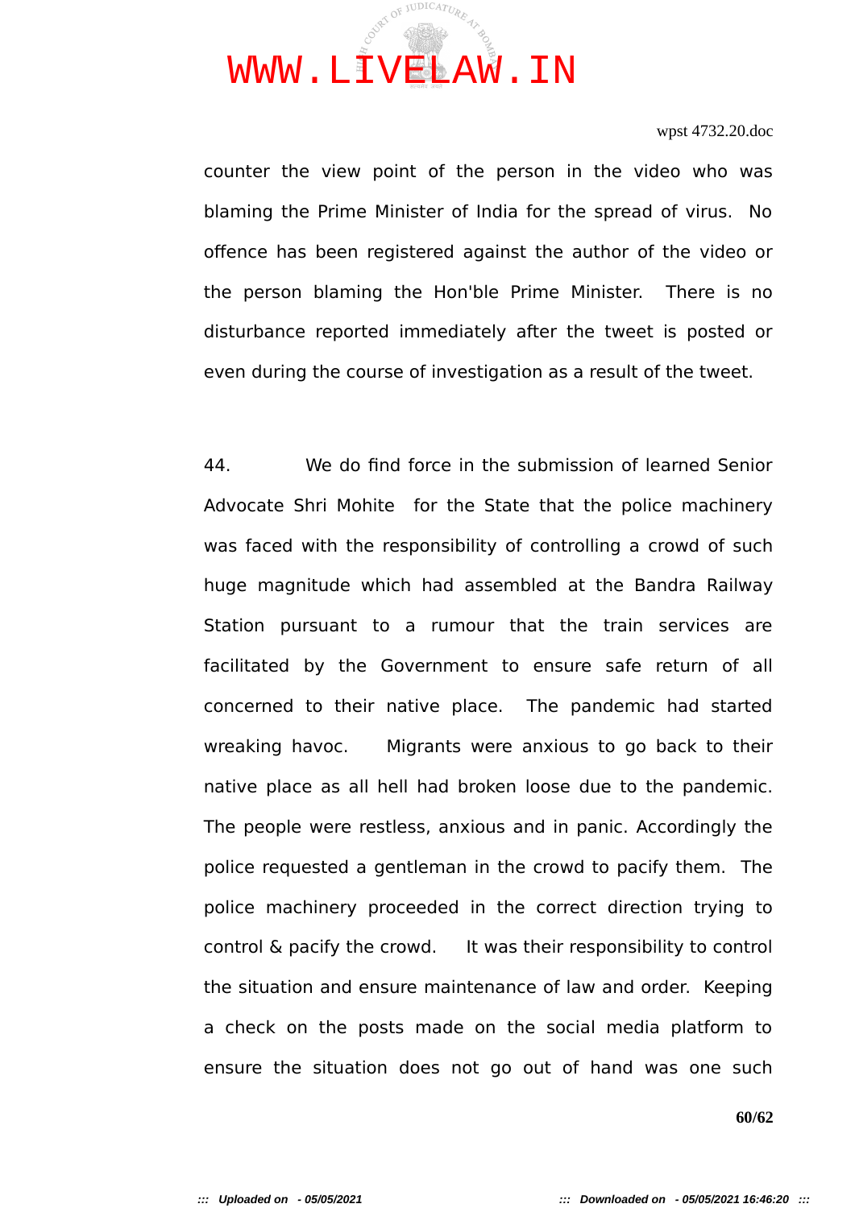counter the view point of the person in the video who was blaming the Prime Minister of India for the spread of virus. No offence has been registered against the author of the video or the person blaming the Hon'ble Prime Minister. There is no disturbance reported immediately after the tweet is posted or even during the course of investigation as a result of the tweet.

44. We do find force in the submission of learned Senior Advocate Shri Mohite for the State that the police machinery was faced with the responsibility of controlling a crowd of such huge magnitude which had assembled at the Bandra Railway Station pursuant to a rumour that the train services are facilitated by the Government to ensure safe return of all concerned to their native place. The pandemic had started wreaking havoc. Migrants were anxious to go back to their native place as all hell had broken loose due to the pandemic. The people were restless, anxious and in panic. Accordingly the police requested a gentleman in the crowd to pacify them. The police machinery proceeded in the correct direction trying to control & pacify the crowd. It was their responsibility to control the situation and ensure maintenance of law and order. Keeping a check on the posts made on the social media platform to ensure the situation does not go out of hand was one such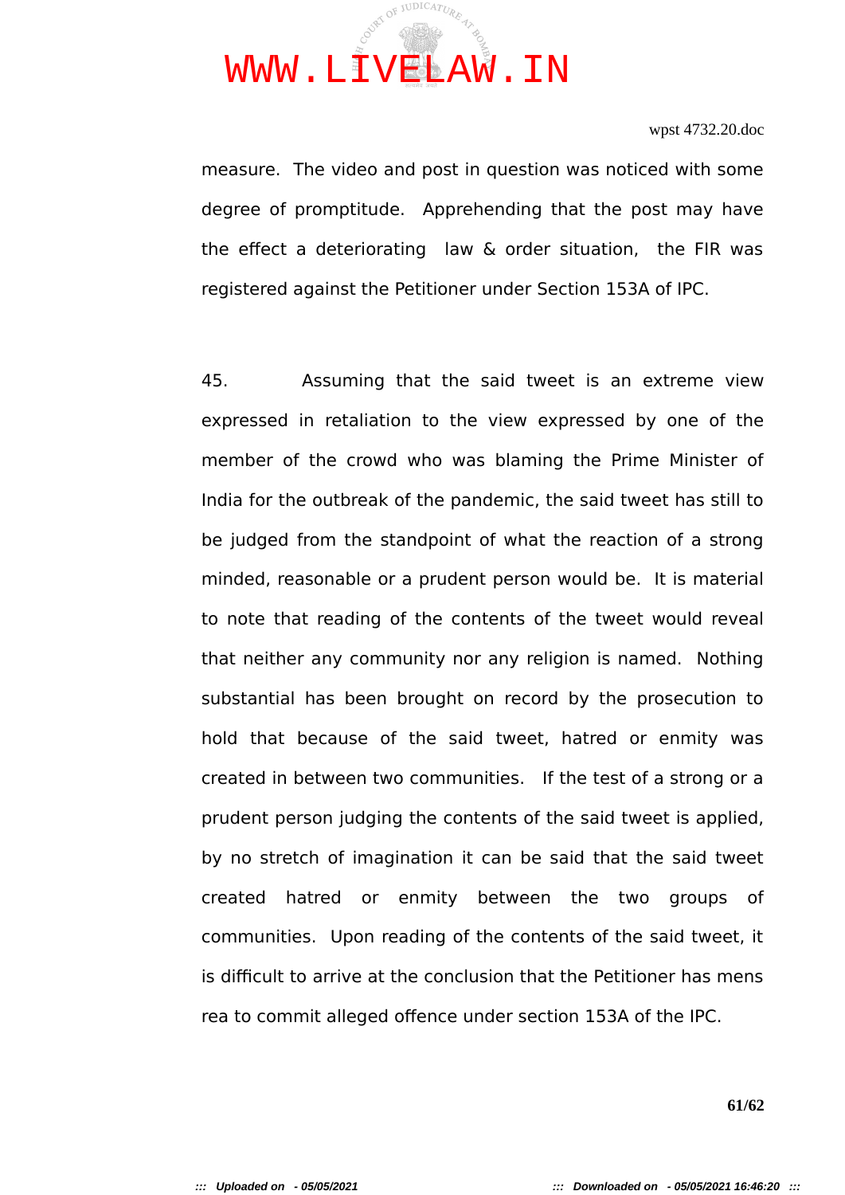measure. The video and post in question was noticed with some degree of promptitude. Apprehending that the post may have the effect a deteriorating law & order situation, the FIR was registered against the Petitioner under Section 153A of IPC.

45. Assuming that the said tweet is an extreme view expressed in retaliation to the view expressed by one of the member of the crowd who was blaming the Prime Minister of India for the outbreak of the pandemic, the said tweet has still to be judged from the standpoint of what the reaction of a strong minded, reasonable or a prudent person would be. It is material to note that reading of the contents of the tweet would reveal that neither any community nor any religion is named. Nothing substantial has been brought on record by the prosecution to hold that because of the said tweet, hatred or enmity was created in between two communities. If the test of a strong or a prudent person judging the contents of the said tweet is applied, by no stretch of imagination it can be said that the said tweet created hatred or enmity between the two groups of communities. Upon reading of the contents of the said tweet, it is difficult to arrive at the conclusion that the Petitioner has mens rea to commit alleged offence under section 153A of the IPC.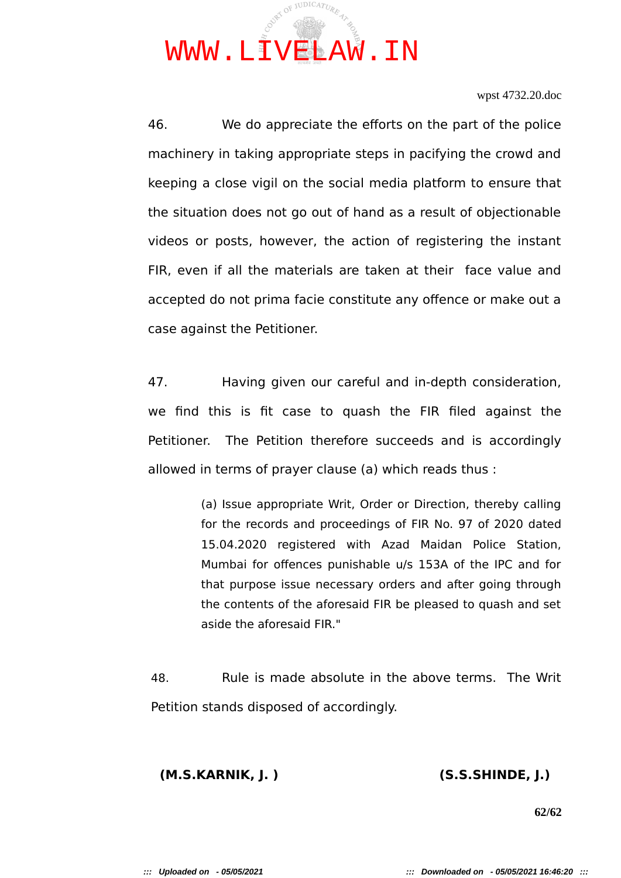46. We do appreciate the efforts on the part of the police machinery in taking appropriate steps in pacifying the crowd and keeping a close vigil on the social media platform to ensure that the situation does not go out of hand as a result of objectionable videos or posts, however, the action of registering the instant FIR, even if all the materials are taken at their face value and accepted do not prima facie constitute any offence or make out a case against the Petitioner.

47. Having given our careful and in-depth consideration, we find this is fit case to quash the FIR filed against the Petitioner. The Petition therefore succeeds and is accordingly allowed in terms of prayer clause (a) which reads thus :

> (a) Issue appropriate Writ, Order or Direction, thereby calling for the records and proceedings of FIR No. 97 of 2020 dated 15.04.2020 registered with Azad Maidan Police Station, Mumbai for offences punishable u/s 153A of the IPC and for that purpose issue necessary orders and after going through the contents of the aforesaid FIR be pleased to quash and set aside the aforesaid FIR."

48. Rule is made absolute in the above terms. The Writ Petition stands disposed of accordingly.

**(M.S.KARNIK, J. )** **(S.S.SHINDE, J.)**